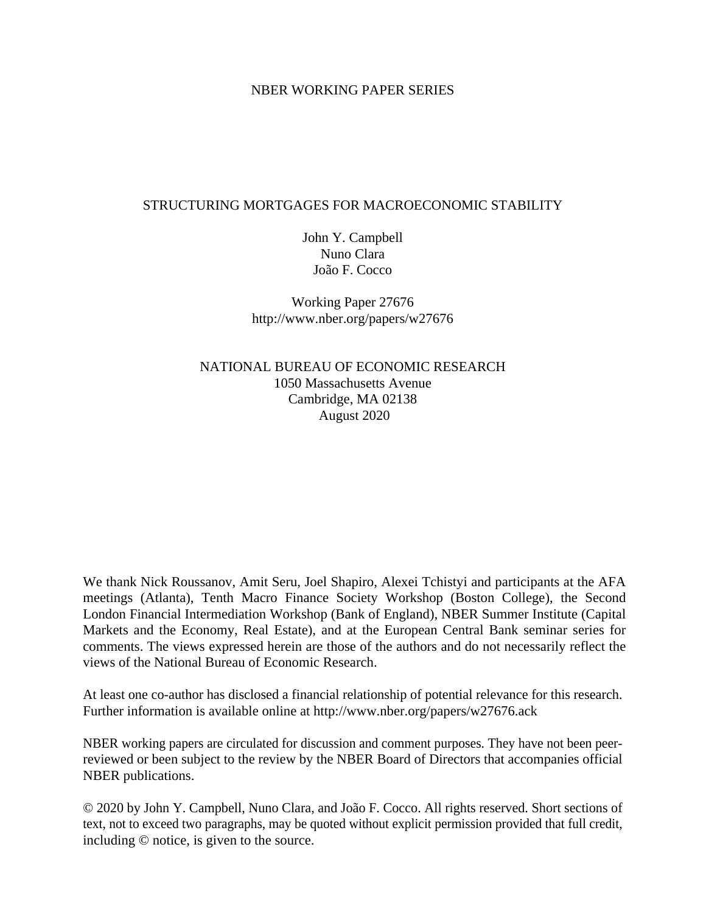NBER WORKING PAPER SERIES

# STRUCTURING MORTGAGES FOR MACROECONOMIC STABILITY

John Y. Campbell
Nuno Clara
João F. Cocco

Working Paper 27676
http://www.nber.org/papers/w27676

NATIONAL BUREAU OF ECONOMIC RESEARCH
1050 Massachusetts Avenue
Cambridge, MA 02138
August 2020

We thank Nick Roussanov, Amit Seru, Joel Shapiro, Alexei Tchistyi and participants at the AFA meetings (Atlanta), Tenth Macro Finance Society Workshop (Boston College), the Second London Financial Intermediation Workshop (Bank of England), NBER Summer Institute (Capital Markets and the Economy, Real Estate), and at the European Central Bank seminar series for comments. The views expressed herein are those of the authors and do not necessarily reflect the views of the National Bureau of Economic Research.

At least one co-author has disclosed a financial relationship of potential relevance for this research. Further information is available online at http://www.nber.org/papers/w27676.ack

NBER working papers are circulated for discussion and comment purposes. They have not been peer-reviewed or been subject to the review by the NBER Board of Directors that accompanies official NBER publications.

© 2020 by John Y. Campbell, Nuno Clara, and João F. Cocco. All rights reserved. Short sections of text, not to exceed two paragraphs, may be quoted without explicit permission provided that full credit, including © notice, is given to the source.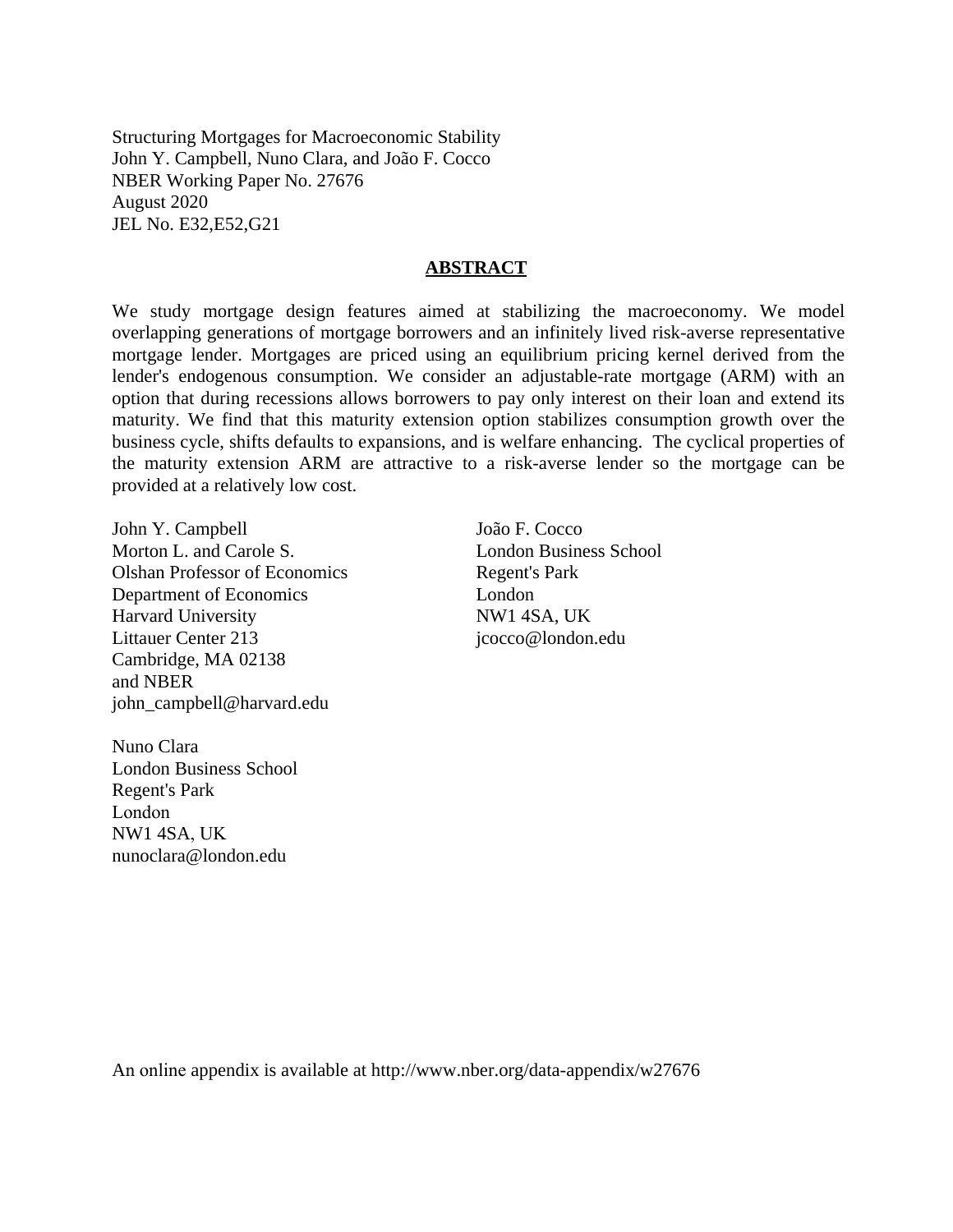Structuring Mortgages for Macroeconomic Stability
John Y. Campbell, Nuno Clara, and João F. Cocco
NBER Working Paper No. 27676
August 2020
JEL No. E32,E52,G21

## ABSTRACT

We study mortgage design features aimed at stabilizing the macroeconomy. We model overlapping generations of mortgage borrowers and an infinitely lived risk-averse representative mortgage lender. Mortgages are priced using an equilibrium pricing kernel derived from the lender's endogenous consumption. We consider an adjustable-rate mortgage (ARM) with an option that during recessions allows borrowers to pay only interest on their loan and extend its maturity. We find that this maturity extension option stabilizes consumption growth over the business cycle, shifts defaults to expansions, and is welfare enhancing. The cyclical properties of the maturity extension ARM are attractive to a risk-averse lender so the mortgage can be provided at a relatively low cost.

John Y. Campbell
Morton L. and Carole S.
Olshan Professor of Economics
Department of Economics
Harvard University
Littauer Center 213
Cambridge, MA 02138
and NBER
john_campbell@harvard.edu

João F. Cocco
London Business School
Regent's Park
London
NW1 4SA, UK
jcocco@london.edu

Nuno Clara
London Business School
Regent's Park
London
NW1 4SA, UK
nunoclara@london.edu

An online appendix is available at http://www.nber.org/data-appendix/w27676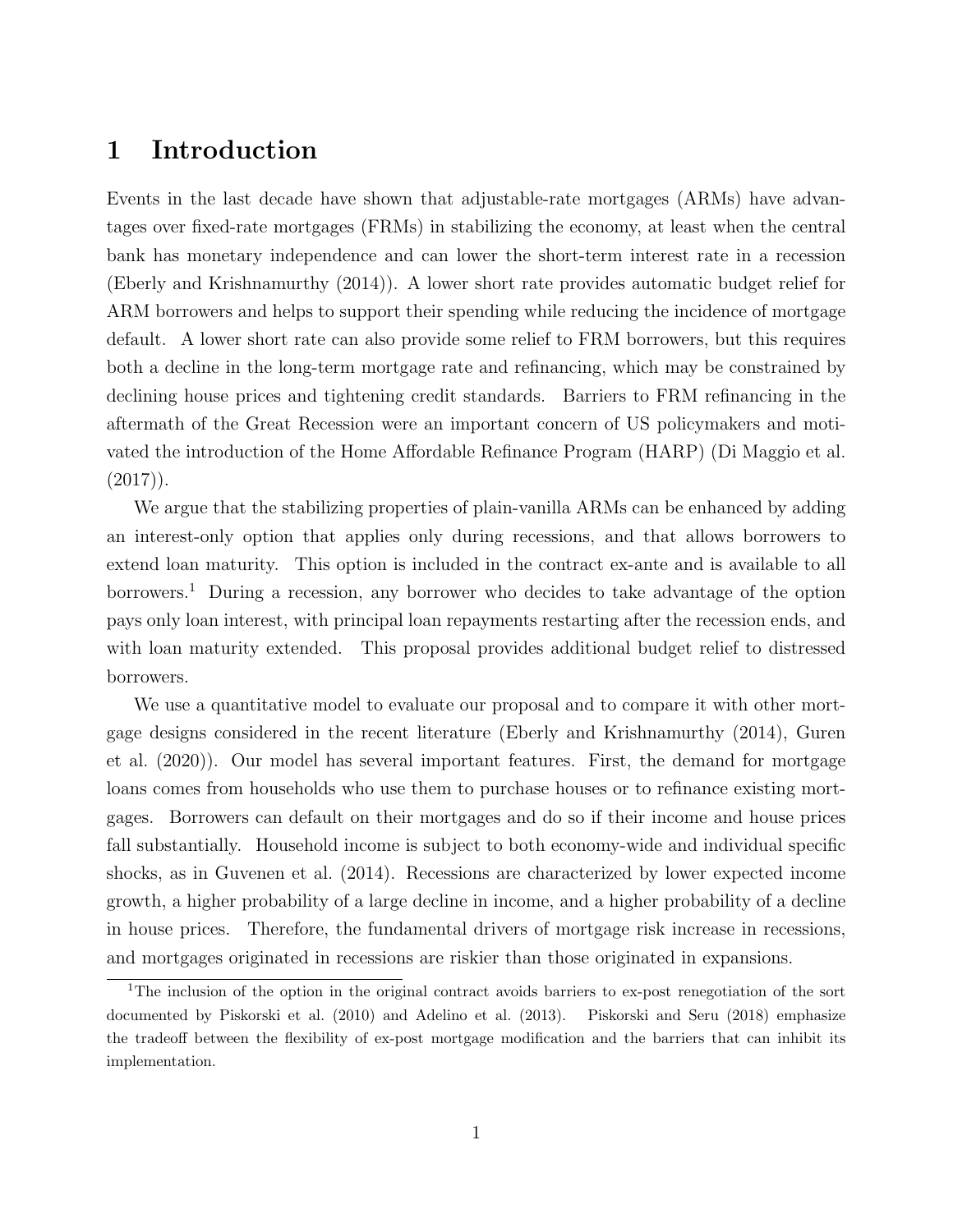# 1 Introduction

Events in the last decade have shown that adjustable-rate mortgages (ARMs) have advantages over fixed-rate mortgages (FRMs) in stabilizing the economy, at least when the central bank has monetary independence and can lower the short-term interest rate in a recession (Eberly and Krishnamurthy (2014)). A lower short rate provides automatic budget relief for ARM borrowers and helps to support their spending while reducing the incidence of mortgage default. A lower short rate can also provide some relief to FRM borrowers, but this requires both a decline in the long-term mortgage rate and refinancing, which may be constrained by declining house prices and tightening credit standards. Barriers to FRM refinancing in the aftermath of the Great Recession were an important concern of US policymakers and motivated the introduction of the Home Affordable Refinance Program (HARP) (Di Maggio et al. (2017)).

We argue that the stabilizing properties of plain-vanilla ARMs can be enhanced by adding an interest-only option that applies only during recessions, and that allows borrowers to extend loan maturity. This option is included in the contract ex-ante and is available to all borrowers.[1] During a recession, any borrower who decides to take advantage of the option pays only loan interest, with principal loan repayments restarting after the recession ends, and with loan maturity extended. This proposal provides additional budget relief to distressed borrowers.

We use a quantitative model to evaluate our proposal and to compare it with other mortgage designs considered in the recent literature (Eberly and Krishnamurthy (2014), Guren et al. (2020)). Our model has several important features. First, the demand for mortgage loans comes from households who use them to purchase houses or to refinance existing mortgages. Borrowers can default on their mortgages and do so if their income and house prices fall substantially. Household income is subject to both economy-wide and individual specific shocks, as in Guvenen et al. (2014). Recessions are characterized by lower expected income growth, a higher probability of a large decline in income, and a higher probability of a decline in house prices. Therefore, the fundamental drivers of mortgage risk increase in recessions, and mortgages originated in recessions are riskier than those originated in expansions.

[1] The inclusion of the option in the original contract avoids barriers to ex-post renegotiation of the sort documented by Piskorski et al. (2010) and Adelino et al. (2013). Piskorski and Seru (2018) emphasize the tradeoff between the flexibility of ex-post mortgage modification and the barriers that can inhibit its implementation.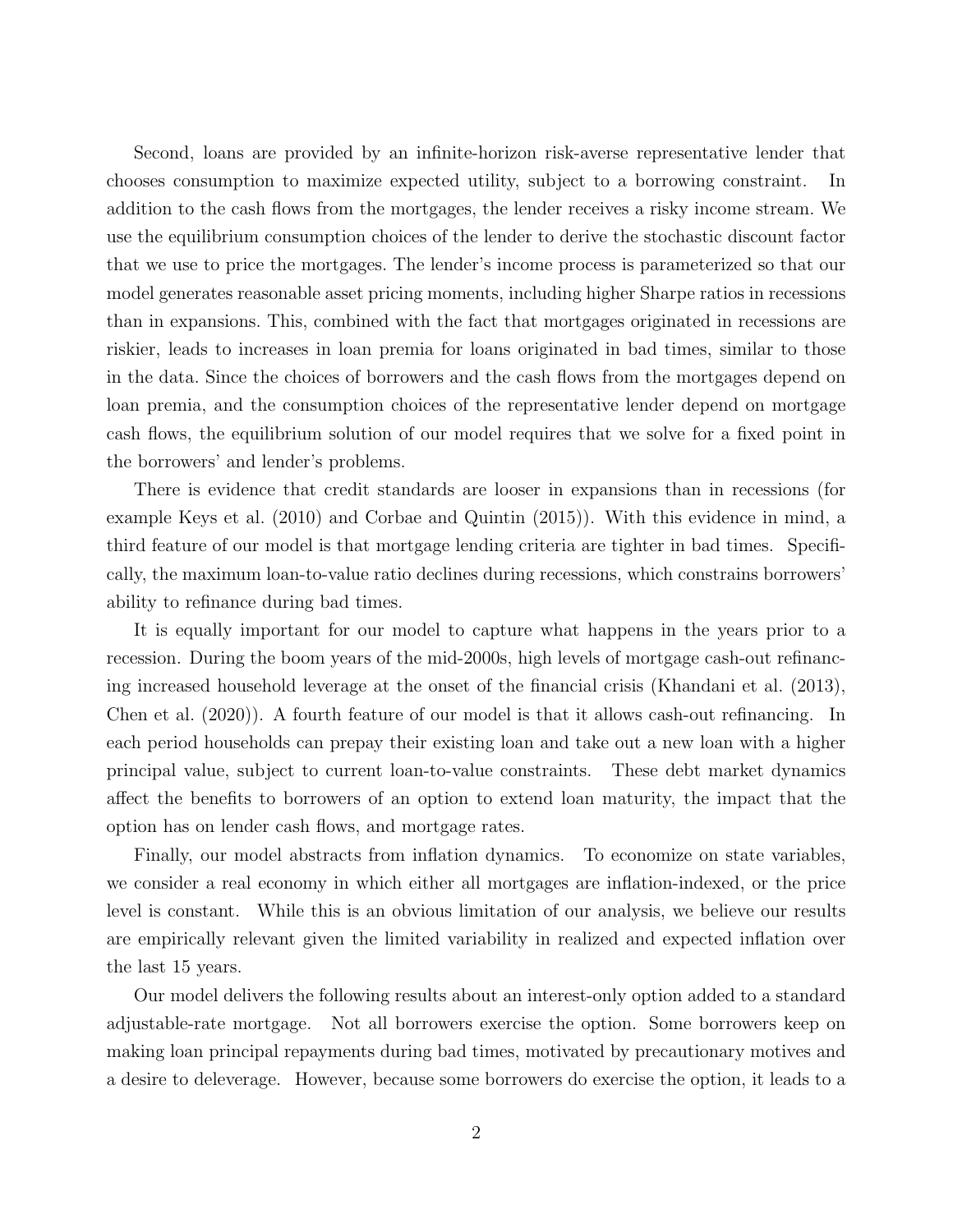Second, loans are provided by an infinite-horizon risk-averse representative lender that chooses consumption to maximize expected utility, subject to a borrowing constraint. In addition to the cash flows from the mortgages, the lender receives a risky income stream. We use the equilibrium consumption choices of the lender to derive the stochastic discount factor that we use to price the mortgages. The lender's income process is parameterized so that our model generates reasonable asset pricing moments, including higher Sharpe ratios in recessions than in expansions. This, combined with the fact that mortgages originated in recessions are riskier, leads to increases in loan premia for loans originated in bad times, similar to those in the data. Since the choices of borrowers and the cash flows from the mortgages depend on loan premia, and the consumption choices of the representative lender depend on mortgage cash flows, the equilibrium solution of our model requires that we solve for a fixed point in the borrowers' and lender's problems.

There is evidence that credit standards are looser in expansions than in recessions (for example Keys et al. (2010) and Corbae and Quintin (2015)). With this evidence in mind, a third feature of our model is that mortgage lending criteria are tighter in bad times. Specifically, the maximum loan-to-value ratio declines during recessions, which constrains borrowers' ability to refinance during bad times.

It is equally important for our model to capture what happens in the years prior to a recession. During the boom years of the mid-2000s, high levels of mortgage cash-out refinancing increased household leverage at the onset of the financial crisis (Khandani et al. (2013), Chen et al. (2020)). A fourth feature of our model is that it allows cash-out refinancing. In each period households can prepay their existing loan and take out a new loan with a higher principal value, subject to current loan-to-value constraints. These debt market dynamics affect the benefits to borrowers of an option to extend loan maturity, the impact that the option has on lender cash flows, and mortgage rates.

Finally, our model abstracts from inflation dynamics. To economize on state variables, we consider a real economy in which either all mortgages are inflation-indexed, or the price level is constant. While this is an obvious limitation of our analysis, we believe our results are empirically relevant given the limited variability in realized and expected inflation over the last 15 years.

Our model delivers the following results about an interest-only option added to a standard adjustable-rate mortgage. Not all borrowers exercise the option. Some borrowers keep on making loan principal repayments during bad times, motivated by precautionary motives and a desire to deleverage. However, because some borrowers do exercise the option, it leads to a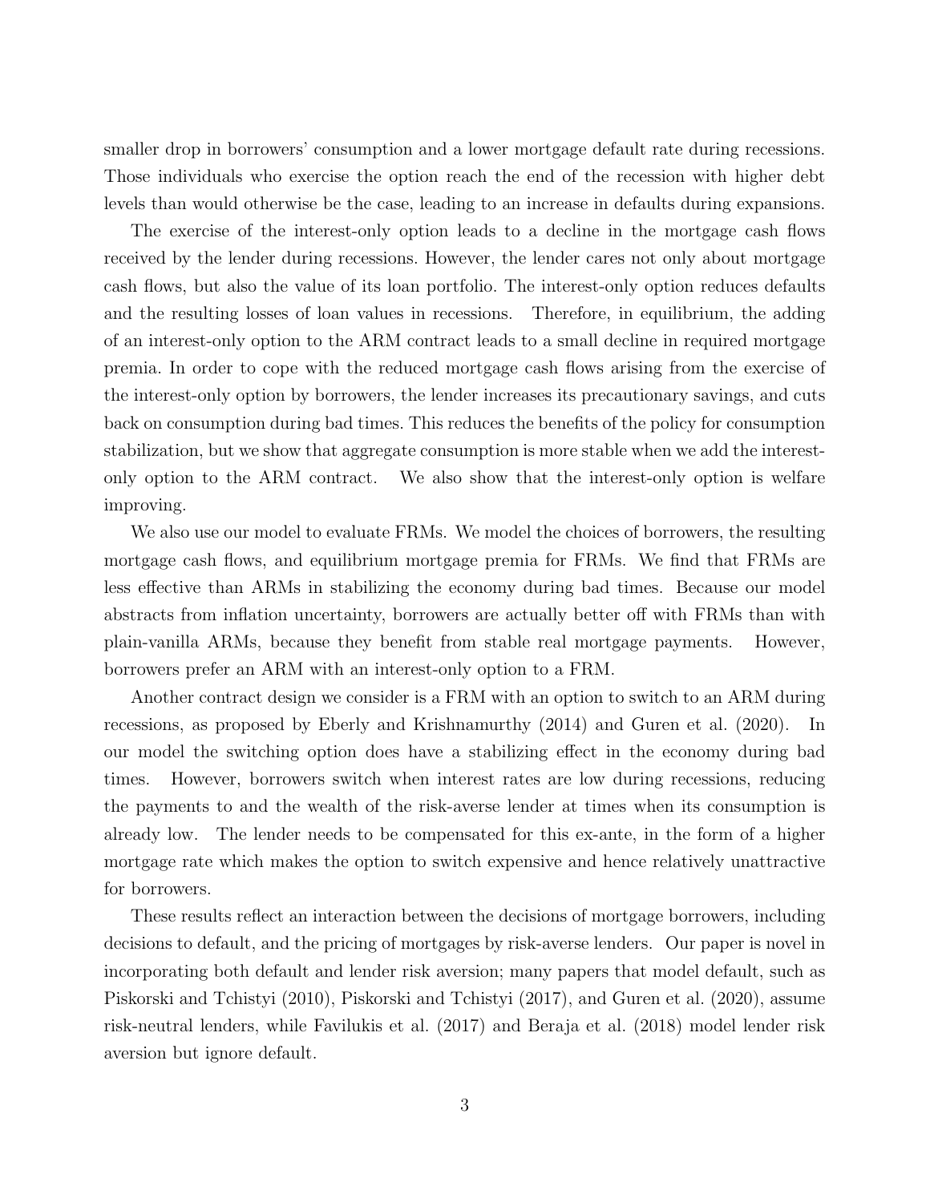smaller drop in borrowers' consumption and a lower mortgage default rate during recessions. Those individuals who exercise the option reach the end of the recession with higher debt levels than would otherwise be the case, leading to an increase in defaults during expansions.

The exercise of the interest-only option leads to a decline in the mortgage cash flows received by the lender during recessions. However, the lender cares not only about mortgage cash flows, but also the value of its loan portfolio. The interest-only option reduces defaults and the resulting losses of loan values in recessions. Therefore, in equilibrium, the adding of an interest-only option to the ARM contract leads to a small decline in required mortgage premia. In order to cope with the reduced mortgage cash flows arising from the exercise of the interest-only option by borrowers, the lender increases its precautionary savings, and cuts back on consumption during bad times. This reduces the benefits of the policy for consumption stabilization, but we show that aggregate consumption is more stable when we add the interest-only option to the ARM contract. We also show that the interest-only option is welfare improving.

We also use our model to evaluate FRMs. We model the choices of borrowers, the resulting mortgage cash flows, and equilibrium mortgage premia for FRMs. We find that FRMs are less effective than ARMs in stabilizing the economy during bad times. Because our model abstracts from inflation uncertainty, borrowers are actually better off with FRMs than with plain-vanilla ARMs, because they benefit from stable real mortgage payments. However, borrowers prefer an ARM with an interest-only option to a FRM.

Another contract design we consider is a FRM with an option to switch to an ARM during recessions, as proposed by Eberly and Krishnamurthy (2014) and Guren et al. (2020). In our model the switching option does have a stabilizing effect in the economy during bad times. However, borrowers switch when interest rates are low during recessions, reducing the payments to and the wealth of the risk-averse lender at times when its consumption is already low. The lender needs to be compensated for this ex-ante, in the form of a higher mortgage rate which makes the option to switch expensive and hence relatively unattractive for borrowers.

These results reflect an interaction between the decisions of mortgage borrowers, including decisions to default, and the pricing of mortgages by risk-averse lenders. Our paper is novel in incorporating both default and lender risk aversion; many papers that model default, such as Piskorski and Tchistyi (2010), Piskorski and Tchistyi (2017), and Guren et al. (2020), assume risk-neutral lenders, while Favilukis et al. (2017) and Beraja et al. (2018) model lender risk aversion but ignore default.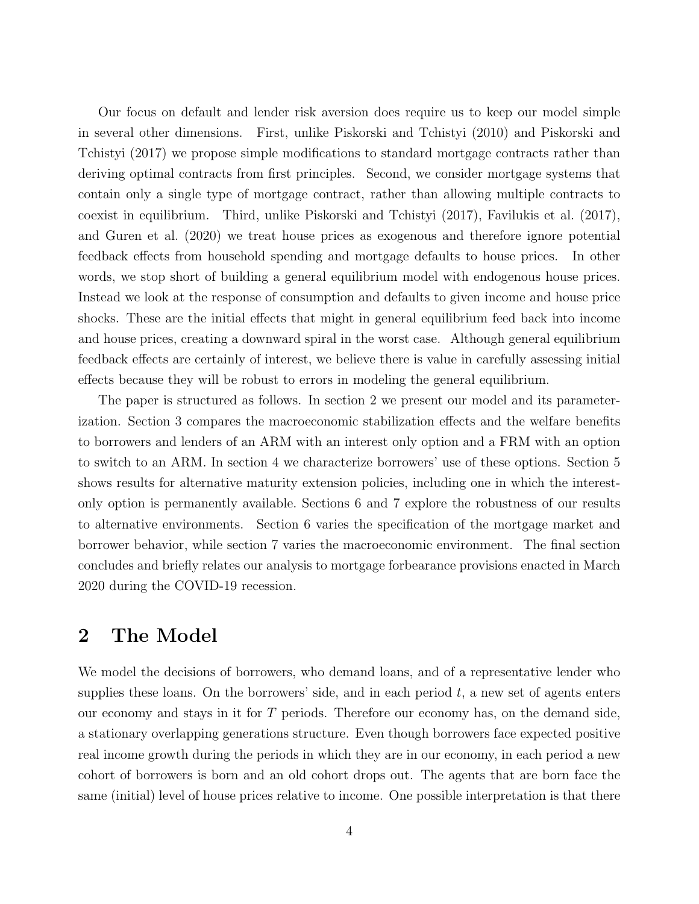Our focus on default and lender risk aversion does require us to keep our model simple in several other dimensions. First, unlike Piskorski and Tchistyi (2010) and Piskorski and Tchistyi (2017) we propose simple modifications to standard mortgage contracts rather than deriving optimal contracts from first principles. Second, we consider mortgage systems that contain only a single type of mortgage contract, rather than allowing multiple contracts to coexist in equilibrium. Third, unlike Piskorski and Tchistyi (2017), Favilukis et al. (2017), and Guren et al. (2020) we treat house prices as exogenous and therefore ignore potential feedback effects from household spending and mortgage defaults to house prices. In other words, we stop short of building a general equilibrium model with endogenous house prices. Instead we look at the response of consumption and defaults to given income and house price shocks. These are the initial effects that might in general equilibrium feed back into income and house prices, creating a downward spiral in the worst case. Although general equilibrium feedback effects are certainly of interest, we believe there is value in carefully assessing initial effects because they will be robust to errors in modeling the general equilibrium.

The paper is structured as follows. In section 2 we present our model and its parameterization. Section 3 compares the macroeconomic stabilization effects and the welfare benefits to borrowers and lenders of an ARM with an interest only option and a FRM with an option to switch to an ARM. In section 4 we characterize borrowers' use of these options. Section 5 shows results for alternative maturity extension policies, including one in which the interest-only option is permanently available. Sections 6 and 7 explore the robustness of our results to alternative environments. Section 6 varies the specification of the mortgage market and borrower behavior, while section 7 varies the macroeconomic environment. The final section concludes and briefly relates our analysis to mortgage forbearance provisions enacted in March 2020 during the COVID-19 recession.

## 2 The Model

We model the decisions of borrowers, who demand loans, and of a representative lender who supplies these loans. On the borrowers' side, and in each period $t$, a new set of agents enters our economy and stays in it for $T$ periods. Therefore our economy has, on the demand side, a stationary overlapping generations structure. Even though borrowers face expected positive real income growth during the periods in which they are in our economy, in each period a new cohort of borrowers is born and an old cohort drops out. The agents that are born face the same (initial) level of house prices relative to income. One possible interpretation is that there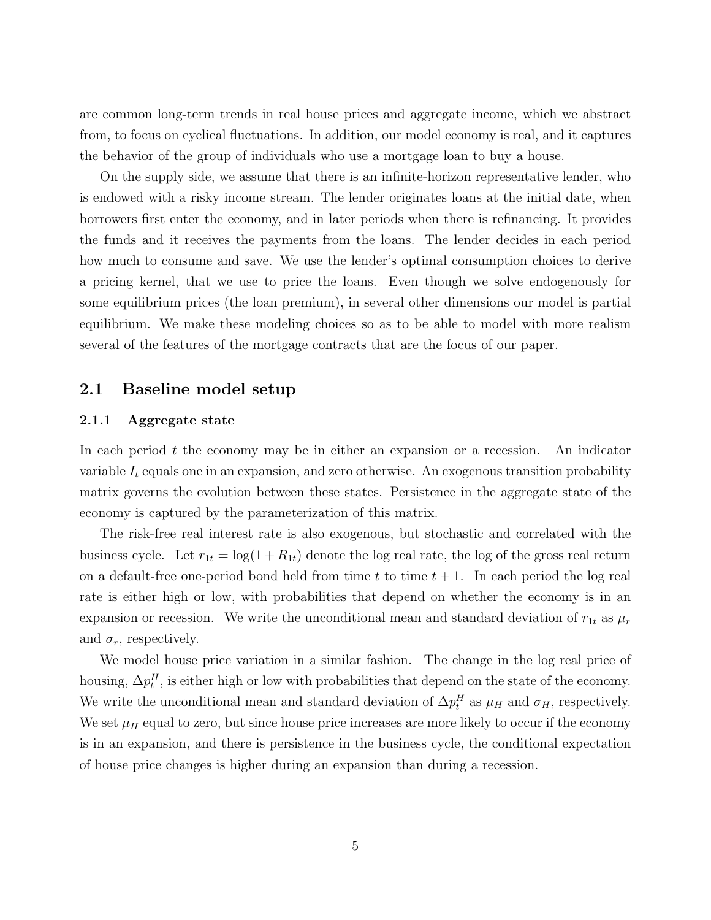are common long-term trends in real house prices and aggregate income, which we abstract from, to focus on cyclical fluctuations. In addition, our model economy is real, and it captures the behavior of the group of individuals who use a mortgage loan to buy a house.

On the supply side, we assume that there is an infinite-horizon representative lender, who is endowed with a risky income stream. The lender originates loans at the initial date, when borrowers first enter the economy, and in later periods when there is refinancing. It provides the funds and it receives the payments from the loans. The lender decides in each period how much to consume and save. We use the lender's optimal consumption choices to derive a pricing kernel, that we use to price the loans. Even though we solve endogenously for some equilibrium prices (the loan premium), in several other dimensions our model is partial equilibrium. We make these modeling choices so as to be able to model with more realism several of the features of the mortgage contracts that are the focus of our paper.

## 2.1 Baseline model setup

### 2.1.1 Aggregate state

In each period $t$ the economy may be in either an expansion or a recession. An indicator variable $I_t$ equals one in an expansion, and zero otherwise. An exogenous transition probability matrix governs the evolution between these states. Persistence in the aggregate state of the economy is captured by the parameterization of this matrix.

The risk-free real interest rate is also exogenous, but stochastic and correlated with the business cycle. Let $r_{1t} = \log(1 + R_{1t})$ denote the log real rate, the log of the gross real return on a default-free one-period bond held from time $t$ to time $t+1$. In each period the log real rate is either high or low, with probabilities that depend on whether the economy is in an expansion or recession. We write the unconditional mean and standard deviation of $r_{1t}$ as $\mu_r$ and $\sigma_r$, respectively.

We model house price variation in a similar fashion. The change in the log real price of housing, $\Delta p_t^H$, is either high or low with probabilities that depend on the state of the economy. We write the unconditional mean and standard deviation of $\Delta p_t^H$ as $\mu_H$ and $\sigma_H$, respectively. We set $\mu_H$ equal to zero, but since house price increases are more likely to occur if the economy is in an expansion, and there is persistence in the business cycle, the conditional expectation of house price changes is higher during an expansion than during a recession.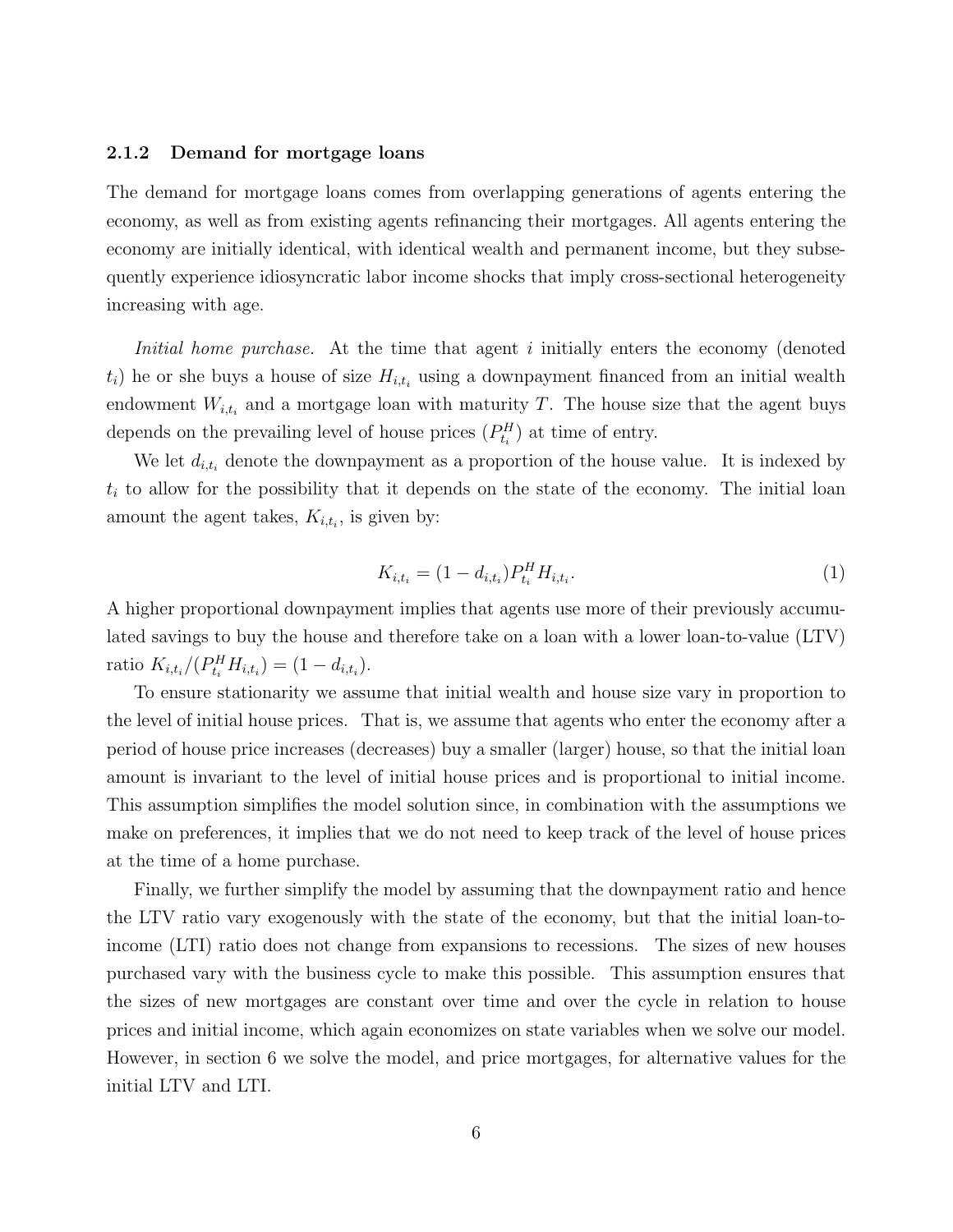### 2.1.2 Demand for mortgage loans

The demand for mortgage loans comes from overlapping generations of agents entering the economy, as well as from existing agents refinancing their mortgages. All agents entering the economy are initially identical, with identical wealth and permanent income, but they subsequently experience idiosyncratic labor income shocks that imply cross-sectional heterogeneity increasing with age.

*Initial home purchase.* At the time that agent $i$ initially enters the economy (denoted $t_i$) he or she buys a house of size $H_{i,t_i}$ using a downpayment financed from an initial wealth endowment $W_{i,t_i}$ and a mortgage loan with maturity $T$. The house size that the agent buys depends on the prevailing level of house prices ($P^H_{t_i}$) at time of entry.

We let $d_{i,t_i}$ denote the downpayment as a proportion of the house value. It is indexed by $t_i$ to allow for the possibility that it depends on the state of the economy. The initial loan amount the agent takes, $K_{i,t_i}$, is given by:

$$K_{i,t_i} = (1 - d_{i,t_i}) P^H_{t_i} H_{i,t_i}. \tag{1}$$

A higher proportional downpayment implies that agents use more of their previously accumulated savings to buy the house and therefore take on a loan with a lower loan-to-value (LTV) ratio $K_{i,t_i}/(P^H_{t_i} H_{i,t_i}) = (1 - d_{i,t_i})$.

To ensure stationarity we assume that initial wealth and house size vary in proportion to the level of initial house prices. That is, we assume that agents who enter the economy after a period of house price increases (decreases) buy a smaller (larger) house, so that the initial loan amount is invariant to the level of initial house prices and is proportional to initial income. This assumption simplifies the model solution since, in combination with the assumptions we make on preferences, it implies that we do not need to keep track of the level of house prices at the time of a home purchase.

Finally, we further simplify the model by assuming that the downpayment ratio and hence the LTV ratio vary exogenously with the state of the economy, but that the initial loan-to-income (LTI) ratio does not change from expansions to recessions. The sizes of new houses purchased vary with the business cycle to make this possible. This assumption ensures that the sizes of new mortgages are constant over time and over the cycle in relation to house prices and initial income, which again economizes on state variables when we solve our model. However, in section 6 we solve the model, and price mortgages, for alternative values for the initial LTV and LTI.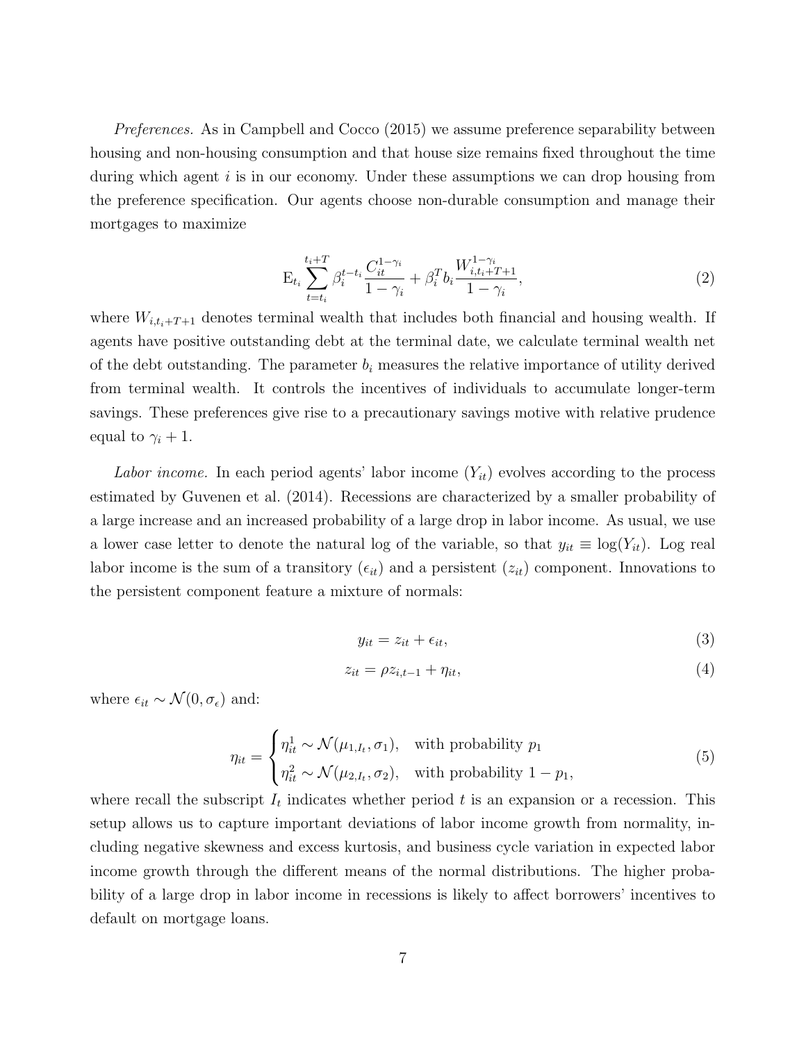*Preferences.* As in Campbell and Cocco (2015) we assume preference separability between housing and non-housing consumption and that house size remains fixed throughout the time during which agent $i$ is in our economy. Under these assumptions we can drop housing from the preference specification. Our agents choose non-durable consumption and manage their mortgages to maximize

$$\mathrm{E}_{t_i} \sum_{t=t_i}^{t_i+T} \beta_i^{t-t_i} \frac{C_{it}^{1-\gamma_i}}{1-\gamma_i} + \beta_i^T b_i \frac{W_{i,t_i+T+1}^{1-\gamma_i}}{1-\gamma_i}, \tag{2}$$

where $W_{i,t_i+T+1}$ denotes terminal wealth that includes both financial and housing wealth. If agents have positive outstanding debt at the terminal date, we calculate terminal wealth net of the debt outstanding. The parameter $b_i$ measures the relative importance of utility derived from terminal wealth. It controls the incentives of individuals to accumulate longer-term savings. These preferences give rise to a precautionary savings motive with relative prudence equal to $\gamma_i + 1$.

*Labor income.* In each period agents' labor income ($Y_{it}$) evolves according to the process estimated by Guvenen et al. (2014). Recessions are characterized by a smaller probability of a large increase and an increased probability of a large drop in labor income. As usual, we use a lower case letter to denote the natural log of the variable, so that $y_{it} \equiv \log(Y_{it})$. Log real labor income is the sum of a transitory ($\epsilon_{it}$) and a persistent ($z_{it}$) component. Innovations to the persistent component feature a mixture of normals:

$$y_{it} = z_{it} + \epsilon_{it}, \tag{3}$$

$$z_{it} = \rho z_{i,t-1} + \eta_{it}, \tag{4}$$

where $\epsilon_{it} \sim \mathcal{N}(0, \sigma_\epsilon)$ and:

$$\eta_{it} = \begin{cases} \eta_{it}^1 \sim \mathcal{N}(\mu_{1,I_t}, \sigma_1), & \text{with probability } p_1 \\ \eta_{it}^2 \sim \mathcal{N}(\mu_{2,I_t}, \sigma_2), & \text{with probability } 1 - p_1, \end{cases} \tag{5}$$

where recall the subscript $I_t$ indicates whether period $t$ is an expansion or a recession. This setup allows us to capture important deviations of labor income growth from normality, including negative skewness and excess kurtosis, and business cycle variation in expected labor income growth through the different means of the normal distributions. The higher probability of a large drop in labor income in recessions is likely to affect borrowers' incentives to default on mortgage loans.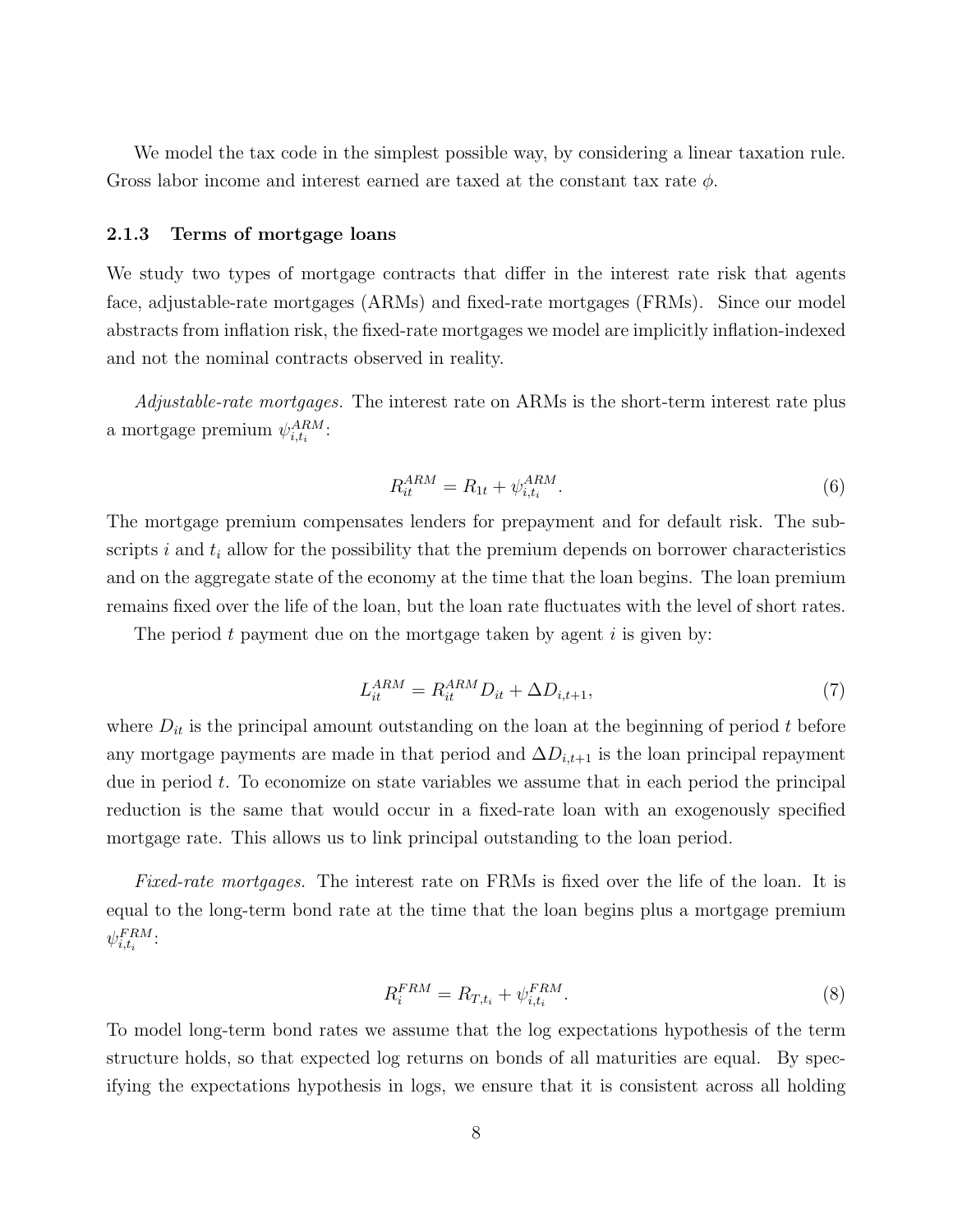We model the tax code in the simplest possible way, by considering a linear taxation rule. Gross labor income and interest earned are taxed at the constant tax rate $\phi$.

### 2.1.3 Terms of mortgage loans

We study two types of mortgage contracts that differ in the interest rate risk that agents face, adjustable-rate mortgages (ARMs) and fixed-rate mortgages (FRMs). Since our model abstracts from inflation risk, the fixed-rate mortgages we model are implicitly inflation-indexed and not the nominal contracts observed in reality.

*Adjustable-rate mortgages.* The interest rate on ARMs is the short-term interest rate plus a mortgage premium $\psi_{i,t_i}^{ARM}$:

$$R_{it}^{ARM} = R_{1t} + \psi_{i,t_i}^{ARM}. \tag{6}$$

The mortgage premium compensates lenders for prepayment and for default risk. The subscripts $i$ and $t_i$ allow for the possibility that the premium depends on borrower characteristics and on the aggregate state of the economy at the time that the loan begins. The loan premium remains fixed over the life of the loan, but the loan rate fluctuates with the level of short rates.

The period $t$ payment due on the mortgage taken by agent $i$ is given by:

$$L_{it}^{ARM} = R_{it}^{ARM} D_{it} + \Delta D_{i,t+1}, \tag{7}$$

where $D_{it}$ is the principal amount outstanding on the loan at the beginning of period $t$ before any mortgage payments are made in that period and $\Delta D_{i,t+1}$ is the loan principal repayment due in period $t$. To economize on state variables we assume that in each period the principal reduction is the same that would occur in a fixed-rate loan with an exogenously specified mortgage rate. This allows us to link principal outstanding to the loan period.

*Fixed-rate mortgages.* The interest rate on FRMs is fixed over the life of the loan. It is equal to the long-term bond rate at the time that the loan begins plus a mortgage premium $\psi_{i,t_i}^{FRM}$:

$$R_i^{FRM} = R_{T,t_i} + \psi_{i,t_i}^{FRM}. \tag{8}$$

To model long-term bond rates we assume that the log expectations hypothesis of the term structure holds, so that expected log returns on bonds of all maturities are equal. By specifying the expectations hypothesis in logs, we ensure that it is consistent across all holding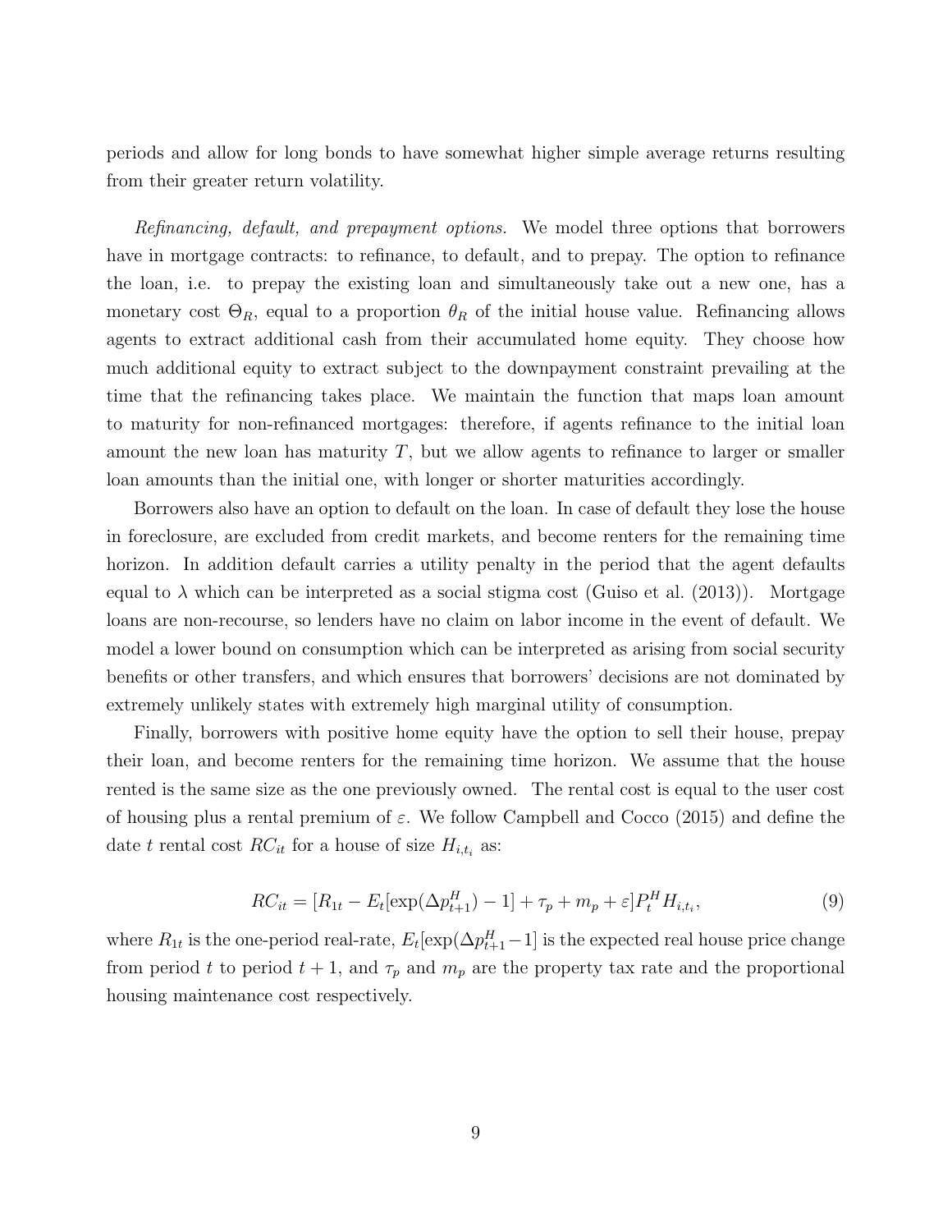periods and allow for long bonds to have somewhat higher simple average returns resulting from their greater return volatility.

*Refinancing, default, and prepayment options.* We model three options that borrowers have in mortgage contracts: to refinance, to default, and to prepay. The option to refinance the loan, i.e. to prepay the existing loan and simultaneously take out a new one, has a monetary cost $\Theta_R$, equal to a proportion $\theta_R$ of the initial house value. Refinancing allows agents to extract additional cash from their accumulated home equity. They choose how much additional equity to extract subject to the downpayment constraint prevailing at the time that the refinancing takes place. We maintain the function that maps loan amount to maturity for non-refinanced mortgages: therefore, if agents refinance to the initial loan amount the new loan has maturity $T$, but we allow agents to refinance to larger or smaller loan amounts than the initial one, with longer or shorter maturities accordingly.

Borrowers also have an option to default on the loan. In case of default they lose the house in foreclosure, are excluded from credit markets, and become renters for the remaining time horizon. In addition default carries a utility penalty in the period that the agent defaults equal to $\lambda$ which can be interpreted as a social stigma cost (Guiso et al. (2013)). Mortgage loans are non-recourse, so lenders have no claim on labor income in the event of default. We model a lower bound on consumption which can be interpreted as arising from social security benefits or other transfers, and which ensures that borrowers' decisions are not dominated by extremely unlikely states with extremely high marginal utility of consumption.

Finally, borrowers with positive home equity have the option to sell their house, prepay their loan, and become renters for the remaining time horizon. We assume that the house rented is the same size as the one previously owned. The rental cost is equal to the user cost of housing plus a rental premium of $\varepsilon$. We follow Campbell and Cocco (2015) and define the date $t$ rental cost $RC_{it}$ for a house of size $H_{i,t_i}$ as:

$$RC_{it} = [R_{1t} - E_t[\exp(\Delta p^H_{t+1}) - 1] + \tau_p + m_p + \varepsilon]P^H_t H_{i,t_i}, \tag{9}$$

where $R_{1t}$ is the one-period real-rate, $E_t[\exp(\Delta p^H_{t+1} - 1]$ is the expected real house price change from period $t$ to period $t+1$, and $\tau_p$ and $m_p$ are the property tax rate and the proportional housing maintenance cost respectively.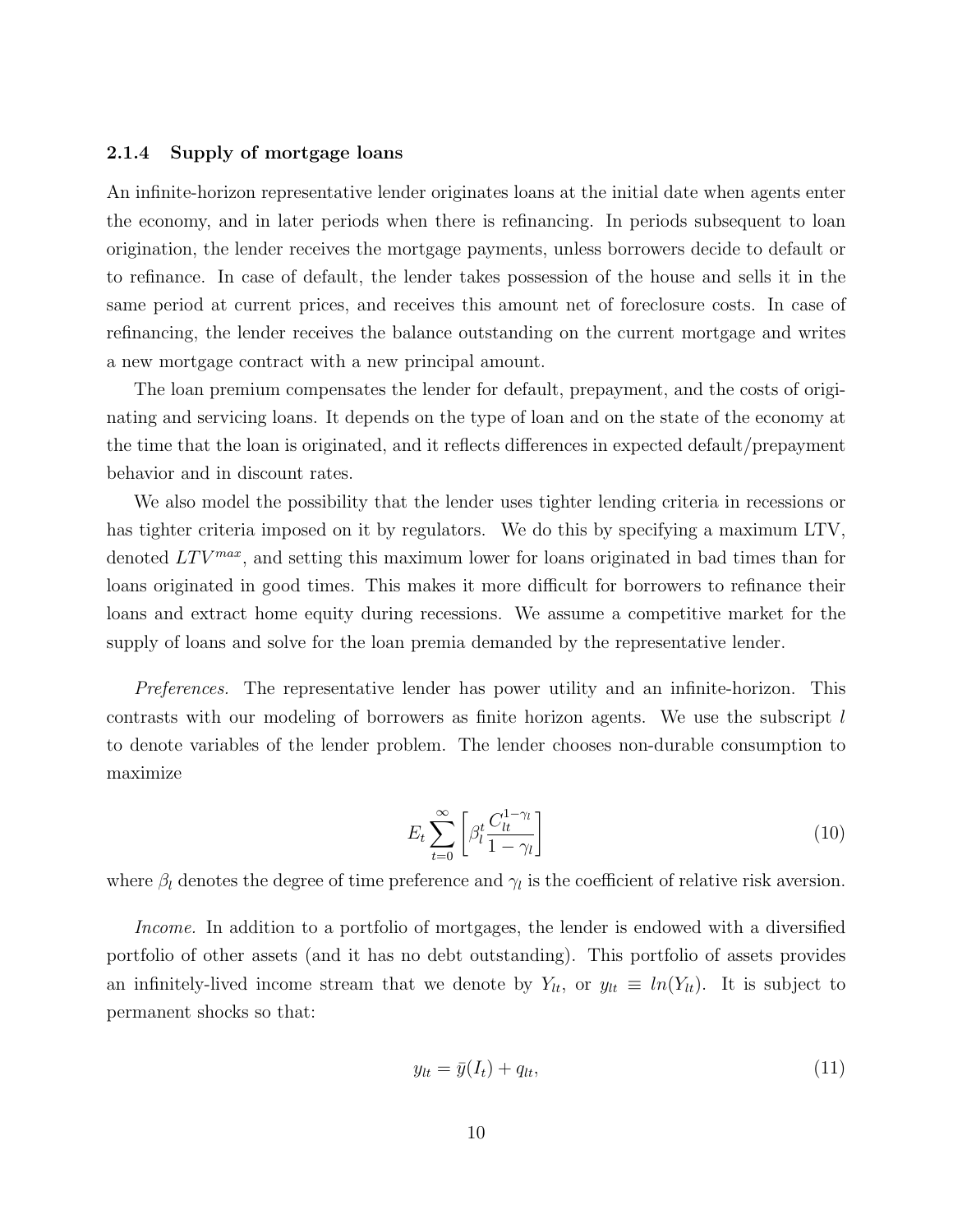### 2.1.4 Supply of mortgage loans

An infinite-horizon representative lender originates loans at the initial date when agents enter the economy, and in later periods when there is refinancing. In periods subsequent to loan origination, the lender receives the mortgage payments, unless borrowers decide to default or to refinance. In case of default, the lender takes possession of the house and sells it in the same period at current prices, and receives this amount net of foreclosure costs. In case of refinancing, the lender receives the balance outstanding on the current mortgage and writes a new mortgage contract with a new principal amount.

The loan premium compensates the lender for default, prepayment, and the costs of originating and servicing loans. It depends on the type of loan and on the state of the economy at the time that the loan is originated, and it reflects differences in expected default/prepayment behavior and in discount rates.

We also model the possibility that the lender uses tighter lending criteria in recessions or has tighter criteria imposed on it by regulators. We do this by specifying a maximum LTV, denoted $LTV^{max}$, and setting this maximum lower for loans originated in bad times than for loans originated in good times. This makes it more difficult for borrowers to refinance their loans and extract home equity during recessions. We assume a competitive market for the supply of loans and solve for the loan premia demanded by the representative lender.

*Preferences.* The representative lender has power utility and an infinite-horizon. This contrasts with our modeling of borrowers as finite horizon agents. We use the subscript $l$ to denote variables of the lender problem. The lender chooses non-durable consumption to maximize

$$E_t \sum_{t=0}^{\infty} \left[ \beta_l^t \frac{C_{lt}^{1-\gamma_l}}{1-\gamma_l} \right] \tag{10}$$

where $\beta_l$ denotes the degree of time preference and $\gamma_l$ is the coefficient of relative risk aversion.

*Income.* In addition to a portfolio of mortgages, the lender is endowed with a diversified portfolio of other assets (and it has no debt outstanding). This portfolio of assets provides an infinitely-lived income stream that we denote by $Y_{lt}$, or $y_{lt} \equiv ln(Y_{lt})$. It is subject to permanent shocks so that:

$$y_{lt} = \bar{y}(I_t) + q_{lt}, \tag{11}$$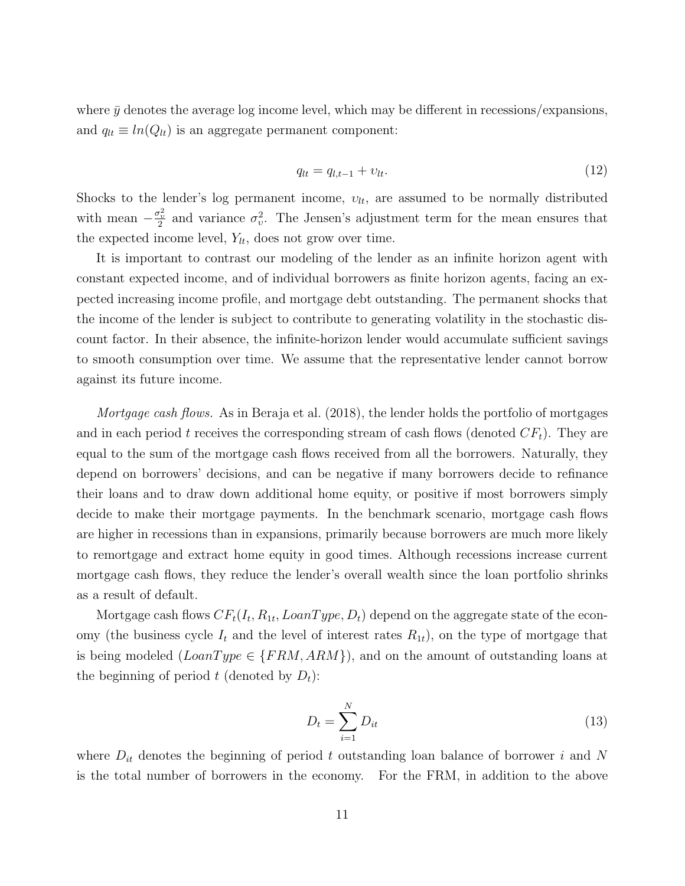where $\bar{y}$ denotes the average log income level, which may be different in recessions/expansions, and $q_{lt} \equiv ln(Q_{lt})$ is an aggregate permanent component:

$$q_{lt} = q_{l,t-1} + \upsilon_{lt}. \tag{12}$$

Shocks to the lender's log permanent income, $\upsilon_{lt}$, are assumed to be normally distributed with mean $-\frac{\sigma_\upsilon^2}{2}$ and variance $\sigma_\upsilon^2$. The Jensen's adjustment term for the mean ensures that the expected income level, $Y_{lt}$, does not grow over time.

It is important to contrast our modeling of the lender as an infinite horizon agent with constant expected income, and of individual borrowers as finite horizon agents, facing an expected increasing income profile, and mortgage debt outstanding. The permanent shocks that the income of the lender is subject to contribute to generating volatility in the stochastic discount factor. In their absence, the infinite-horizon lender would accumulate sufficient savings to smooth consumption over time. We assume that the representative lender cannot borrow against its future income.

*Mortgage cash flows.* As in Beraja et al. (2018), the lender holds the portfolio of mortgages and in each period $t$ receives the corresponding stream of cash flows (denoted $CF_t$). They are equal to the sum of the mortgage cash flows received from all the borrowers. Naturally, they depend on borrowers' decisions, and can be negative if many borrowers decide to refinance their loans and to draw down additional home equity, or positive if most borrowers simply decide to make their mortgage payments. In the benchmark scenario, mortgage cash flows are higher in recessions than in expansions, primarily because borrowers are much more likely to remortgage and extract home equity in good times. Although recessions increase current mortgage cash flows, they reduce the lender's overall wealth since the loan portfolio shrinks as a result of default.

Mortgage cash flows $CF_t(I_t, R_{1t}, LoanType, D_t)$ depend on the aggregate state of the economy (the business cycle $I_t$ and the level of interest rates $R_{1t}$), on the type of mortgage that is being modeled ($LoanType \in \{FRM, ARM\}$), and on the amount of outstanding loans at the beginning of period $t$ (denoted by $D_t$):

$$D_t = \sum_{i=1}^{N} D_{it} \tag{13}$$

where $D_{it}$ denotes the beginning of period $t$ outstanding loan balance of borrower $i$ and $N$ is the total number of borrowers in the economy. For the FRM, in addition to the above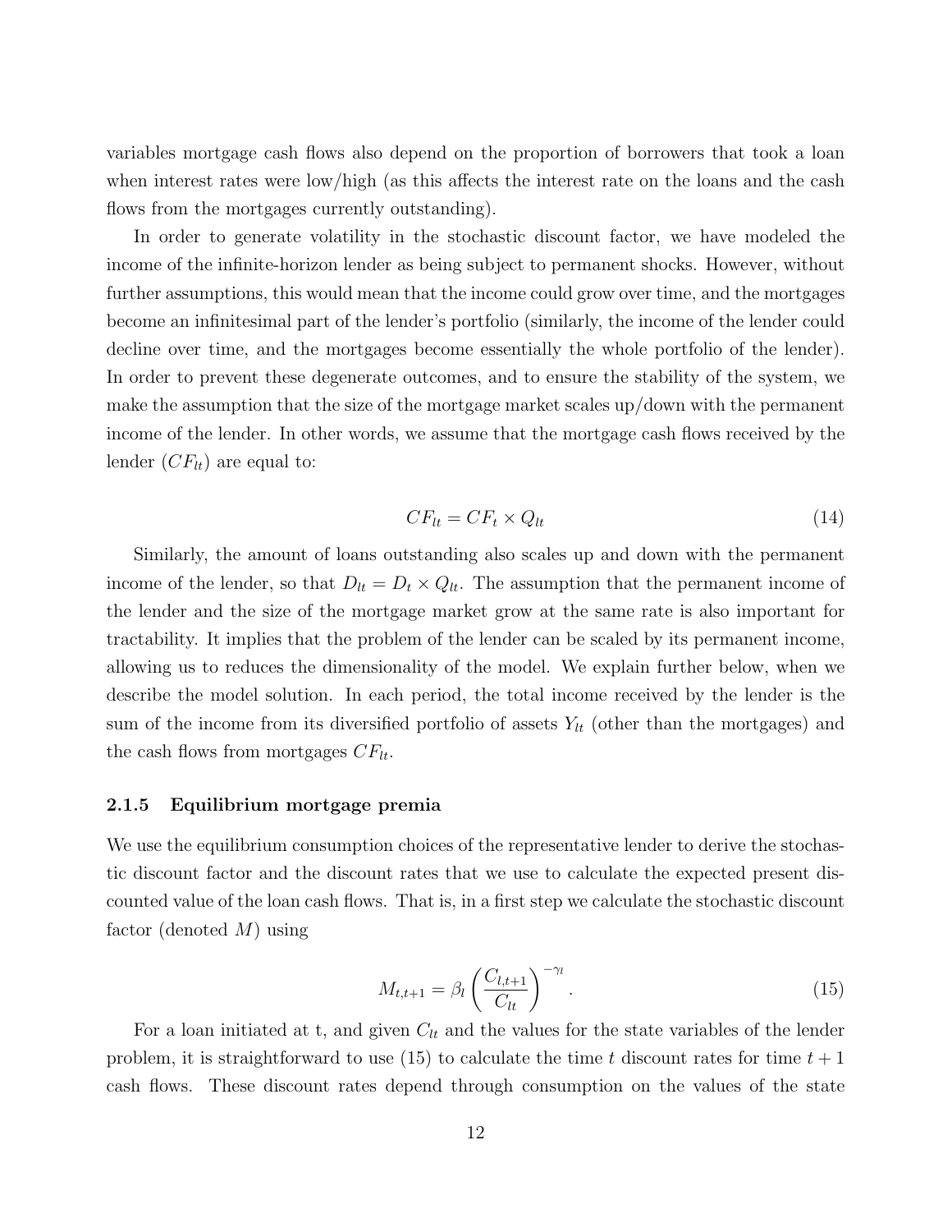variables mortgage cash flows also depend on the proportion of borrowers that took a loan when interest rates were low/high (as this affects the interest rate on the loans and the cash flows from the mortgages currently outstanding).

In order to generate volatility in the stochastic discount factor, we have modeled the income of the infinite-horizon lender as being subject to permanent shocks. However, without further assumptions, this would mean that the income could grow over time, and the mortgages become an infinitesimal part of the lender's portfolio (similarly, the income of the lender could decline over time, and the mortgages become essentially the whole portfolio of the lender). In order to prevent these degenerate outcomes, and to ensure the stability of the system, we make the assumption that the size of the mortgage market scales up/down with the permanent income of the lender. In other words, we assume that the mortgage cash flows received by the lender ($CF_{lt}$) are equal to:

$$CF_{lt} = CF_t \times Q_{lt} \tag{14}$$

Similarly, the amount of loans outstanding also scales up and down with the permanent income of the lender, so that $D_{lt} = D_t \times Q_{lt}$. The assumption that the permanent income of the lender and the size of the mortgage market grow at the same rate is also important for tractability. It implies that the problem of the lender can be scaled by its permanent income, allowing us to reduces the dimensionality of the model. We explain further below, when we describe the model solution. In each period, the total income received by the lender is the sum of the income from its diversified portfolio of assets $Y_{lt}$ (other than the mortgages) and the cash flows from mortgages $CF_{lt}$.

### 2.1.5 Equilibrium mortgage premia

We use the equilibrium consumption choices of the representative lender to derive the stochastic discount factor and the discount rates that we use to calculate the expected present discounted value of the loan cash flows. That is, in a first step we calculate the stochastic discount factor (denoted $M$) using

$$M_{t,t+1} = \beta_l \left( \frac{C_{l,t+1}}{C_{lt}} \right)^{-\gamma_l}. \tag{15}$$

For a loan initiated at t, and given $C_{lt}$ and the values for the state variables of the lender problem, it is straightforward to use (15) to calculate the time $t$ discount rates for time $t+1$ cash flows. These discount rates depend through consumption on the values of the state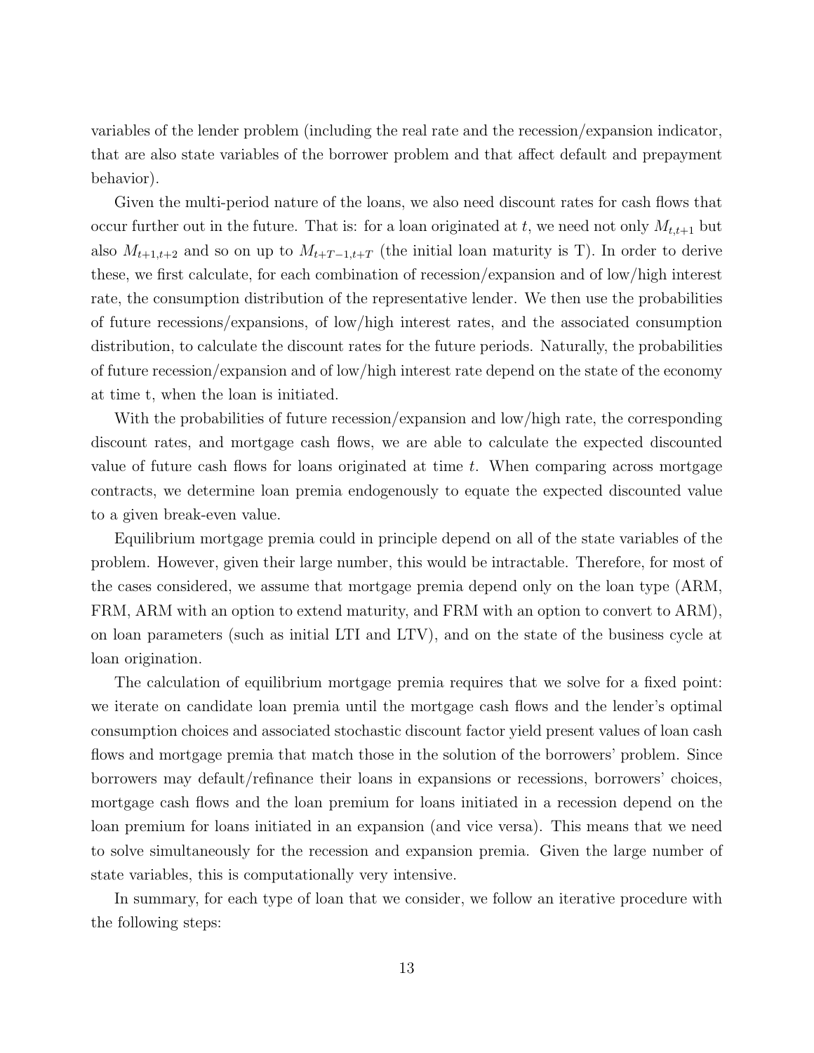variables of the lender problem (including the real rate and the recession/expansion indicator, that are also state variables of the borrower problem and that affect default and prepayment behavior).

Given the multi-period nature of the loans, we also need discount rates for cash flows that occur further out in the future. That is: for a loan originated at $t$, we need not only $M_{t,t+1}$ but also $M_{t+1,t+2}$ and so on up to $M_{t+T-1,t+T}$ (the initial loan maturity is T). In order to derive these, we first calculate, for each combination of recession/expansion and of low/high interest rate, the consumption distribution of the representative lender. We then use the probabilities of future recessions/expansions, of low/high interest rates, and the associated consumption distribution, to calculate the discount rates for the future periods. Naturally, the probabilities of future recession/expansion and of low/high interest rate depend on the state of the economy at time t, when the loan is initiated.

With the probabilities of future recession/expansion and low/high rate, the corresponding discount rates, and mortgage cash flows, we are able to calculate the expected discounted value of future cash flows for loans originated at time $t$. When comparing across mortgage contracts, we determine loan premia endogenously to equate the expected discounted value to a given break-even value.

Equilibrium mortgage premia could in principle depend on all of the state variables of the problem. However, given their large number, this would be intractable. Therefore, for most of the cases considered, we assume that mortgage premia depend only on the loan type (ARM, FRM, ARM with an option to extend maturity, and FRM with an option to convert to ARM), on loan parameters (such as initial LTI and LTV), and on the state of the business cycle at loan origination.

The calculation of equilibrium mortgage premia requires that we solve for a fixed point: we iterate on candidate loan premia until the mortgage cash flows and the lender's optimal consumption choices and associated stochastic discount factor yield present values of loan cash flows and mortgage premia that match those in the solution of the borrowers' problem. Since borrowers may default/refinance their loans in expansions or recessions, borrowers' choices, mortgage cash flows and the loan premium for loans initiated in a recession depend on the loan premium for loans initiated in an expansion (and vice versa). This means that we need to solve simultaneously for the recession and expansion premia. Given the large number of state variables, this is computationally very intensive.

In summary, for each type of loan that we consider, we follow an iterative procedure with the following steps: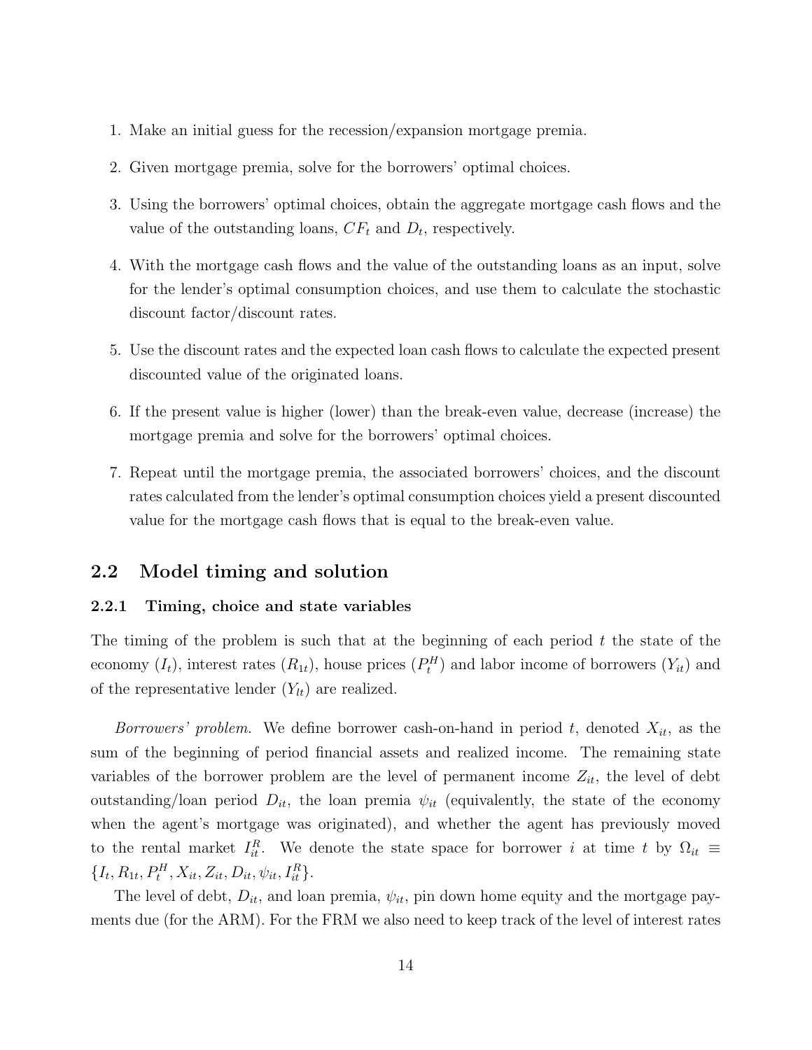1. Make an initial guess for the recession/expansion mortgage premia.
2. Given mortgage premia, solve for the borrowers' optimal choices.
3. Using the borrowers' optimal choices, obtain the aggregate mortgage cash flows and the value of the outstanding loans, $CF_t$ and $D_t$, respectively.
4. With the mortgage cash flows and the value of the outstanding loans as an input, solve for the lender's optimal consumption choices, and use them to calculate the stochastic discount factor/discount rates.
5. Use the discount rates and the expected loan cash flows to calculate the expected present discounted value of the originated loans.
6. If the present value is higher (lower) than the break-even value, decrease (increase) the mortgage premia and solve for the borrowers' optimal choices.
7. Repeat until the mortgage premia, the associated borrowers' choices, and the discount rates calculated from the lender's optimal consumption choices yield a present discounted value for the mortgage cash flows that is equal to the break-even value.

## 2.2 Model timing and solution

### 2.2.1 Timing, choice and state variables

The timing of the problem is such that at the beginning of each period $t$ the state of the economy ($I_t$), interest rates ($R_{1t}$), house prices ($P_t^H$) and labor income of borrowers ($Y_{it}$) and of the representative lender ($Y_{lt}$) are realized.

*Borrowers' problem.* We define borrower cash-on-hand in period $t$, denoted $X_{it}$, as the sum of the beginning of period financial assets and realized income. The remaining state variables of the borrower problem are the level of permanent income $Z_{it}$, the level of debt outstanding/loan period $D_{it}$, the loan premia $\psi_{it}$ (equivalently, the state of the economy when the agent's mortgage was originated), and whether the agent has previously moved to the rental market $I_{it}^R$. We denote the state space for borrower $i$ at time $t$ by $\Omega_{it} \equiv \{I_t, R_{1t}, P_t^H, X_{it}, Z_{it}, D_{it}, \psi_{it}, I_{it}^R\}$.

The level of debt, $D_{it}$, and loan premia, $\psi_{it}$, pin down home equity and the mortgage payments due (for the ARM). For the FRM we also need to keep track of the level of interest rates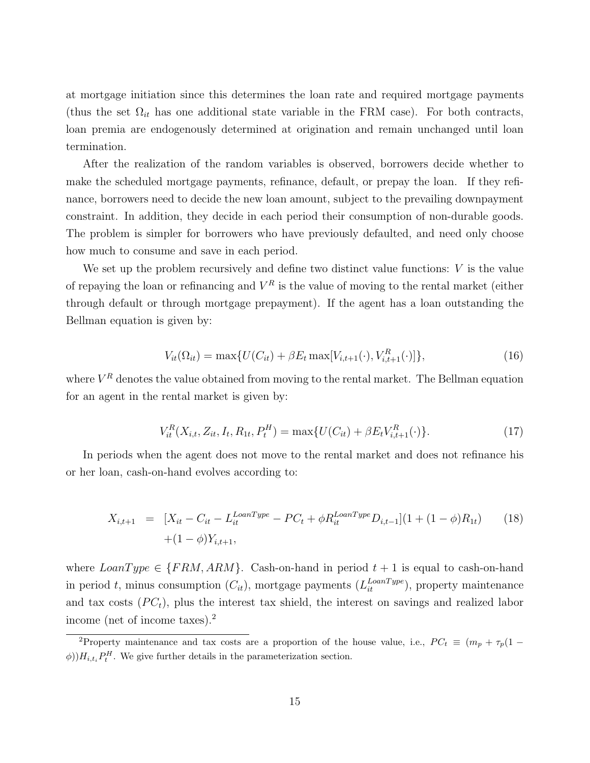at mortgage initiation since this determines the loan rate and required mortgage payments (thus the set $\Omega_{it}$ has one additional state variable in the FRM case). For both contracts, loan premia are endogenously determined at origination and remain unchanged until loan termination.

After the realization of the random variables is observed, borrowers decide whether to make the scheduled mortgage payments, refinance, default, or prepay the loan. If they refinance, borrowers need to decide the new loan amount, subject to the prevailing downpayment constraint. In addition, they decide in each period their consumption of non-durable goods. The problem is simpler for borrowers who have previously defaulted, and need only choose how much to consume and save in each period.

We set up the problem recursively and define two distinct value functions: $V$ is the value of repaying the loan or refinancing and $V^R$ is the value of moving to the rental market (either through default or through mortgage prepayment). If the agent has a loan outstanding the Bellman equation is given by:

$$V_{it}(\Omega_{it}) = \max\{U(C_{it}) + \beta E_t \max[V_{i,t+1}(\cdot), V^R_{i,t+1}(\cdot)]\}, \tag{16}$$

where $V^R$ denotes the value obtained from moving to the rental market. The Bellman equation for an agent in the rental market is given by:

$$V^R_{it}(X_{i,t}, Z_{it}, I_t, R_{1t}, P^H_t) = \max\{U(C_{it}) + \beta E_t V^R_{i,t+1}(\cdot)\}. \tag{17}$$

In periods when the agent does not move to the rental market and does not refinance his or her loan, cash-on-hand evolves according to:

$$\begin{aligned} X_{i,t+1} &= [X_{it} - C_{it} - L^{LoanType}_{it} - PC_t + \phi R^{LoanType}_{it} D_{i,t-1}](1 + (1-\phi)R_{1t}) \\ &\quad + (1-\phi)Y_{i,t+1}, \end{aligned} \tag{18}$$

where $LoanType \in \{FRM, ARM\}$. Cash-on-hand in period $t+1$ is equal to cash-on-hand in period $t$, minus consumption ($C_{it}$), mortgage payments ($L^{LoanType}_{it}$), property maintenance and tax costs ($PC_t$), plus the interest tax shield, the interest on savings and realized labor income (net of income taxes).[2]

[2]Property maintenance and tax costs are a proportion of the house value, i.e., $PC_t \equiv (m_p + \tau_p(1 - \phi))H_{i,t_i}P^H_t$. We give further details in the parameterization section.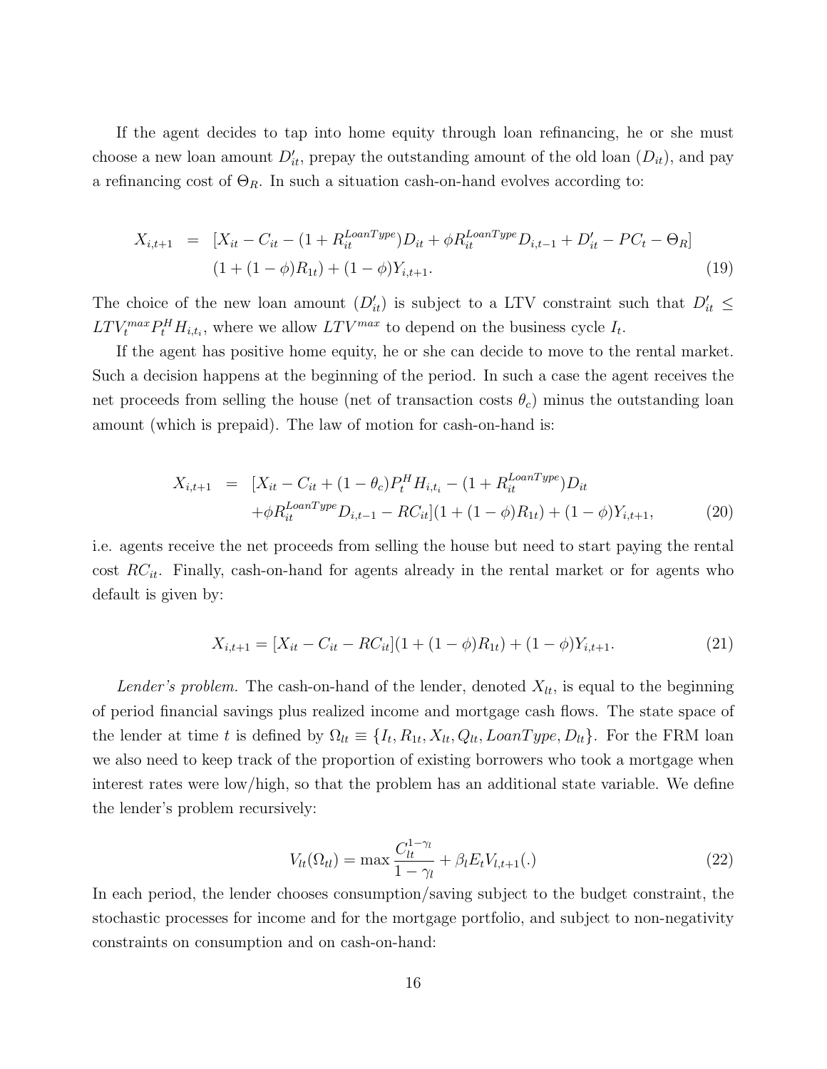If the agent decides to tap into home equity through loan refinancing, he or she must choose a new loan amount $D'_{it}$, prepay the outstanding amount of the old loan ($D_{it}$), and pay a refinancing cost of $\Theta_R$. In such a situation cash-on-hand evolves according to:

$$
\begin{aligned}
X_{i,t+1} \;=\; & [X_{it} - C_{it} - (1 + R_{it}^{LoanType}) D_{it} + \phi R_{it}^{LoanType} D_{i,t-1} + D'_{it} - PC_t - \Theta_R] \\
& (1 + (1 - \phi) R_{1t}) + (1 - \phi) Y_{i,t+1}. \qquad (19)
\end{aligned}
$$

The choice of the new loan amount ($D'_{it}$) is subject to a LTV constraint such that $D'_{it} \leq LTV_t^{max} P_t^H H_{i,t_i}$, where we allow $LTV^{max}$ to depend on the business cycle $I_t$.

If the agent has positive home equity, he or she can decide to move to the rental market. Such a decision happens at the beginning of the period. In such a case the agent receives the net proceeds from selling the house (net of transaction costs $\theta_c$) minus the outstanding loan amount (which is prepaid). The law of motion for cash-on-hand is:

$$
\begin{aligned}
X_{i,t+1} \;=\; & [X_{it} - C_{it} + (1 - \theta_c) P_t^H H_{i,t_i} - (1 + R_{it}^{LoanType}) D_{it} \\
& + \phi R_{it}^{LoanType} D_{i,t-1} - RC_{it}](1 + (1 - \phi) R_{1t}) + (1 - \phi) Y_{i,t+1}, \qquad (20)
\end{aligned}
$$

i.e. agents receive the net proceeds from selling the house but need to start paying the rental cost $RC_{it}$. Finally, cash-on-hand for agents already in the rental market or for agents who default is given by:

$$
X_{i,t+1} = [X_{it} - C_{it} - RC_{it}](1 + (1 - \phi) R_{1t}) + (1 - \phi) Y_{i,t+1}. \qquad (21)
$$

*Lender's problem.* The cash-on-hand of the lender, denoted $X_{lt}$, is equal to the beginning of period financial savings plus realized income and mortgage cash flows. The state space of the lender at time $t$ is defined by $\Omega_{lt} \equiv \{I_t, R_{1t}, X_{lt}, Q_{lt}, LoanType, D_{lt}\}$. For the FRM loan we also need to keep track of the proportion of existing borrowers who took a mortgage when interest rates were low/high, so that the problem has an additional state variable. We define the lender's problem recursively:

$$
V_{lt}(\Omega_{tl}) = \max \frac{C_{lt}^{1-\gamma_l}}{1 - \gamma_l} + \beta_l E_t V_{l,t+1}(.) \qquad (22)
$$

In each period, the lender chooses consumption/saving subject to the budget constraint, the stochastic processes for income and for the mortgage portfolio, and subject to non-negativity constraints on consumption and on cash-on-hand: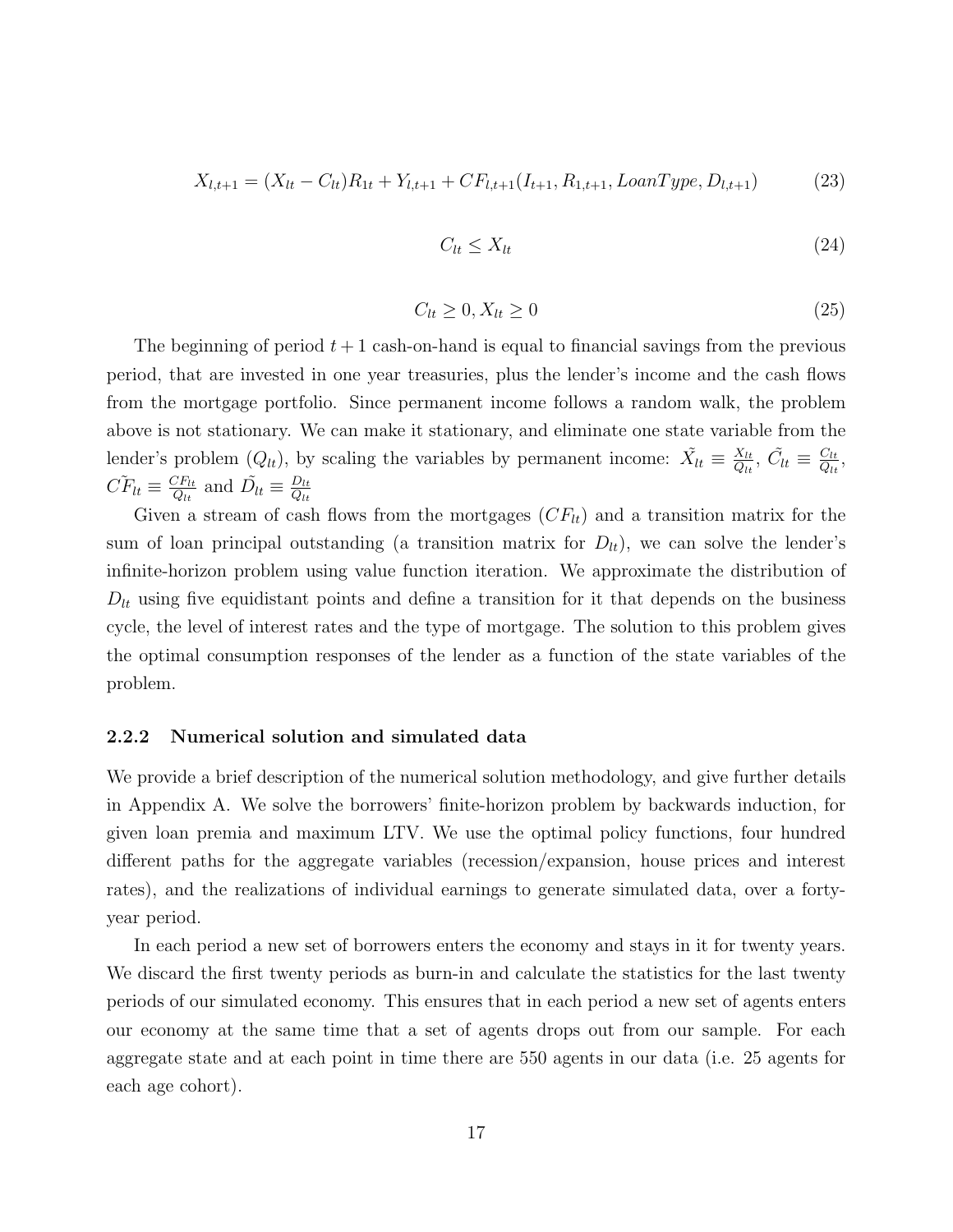$$X_{l,t+1} = (X_{lt} - C_{lt})R_{1t} + Y_{l,t+1} + CF_{l,t+1}(I_{t+1}, R_{1,t+1}, LoanType, D_{l,t+1}) \tag{23}$$

$$C_{lt} \leq X_{lt} \tag{24}$$

$$C_{lt} \geq 0, X_{lt} \geq 0 \tag{25}$$

The beginning of period $t+1$ cash-on-hand is equal to financial savings from the previous period, that are invested in one year treasuries, plus the lender's income and the cash flows from the mortgage portfolio. Since permanent income follows a random walk, the problem above is not stationary. We can make it stationary, and eliminate one state variable from the lender's problem ($Q_{lt}$), by scaling the variables by permanent income: $\tilde{X}_{lt} \equiv \frac{X_{lt}}{Q_{lt}}$, $\tilde{C}_{lt} \equiv \frac{C_{lt}}{Q_{lt}}$, $\tilde{CF}_{lt} \equiv \frac{CF_{lt}}{Q_{lt}}$ and $\tilde{D}_{lt} \equiv \frac{D_{lt}}{Q_{lt}}$

Given a stream of cash flows from the mortgages ($CF_{lt}$) and a transition matrix for the sum of loan principal outstanding (a transition matrix for $D_{lt}$), we can solve the lender's infinite-horizon problem using value function iteration. We approximate the distribution of $D_{lt}$ using five equidistant points and define a transition for it that depends on the business cycle, the level of interest rates and the type of mortgage. The solution to this problem gives the optimal consumption responses of the lender as a function of the state variables of the problem.

### 2.2.2 Numerical solution and simulated data

We provide a brief description of the numerical solution methodology, and give further details in Appendix A. We solve the borrowers' finite-horizon problem by backwards induction, for given loan premia and maximum LTV. We use the optimal policy functions, four hundred different paths for the aggregate variables (recession/expansion, house prices and interest rates), and the realizations of individual earnings to generate simulated data, over a forty-year period.

In each period a new set of borrowers enters the economy and stays in it for twenty years. We discard the first twenty periods as burn-in and calculate the statistics for the last twenty periods of our simulated economy. This ensures that in each period a new set of agents enters our economy at the same time that a set of agents drops out from our sample. For each aggregate state and at each point in time there are 550 agents in our data (i.e. 25 agents for each age cohort).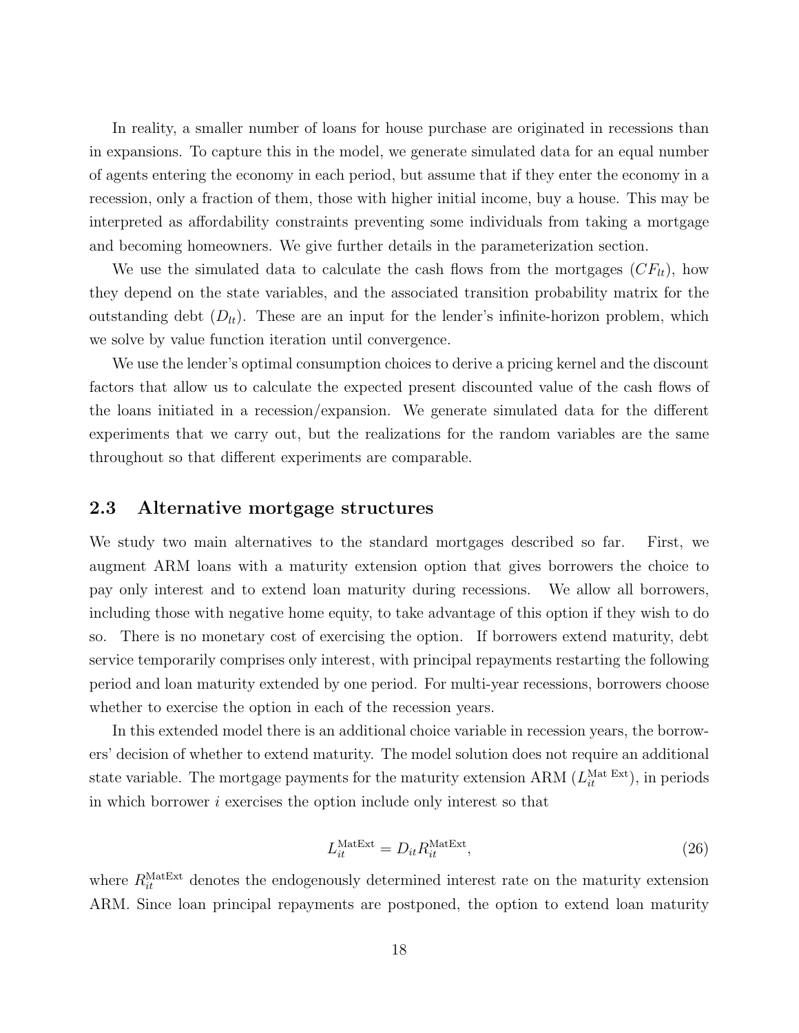In reality, a smaller number of loans for house purchase are originated in recessions than in expansions. To capture this in the model, we generate simulated data for an equal number of agents entering the economy in each period, but assume that if they enter the economy in a recession, only a fraction of them, those with higher initial income, buy a house. This may be interpreted as affordability constraints preventing some individuals from taking a mortgage and becoming homeowners. We give further details in the parameterization section.

We use the simulated data to calculate the cash flows from the mortgages ($CF_{lt}$), how they depend on the state variables, and the associated transition probability matrix for the outstanding debt ($D_{lt}$). These are an input for the lender's infinite-horizon problem, which we solve by value function iteration until convergence.

We use the lender's optimal consumption choices to derive a pricing kernel and the discount factors that allow us to calculate the expected present discounted value of the cash flows of the loans initiated in a recession/expansion. We generate simulated data for the different experiments that we carry out, but the realizations for the random variables are the same throughout so that different experiments are comparable.

## 2.3 Alternative mortgage structures

We study two main alternatives to the standard mortgages described so far. First, we augment ARM loans with a maturity extension option that gives borrowers the choice to pay only interest and to extend loan maturity during recessions. We allow all borrowers, including those with negative home equity, to take advantage of this option if they wish to do so. There is no monetary cost of exercising the option. If borrowers extend maturity, debt service temporarily comprises only interest, with principal repayments restarting the following period and loan maturity extended by one period. For multi-year recessions, borrowers choose whether to exercise the option in each of the recession years.

In this extended model there is an additional choice variable in recession years, the borrowers' decision of whether to extend maturity. The model solution does not require an additional state variable. The mortgage payments for the maturity extension ARM ($L_{it}^{\text{Mat Ext}}$), in periods in which borrower $i$ exercises the option include only interest so that

$$L_{it}^{\text{MatExt}} = D_{it} R_{it}^{\text{MatExt}}, \tag{26}$$

where $R_{it}^{\text{MatExt}}$ denotes the endogenously determined interest rate on the maturity extension ARM. Since loan principal repayments are postponed, the option to extend loan maturity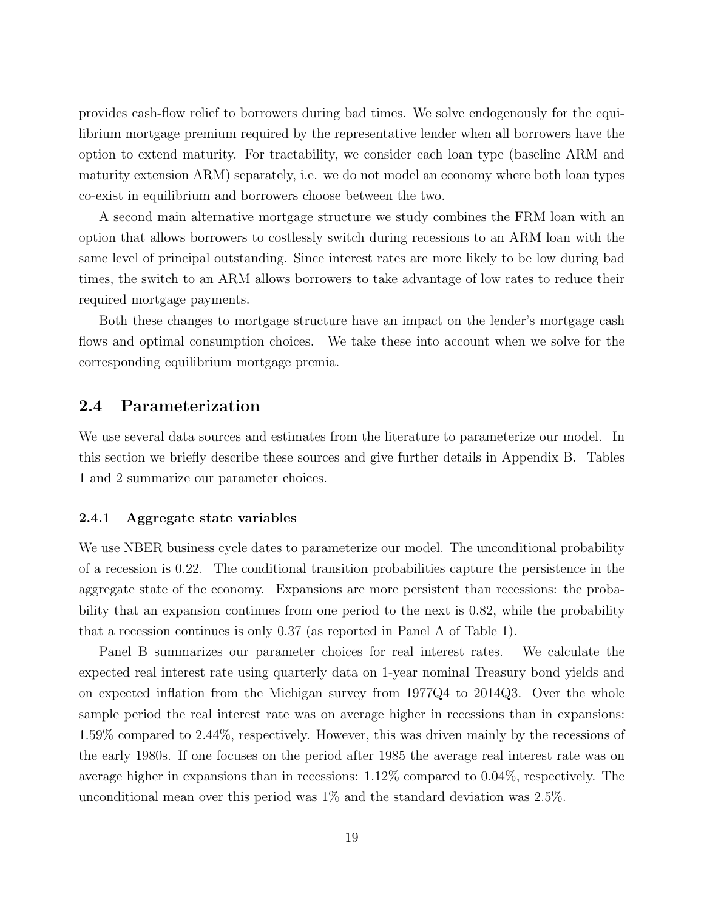provides cash-flow relief to borrowers during bad times. We solve endogenously for the equilibrium mortgage premium required by the representative lender when all borrowers have the option to extend maturity. For tractability, we consider each loan type (baseline ARM and maturity extension ARM) separately, i.e. we do not model an economy where both loan types co-exist in equilibrium and borrowers choose between the two.

A second main alternative mortgage structure we study combines the FRM loan with an option that allows borrowers to costlessly switch during recessions to an ARM loan with the same level of principal outstanding. Since interest rates are more likely to be low during bad times, the switch to an ARM allows borrowers to take advantage of low rates to reduce their required mortgage payments.

Both these changes to mortgage structure have an impact on the lender's mortgage cash flows and optimal consumption choices. We take these into account when we solve for the corresponding equilibrium mortgage premia.

## 2.4 Parameterization

We use several data sources and estimates from the literature to parameterize our model. In this section we briefly describe these sources and give further details in Appendix B. Tables 1 and 2 summarize our parameter choices.

### 2.4.1 Aggregate state variables

We use NBER business cycle dates to parameterize our model. The unconditional probability of a recession is 0.22. The conditional transition probabilities capture the persistence in the aggregate state of the economy. Expansions are more persistent than recessions: the probability that an expansion continues from one period to the next is 0.82, while the probability that a recession continues is only 0.37 (as reported in Panel A of Table 1).

Panel B summarizes our parameter choices for real interest rates. We calculate the expected real interest rate using quarterly data on 1-year nominal Treasury bond yields and on expected inflation from the Michigan survey from 1977Q4 to 2014Q3. Over the whole sample period the real interest rate was on average higher in recessions than in expansions: 1.59% compared to 2.44%, respectively. However, this was driven mainly by the recessions of the early 1980s. If one focuses on the period after 1985 the average real interest rate was on average higher in expansions than in recessions: 1.12% compared to 0.04%, respectively. The unconditional mean over this period was 1% and the standard deviation was 2.5%.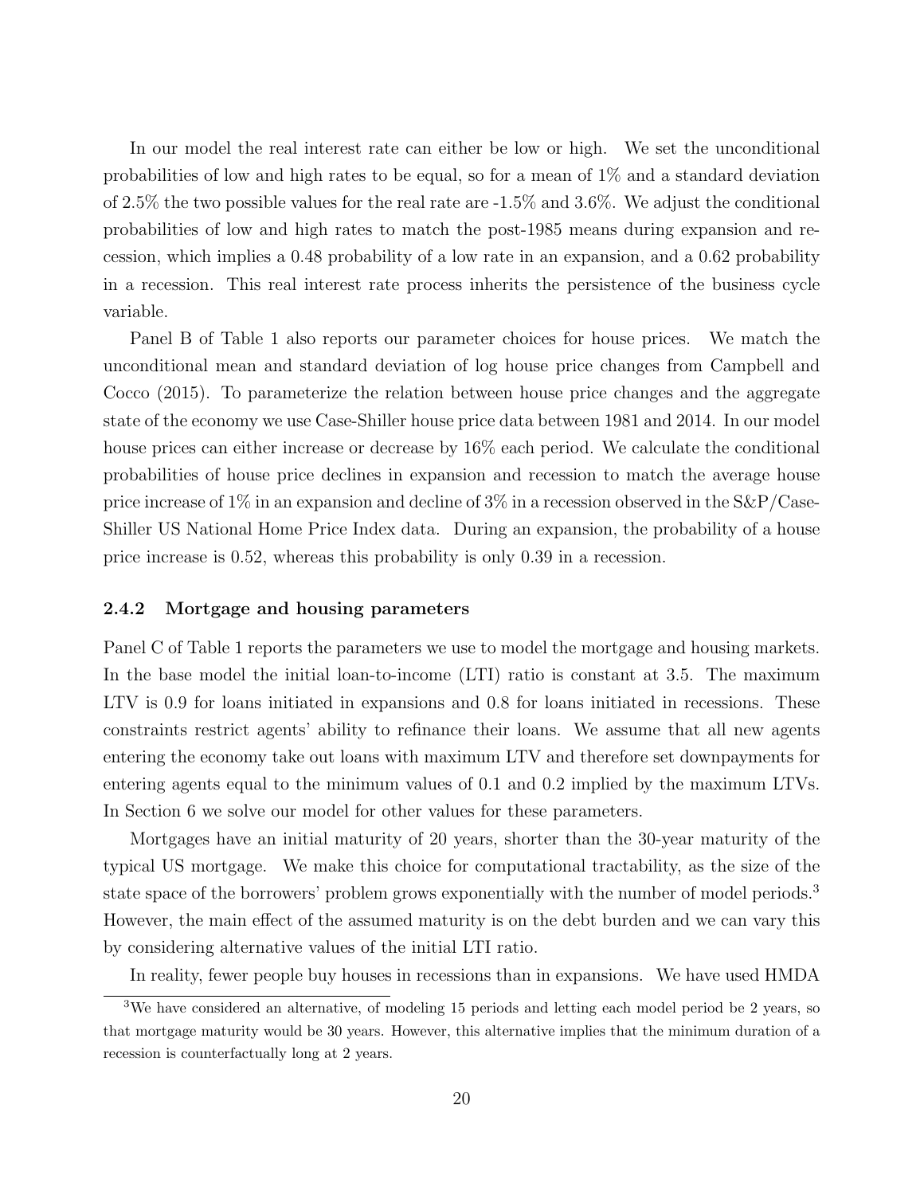In our model the real interest rate can either be low or high. We set the unconditional probabilities of low and high rates to be equal, so for a mean of 1% and a standard deviation of 2.5% the two possible values for the real rate are -1.5% and 3.6%. We adjust the conditional probabilities of low and high rates to match the post-1985 means during expansion and recession, which implies a 0.48 probability of a low rate in an expansion, and a 0.62 probability in a recession. This real interest rate process inherits the persistence of the business cycle variable.

Panel B of Table 1 also reports our parameter choices for house prices. We match the unconditional mean and standard deviation of log house price changes from Campbell and Cocco (2015). To parameterize the relation between house price changes and the aggregate state of the economy we use Case-Shiller house price data between 1981 and 2014. In our model house prices can either increase or decrease by 16% each period. We calculate the conditional probabilities of house price declines in expansion and recession to match the average house price increase of 1% in an expansion and decline of 3% in a recession observed in the S&P/Case-Shiller US National Home Price Index data. During an expansion, the probability of a house price increase is 0.52, whereas this probability is only 0.39 in a recession.

### 2.4.2 Mortgage and housing parameters

Panel C of Table 1 reports the parameters we use to model the mortgage and housing markets. In the base model the initial loan-to-income (LTI) ratio is constant at 3.5. The maximum LTV is 0.9 for loans initiated in expansions and 0.8 for loans initiated in recessions. These constraints restrict agents' ability to refinance their loans. We assume that all new agents entering the economy take out loans with maximum LTV and therefore set downpayments for entering agents equal to the minimum values of 0.1 and 0.2 implied by the maximum LTVs. In Section 6 we solve our model for other values for these parameters.

Mortgages have an initial maturity of 20 years, shorter than the 30-year maturity of the typical US mortgage. We make this choice for computational tractability, as the size of the state space of the borrowers' problem grows exponentially with the number of model periods.[3] However, the main effect of the assumed maturity is on the debt burden and we can vary this by considering alternative values of the initial LTI ratio.

In reality, fewer people buy houses in recessions than in expansions. We have used HMDA

[3] We have considered an alternative, of modeling 15 periods and letting each model period be 2 years, so that mortgage maturity would be 30 years. However, this alternative implies that the minimum duration of a recession is counterfactually long at 2 years.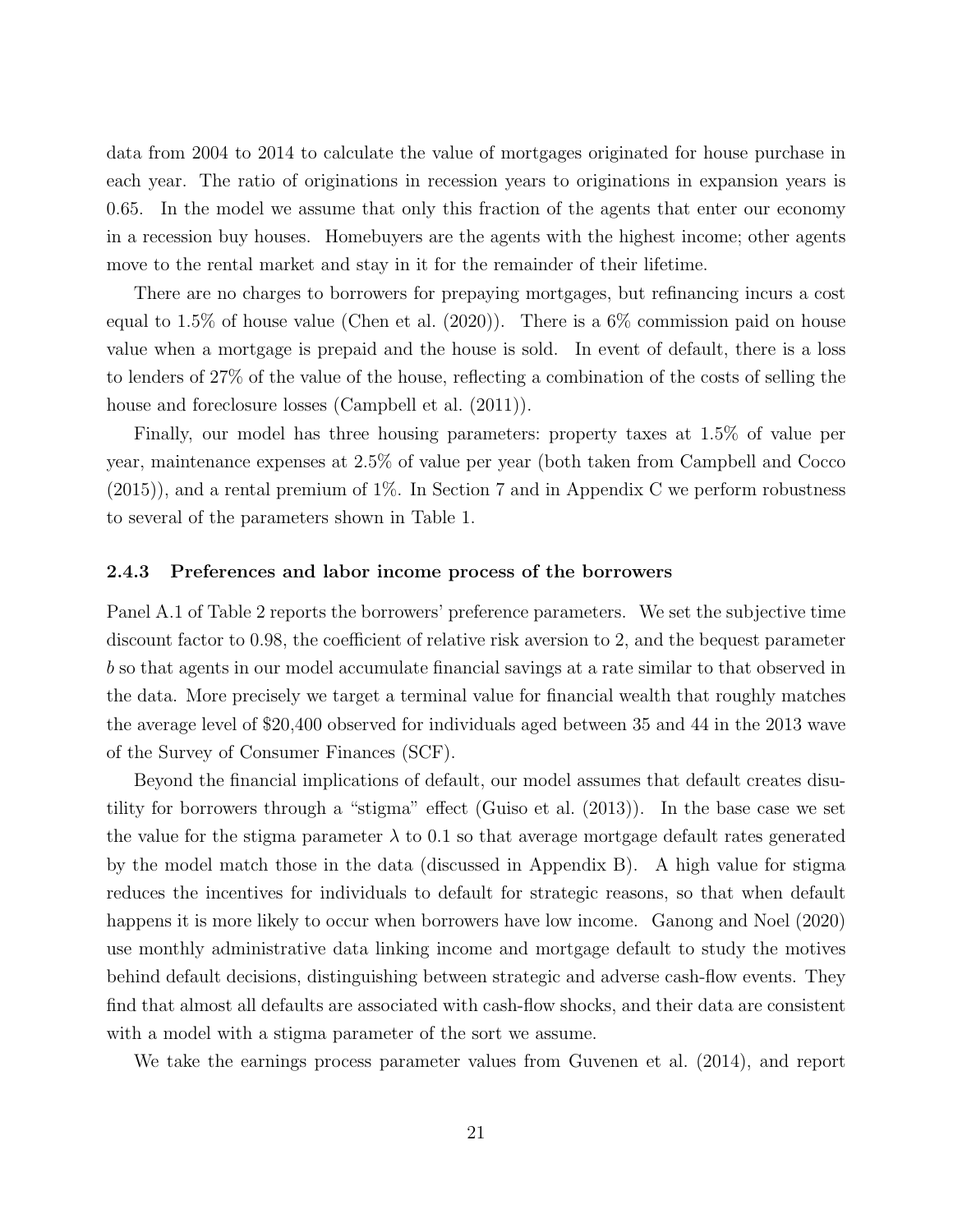data from 2004 to 2014 to calculate the value of mortgages originated for house purchase in each year. The ratio of originations in recession years to originations in expansion years is 0.65. In the model we assume that only this fraction of the agents that enter our economy in a recession buy houses. Homebuyers are the agents with the highest income; other agents move to the rental market and stay in it for the remainder of their lifetime.

There are no charges to borrowers for prepaying mortgages, but refinancing incurs a cost equal to 1.5% of house value (Chen et al. (2020)). There is a 6% commission paid on house value when a mortgage is prepaid and the house is sold. In event of default, there is a loss to lenders of 27% of the value of the house, reflecting a combination of the costs of selling the house and foreclosure losses (Campbell et al. (2011)).

Finally, our model has three housing parameters: property taxes at 1.5% of value per year, maintenance expenses at 2.5% of value per year (both taken from Campbell and Cocco (2015)), and a rental premium of 1%. In Section 7 and in Appendix C we perform robustness to several of the parameters shown in Table 1.

### 2.4.3 Preferences and labor income process of the borrowers

Panel A.1 of Table 2 reports the borrowers' preference parameters. We set the subjective time discount factor to 0.98, the coefficient of relative risk aversion to 2, and the bequest parameter $b$ so that agents in our model accumulate financial savings at a rate similar to that observed in the data. More precisely we target a terminal value for financial wealth that roughly matches the average level of $20,400 observed for individuals aged between 35 and 44 in the 2013 wave of the Survey of Consumer Finances (SCF).

Beyond the financial implications of default, our model assumes that default creates disutility for borrowers through a "stigma" effect (Guiso et al. (2013)). In the base case we set the value for the stigma parameter $\lambda$ to 0.1 so that average mortgage default rates generated by the model match those in the data (discussed in Appendix B). A high value for stigma reduces the incentives for individuals to default for strategic reasons, so that when default happens it is more likely to occur when borrowers have low income. Ganong and Noel (2020) use monthly administrative data linking income and mortgage default to study the motives behind default decisions, distinguishing between strategic and adverse cash-flow events. They find that almost all defaults are associated with cash-flow shocks, and their data are consistent with a model with a stigma parameter of the sort we assume.

We take the earnings process parameter values from Guvenen et al. (2014), and report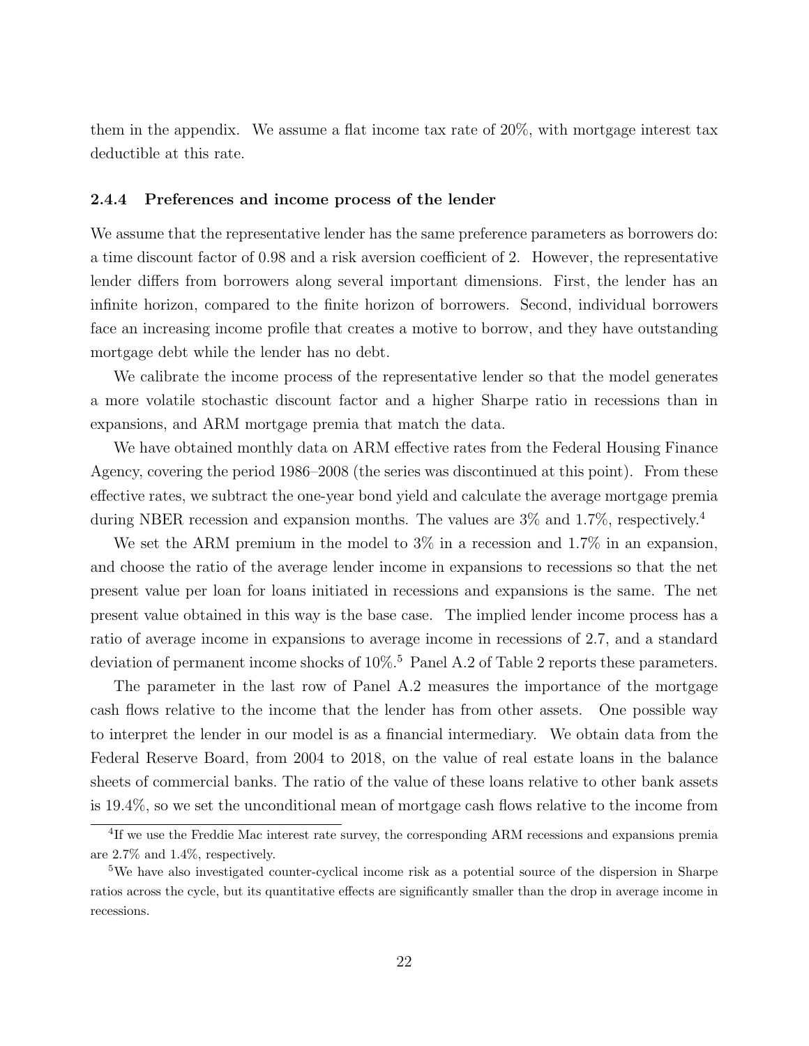them in the appendix. We assume a flat income tax rate of 20%, with mortgage interest tax deductible at this rate.

#### 2.4.4 Preferences and income process of the lender

We assume that the representative lender has the same preference parameters as borrowers do: a time discount factor of 0.98 and a risk aversion coefficient of 2. However, the representative lender differs from borrowers along several important dimensions. First, the lender has an infinite horizon, compared to the finite horizon of borrowers. Second, individual borrowers face an increasing income profile that creates a motive to borrow, and they have outstanding mortgage debt while the lender has no debt.

We calibrate the income process of the representative lender so that the model generates a more volatile stochastic discount factor and a higher Sharpe ratio in recessions than in expansions, and ARM mortgage premia that match the data.

We have obtained monthly data on ARM effective rates from the Federal Housing Finance Agency, covering the period 1986–2008 (the series was discontinued at this point). From these effective rates, we subtract the one-year bond yield and calculate the average mortgage premia during NBER recession and expansion months. The values are 3% and 1.7%, respectively.[4]

We set the ARM premium in the model to 3% in a recession and 1.7% in an expansion, and choose the ratio of the average lender income in expansions to recessions so that the net present value per loan for loans initiated in recessions and expansions is the same. The net present value obtained in this way is the base case. The implied lender income process has a ratio of average income in expansions to average income in recessions of 2.7, and a standard deviation of permanent income shocks of 10%.[5] Panel A.2 of Table 2 reports these parameters.

The parameter in the last row of Panel A.2 measures the importance of the mortgage cash flows relative to the income that the lender has from other assets. One possible way to interpret the lender in our model is as a financial intermediary. We obtain data from the Federal Reserve Board, from 2004 to 2018, on the value of real estate loans in the balance sheets of commercial banks. The ratio of the value of these loans relative to other bank assets is 19.4%, so we set the unconditional mean of mortgage cash flows relative to the income from

---

[4] If we use the Freddie Mac interest rate survey, the corresponding ARM recessions and expansions premia are 2.7% and 1.4%, respectively.

[5] We have also investigated counter-cyclical income risk as a potential source of the dispersion in Sharpe ratios across the cycle, but its quantitative effects are significantly smaller than the drop in average income in recessions.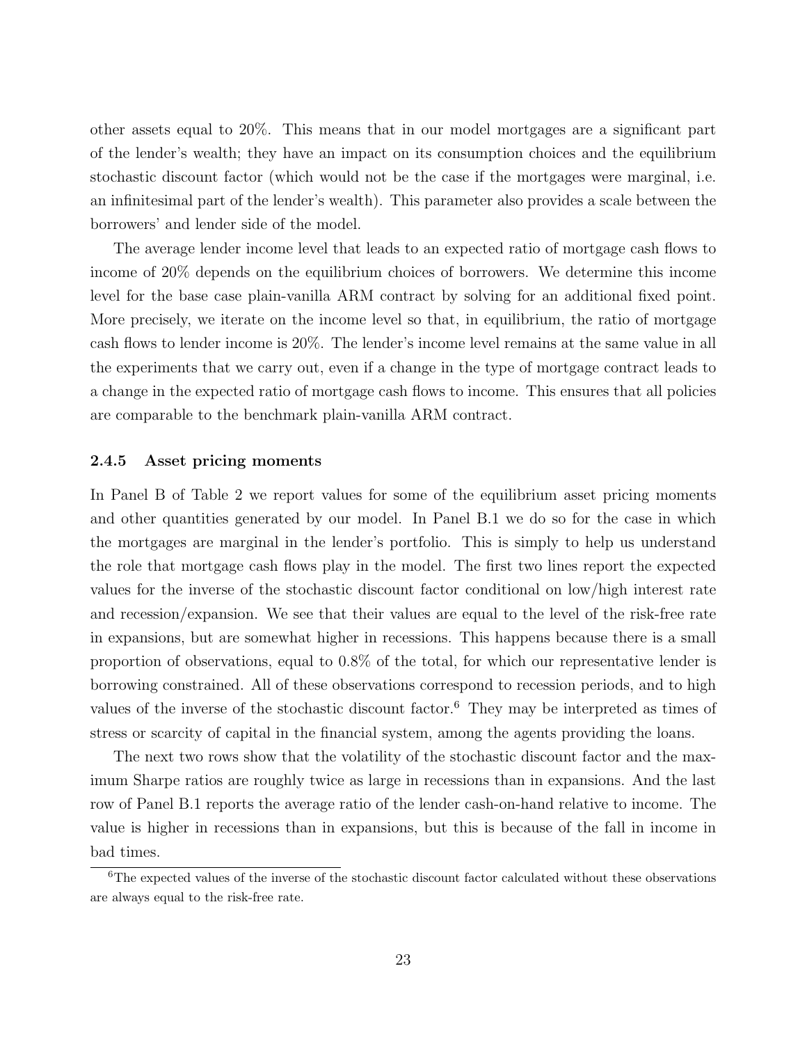other assets equal to 20%. This means that in our model mortgages are a significant part of the lender's wealth; they have an impact on its consumption choices and the equilibrium stochastic discount factor (which would not be the case if the mortgages were marginal, i.e. an infinitesimal part of the lender's wealth). This parameter also provides a scale between the borrowers' and lender side of the model.

The average lender income level that leads to an expected ratio of mortgage cash flows to income of 20% depends on the equilibrium choices of borrowers. We determine this income level for the base case plain-vanilla ARM contract by solving for an additional fixed point. More precisely, we iterate on the income level so that, in equilibrium, the ratio of mortgage cash flows to lender income is 20%. The lender's income level remains at the same value in all the experiments that we carry out, even if a change in the type of mortgage contract leads to a change in the expected ratio of mortgage cash flows to income. This ensures that all policies are comparable to the benchmark plain-vanilla ARM contract.

### 2.4.5 Asset pricing moments

In Panel B of Table 2 we report values for some of the equilibrium asset pricing moments and other quantities generated by our model. In Panel B.1 we do so for the case in which the mortgages are marginal in the lender's portfolio. This is simply to help us understand the role that mortgage cash flows play in the model. The first two lines report the expected values for the inverse of the stochastic discount factor conditional on low/high interest rate and recession/expansion. We see that their values are equal to the level of the risk-free rate in expansions, but are somewhat higher in recessions. This happens because there is a small proportion of observations, equal to 0.8% of the total, for which our representative lender is borrowing constrained. All of these observations correspond to recession periods, and to high values of the inverse of the stochastic discount factor.[6] They may be interpreted as times of stress or scarcity of capital in the financial system, among the agents providing the loans.

The next two rows show that the volatility of the stochastic discount factor and the maximum Sharpe ratios are roughly twice as large in recessions than in expansions. And the last row of Panel B.1 reports the average ratio of the lender cash-on-hand relative to income. The value is higher in recessions than in expansions, but this is because of the fall in income in bad times.

[6] The expected values of the inverse of the stochastic discount factor calculated without these observations are always equal to the risk-free rate.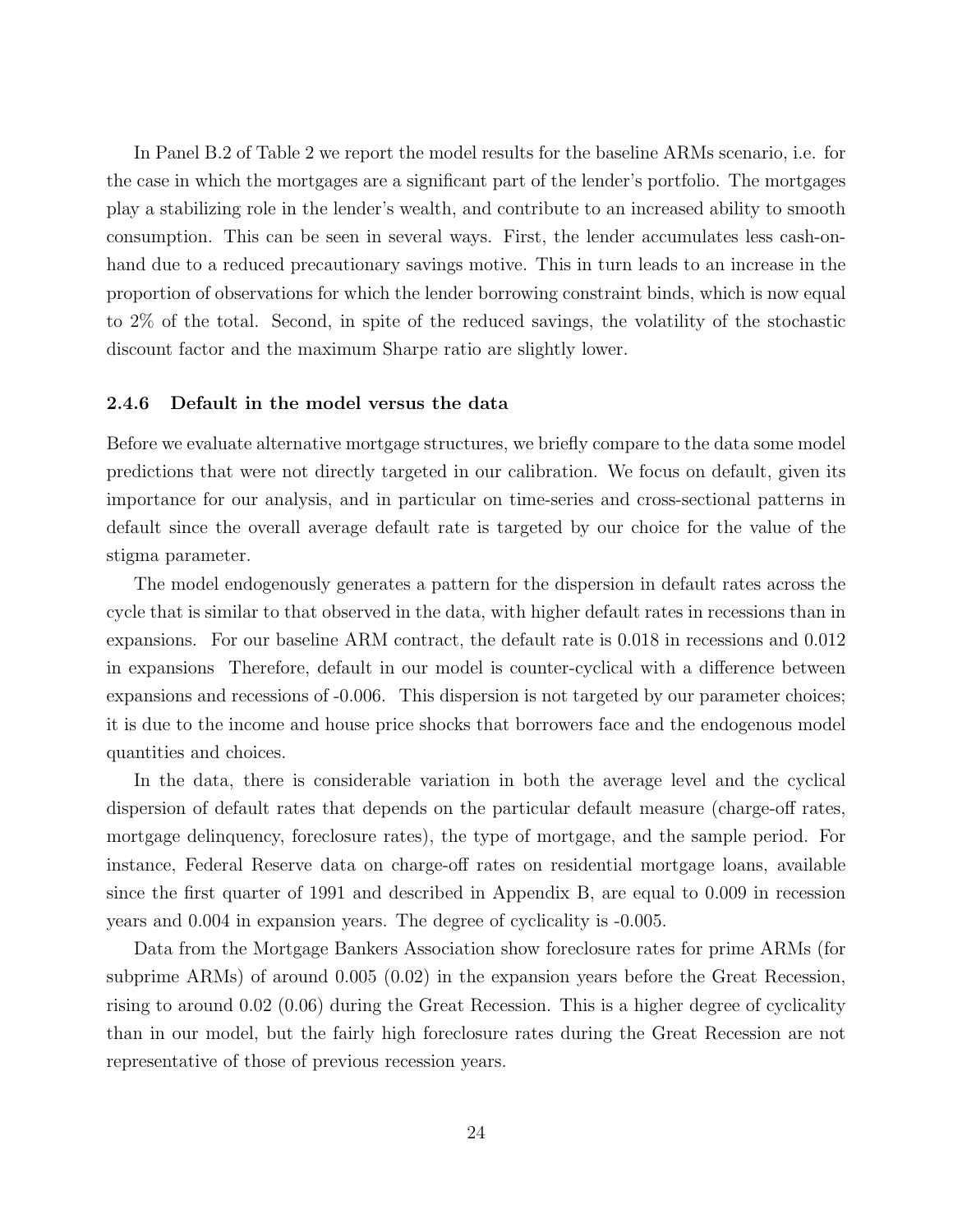In Panel B.2 of Table 2 we report the model results for the baseline ARMs scenario, i.e. for the case in which the mortgages are a significant part of the lender's portfolio. The mortgages play a stabilizing role in the lender's wealth, and contribute to an increased ability to smooth consumption. This can be seen in several ways. First, the lender accumulates less cash-on-hand due to a reduced precautionary savings motive. This in turn leads to an increase in the proportion of observations for which the lender borrowing constraint binds, which is now equal to 2% of the total. Second, in spite of the reduced savings, the volatility of the stochastic discount factor and the maximum Sharpe ratio are slightly lower.

### 2.4.6 Default in the model versus the data

Before we evaluate alternative mortgage structures, we briefly compare to the data some model predictions that were not directly targeted in our calibration. We focus on default, given its importance for our analysis, and in particular on time-series and cross-sectional patterns in default since the overall average default rate is targeted by our choice for the value of the stigma parameter.

The model endogenously generates a pattern for the dispersion in default rates across the cycle that is similar to that observed in the data, with higher default rates in recessions than in expansions. For our baseline ARM contract, the default rate is 0.018 in recessions and 0.012 in expansions Therefore, default in our model is counter-cyclical with a difference between expansions and recessions of -0.006. This dispersion is not targeted by our parameter choices; it is due to the income and house price shocks that borrowers face and the endogenous model quantities and choices.

In the data, there is considerable variation in both the average level and the cyclical dispersion of default rates that depends on the particular default measure (charge-off rates, mortgage delinquency, foreclosure rates), the type of mortgage, and the sample period. For instance, Federal Reserve data on charge-off rates on residential mortgage loans, available since the first quarter of 1991 and described in Appendix B, are equal to 0.009 in recession years and 0.004 in expansion years. The degree of cyclicality is -0.005.

Data from the Mortgage Bankers Association show foreclosure rates for prime ARMs (for subprime ARMs) of around 0.005 (0.02) in the expansion years before the Great Recession, rising to around 0.02 (0.06) during the Great Recession. This is a higher degree of cyclicality than in our model, but the fairly high foreclosure rates during the Great Recession are not representative of those of previous recession years.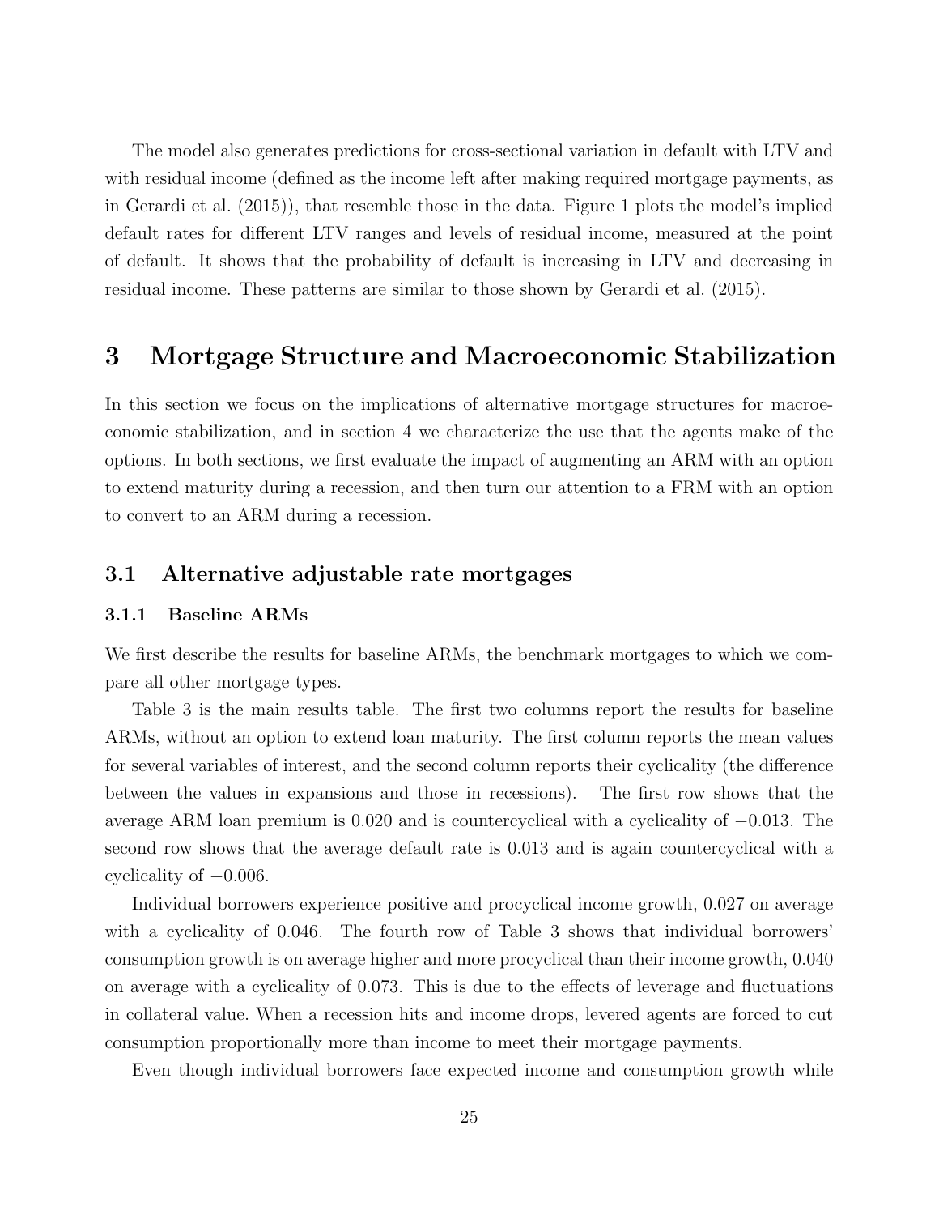The model also generates predictions for cross-sectional variation in default with LTV and with residual income (defined as the income left after making required mortgage payments, as in Gerardi et al. (2015)), that resemble those in the data. Figure 1 plots the model's implied default rates for different LTV ranges and levels of residual income, measured at the point of default. It shows that the probability of default is increasing in LTV and decreasing in residual income. These patterns are similar to those shown by Gerardi et al. (2015).

# 3 Mortgage Structure and Macroeconomic Stabilization

In this section we focus on the implications of alternative mortgage structures for macroeconomic stabilization, and in section 4 we characterize the use that the agents make of the options. In both sections, we first evaluate the impact of augmenting an ARM with an option to extend maturity during a recession, and then turn our attention to a FRM with an option to convert to an ARM during a recession.

## 3.1 Alternative adjustable rate mortgages

### 3.1.1 Baseline ARMs

We first describe the results for baseline ARMs, the benchmark mortgages to which we compare all other mortgage types.

Table 3 is the main results table. The first two columns report the results for baseline ARMs, without an option to extend loan maturity. The first column reports the mean values for several variables of interest, and the second column reports their cyclicality (the difference between the values in expansions and those in recessions). The first row shows that the average ARM loan premium is 0.020 and is countercyclical with a cyclicality of $-0.013$. The second row shows that the average default rate is 0.013 and is again countercyclical with a cyclicality of $-0.006$.

Individual borrowers experience positive and procyclical income growth, 0.027 on average with a cyclicality of 0.046. The fourth row of Table 3 shows that individual borrowers' consumption growth is on average higher and more procyclical than their income growth, 0.040 on average with a cyclicality of 0.073. This is due to the effects of leverage and fluctuations in collateral value. When a recession hits and income drops, levered agents are forced to cut consumption proportionally more than income to meet their mortgage payments.

Even though individual borrowers face expected income and consumption growth while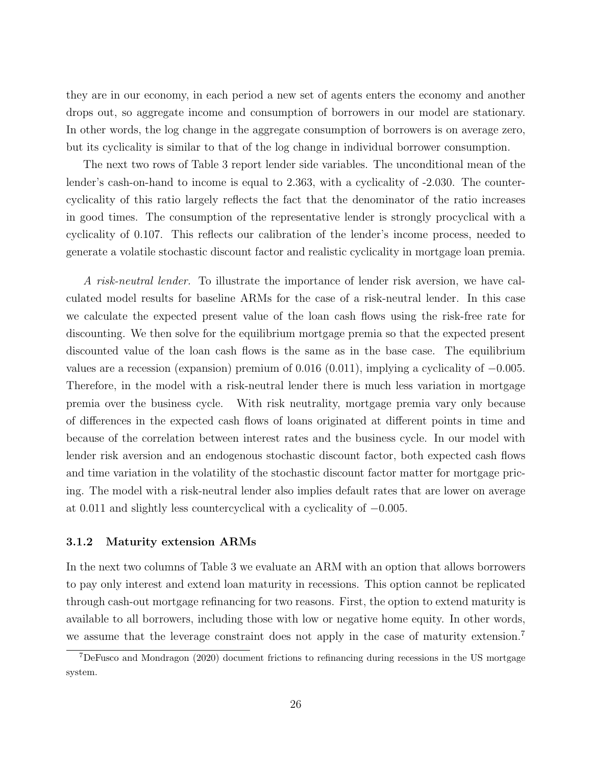they are in our economy, in each period a new set of agents enters the economy and another drops out, so aggregate income and consumption of borrowers in our model are stationary. In other words, the log change in the aggregate consumption of borrowers is on average zero, but its cyclicality is similar to that of the log change in individual borrower consumption.

The next two rows of Table 3 report lender side variables. The unconditional mean of the lender's cash-on-hand to income is equal to 2.363, with a cyclicality of -2.030. The countercyclicality of this ratio largely reflects the fact that the denominator of the ratio increases in good times. The consumption of the representative lender is strongly procyclical with a cyclicality of 0.107. This reflects our calibration of the lender's income process, needed to generate a volatile stochastic discount factor and realistic cyclicality in mortgage loan premia.

*A risk-neutral lender.* To illustrate the importance of lender risk aversion, we have calculated model results for baseline ARMs for the case of a risk-neutral lender. In this case we calculate the expected present value of the loan cash flows using the risk-free rate for discounting. We then solve for the equilibrium mortgage premia so that the expected present discounted value of the loan cash flows is the same as in the base case. The equilibrium values are a recession (expansion) premium of 0.016 (0.011), implying a cyclicality of $-0.005$. Therefore, in the model with a risk-neutral lender there is much less variation in mortgage premia over the business cycle. With risk neutrality, mortgage premia vary only because of differences in the expected cash flows of loans originated at different points in time and because of the correlation between interest rates and the business cycle. In our model with lender risk aversion and an endogenous stochastic discount factor, both expected cash flows and time variation in the volatility of the stochastic discount factor matter for mortgage pricing. The model with a risk-neutral lender also implies default rates that are lower on average at 0.011 and slightly less countercyclical with a cyclicality of $-0.005$.

### 3.1.2 Maturity extension ARMs

In the next two columns of Table 3 we evaluate an ARM with an option that allows borrowers to pay only interest and extend loan maturity in recessions. This option cannot be replicated through cash-out mortgage refinancing for two reasons. First, the option to extend maturity is available to all borrowers, including those with low or negative home equity. In other words, we assume that the leverage constraint does not apply in the case of maturity extension.[7]

[7] DeFusco and Mondragon (2020) document frictions to refinancing during recessions in the US mortgage system.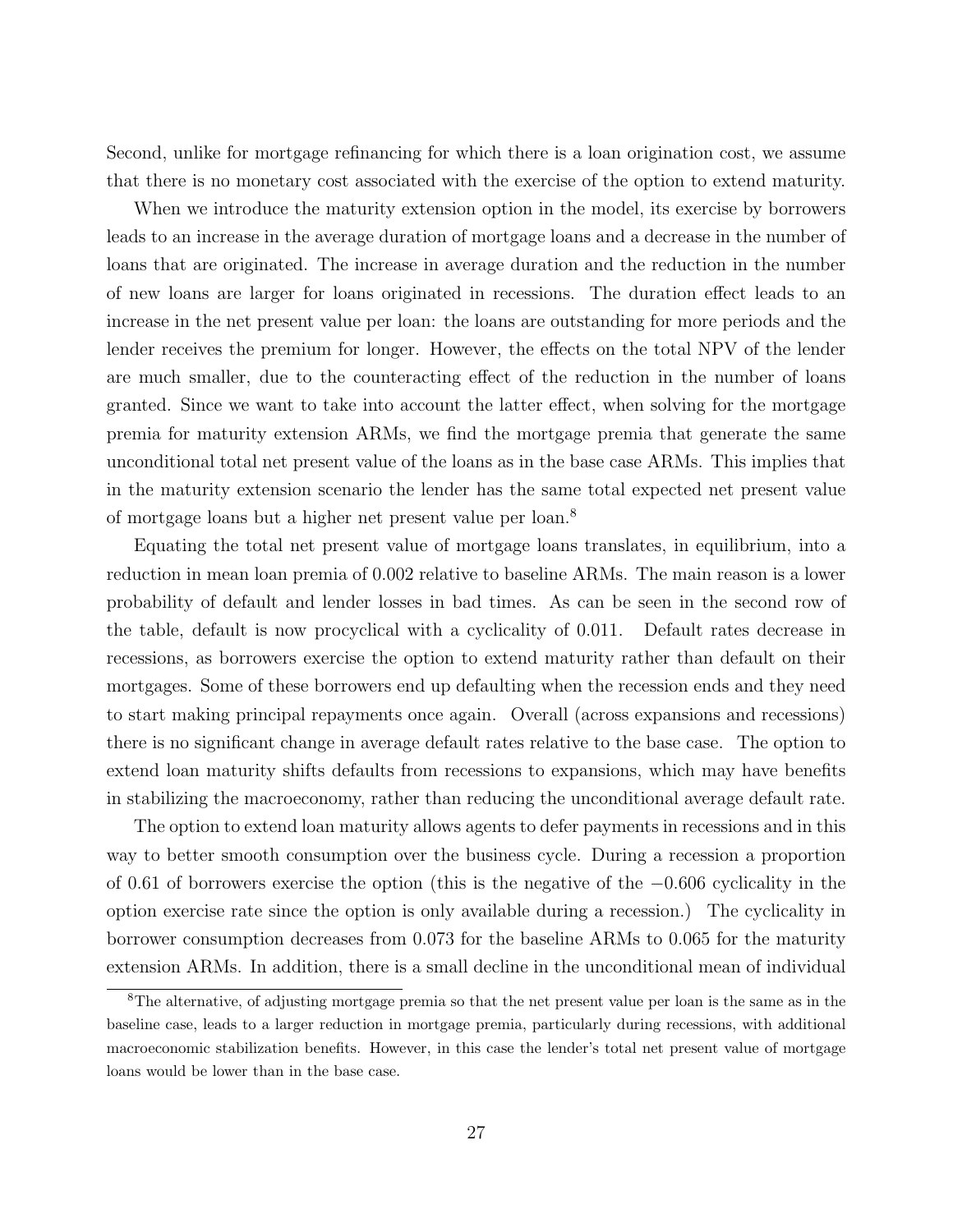Second, unlike for mortgage refinancing for which there is a loan origination cost, we assume that there is no monetary cost associated with the exercise of the option to extend maturity.

When we introduce the maturity extension option in the model, its exercise by borrowers leads to an increase in the average duration of mortgage loans and a decrease in the number of loans that are originated. The increase in average duration and the reduction in the number of new loans are larger for loans originated in recessions. The duration effect leads to an increase in the net present value per loan: the loans are outstanding for more periods and the lender receives the premium for longer. However, the effects on the total NPV of the lender are much smaller, due to the counteracting effect of the reduction in the number of loans granted. Since we want to take into account the latter effect, when solving for the mortgage premia for maturity extension ARMs, we find the mortgage premia that generate the same unconditional total net present value of the loans as in the base case ARMs. This implies that in the maturity extension scenario the lender has the same total expected net present value of mortgage loans but a higher net present value per loan.[8]

Equating the total net present value of mortgage loans translates, in equilibrium, into a reduction in mean loan premia of 0.002 relative to baseline ARMs. The main reason is a lower probability of default and lender losses in bad times. As can be seen in the second row of the table, default is now procyclical with a cyclicality of 0.011. Default rates decrease in recessions, as borrowers exercise the option to extend maturity rather than default on their mortgages. Some of these borrowers end up defaulting when the recession ends and they need to start making principal repayments once again. Overall (across expansions and recessions) there is no significant change in average default rates relative to the base case. The option to extend loan maturity shifts defaults from recessions to expansions, which may have benefits in stabilizing the macroeconomy, rather than reducing the unconditional average default rate.

The option to extend loan maturity allows agents to defer payments in recessions and in this way to better smooth consumption over the business cycle. During a recession a proportion of 0.61 of borrowers exercise the option (this is the negative of the $-0.606$ cyclicality in the option exercise rate since the option is only available during a recession.) The cyclicality in borrower consumption decreases from 0.073 for the baseline ARMs to 0.065 for the maturity extension ARMs. In addition, there is a small decline in the unconditional mean of individual

[8]The alternative, of adjusting mortgage premia so that the net present value per loan is the same as in the baseline case, leads to a larger reduction in mortgage premia, particularly during recessions, with additional macroeconomic stabilization benefits. However, in this case the lender's total net present value of mortgage loans would be lower than in the base case.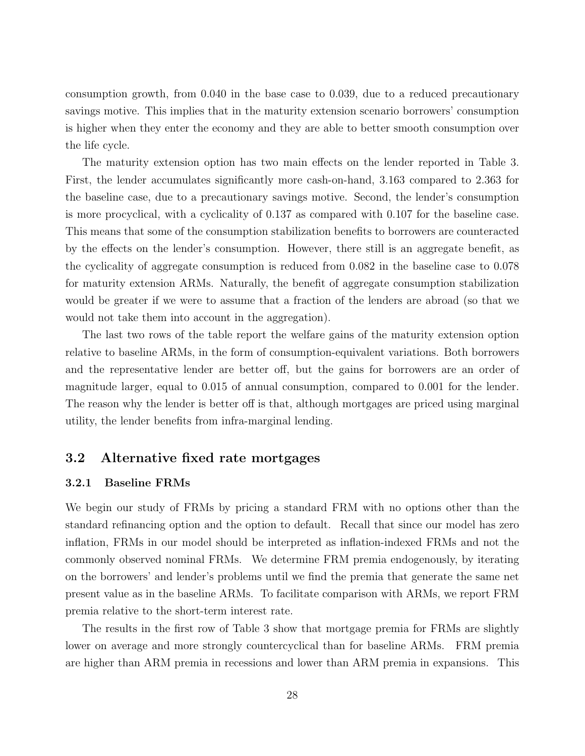consumption growth, from 0.040 in the base case to 0.039, due to a reduced precautionary savings motive. This implies that in the maturity extension scenario borrowers' consumption is higher when they enter the economy and they are able to better smooth consumption over the life cycle.

The maturity extension option has two main effects on the lender reported in Table 3. First, the lender accumulates significantly more cash-on-hand, 3.163 compared to 2.363 for the baseline case, due to a precautionary savings motive. Second, the lender's consumption is more procyclical, with a cyclicality of 0.137 as compared with 0.107 for the baseline case. This means that some of the consumption stabilization benefits to borrowers are counteracted by the effects on the lender's consumption. However, there still is an aggregate benefit, as the cyclicality of aggregate consumption is reduced from 0.082 in the baseline case to 0.078 for maturity extension ARMs. Naturally, the benefit of aggregate consumption stabilization would be greater if we were to assume that a fraction of the lenders are abroad (so that we would not take them into account in the aggregation).

The last two rows of the table report the welfare gains of the maturity extension option relative to baseline ARMs, in the form of consumption-equivalent variations. Both borrowers and the representative lender are better off, but the gains for borrowers are an order of magnitude larger, equal to 0.015 of annual consumption, compared to 0.001 for the lender. The reason why the lender is better off is that, although mortgages are priced using marginal utility, the lender benefits from infra-marginal lending.

## 3.2 Alternative fixed rate mortgages

### 3.2.1 Baseline FRMs

We begin our study of FRMs by pricing a standard FRM with no options other than the standard refinancing option and the option to default. Recall that since our model has zero inflation, FRMs in our model should be interpreted as inflation-indexed FRMs and not the commonly observed nominal FRMs. We determine FRM premia endogenously, by iterating on the borrowers' and lender's problems until we find the premia that generate the same net present value as in the baseline ARMs. To facilitate comparison with ARMs, we report FRM premia relative to the short-term interest rate.

The results in the first row of Table 3 show that mortgage premia for FRMs are slightly lower on average and more strongly countercyclical than for baseline ARMs. FRM premia are higher than ARM premia in recessions and lower than ARM premia in expansions. This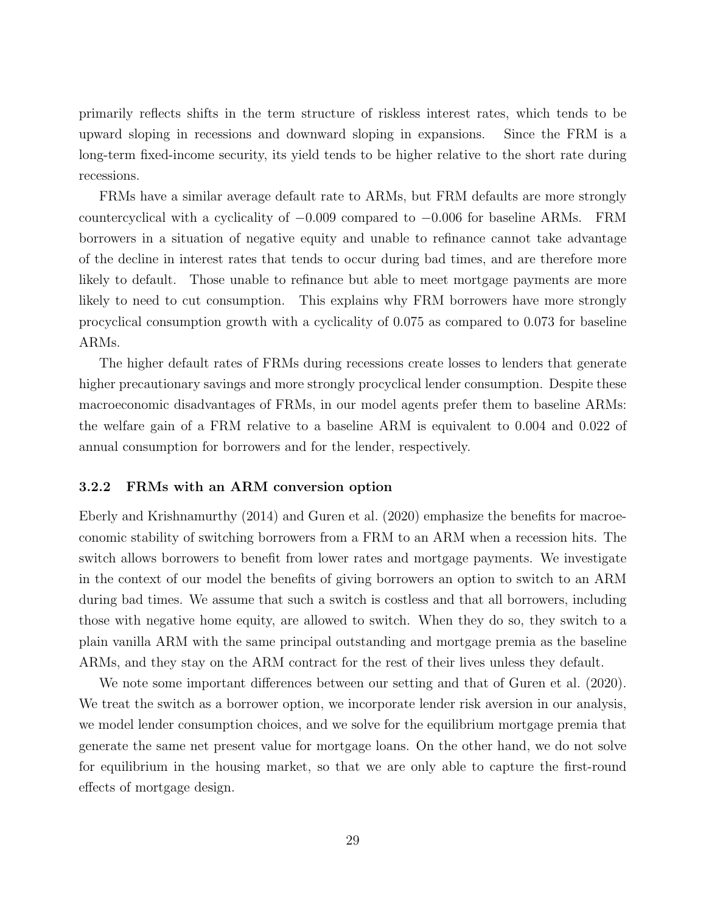primarily reflects shifts in the term structure of riskless interest rates, which tends to be upward sloping in recessions and downward sloping in expansions. Since the FRM is a long-term fixed-income security, its yield tends to be higher relative to the short rate during recessions.

FRMs have a similar average default rate to ARMs, but FRM defaults are more strongly countercyclical with a cyclicality of $-0.009$ compared to $-0.006$ for baseline ARMs. FRM borrowers in a situation of negative equity and unable to refinance cannot take advantage of the decline in interest rates that tends to occur during bad times, and are therefore more likely to default. Those unable to refinance but able to meet mortgage payments are more likely to need to cut consumption. This explains why FRM borrowers have more strongly procyclical consumption growth with a cyclicality of 0.075 as compared to 0.073 for baseline ARMs.

The higher default rates of FRMs during recessions create losses to lenders that generate higher precautionary savings and more strongly procyclical lender consumption. Despite these macroeconomic disadvantages of FRMs, in our model agents prefer them to baseline ARMs: the welfare gain of a FRM relative to a baseline ARM is equivalent to 0.004 and 0.022 of annual consumption for borrowers and for the lender, respectively.

### 3.2.2 FRMs with an ARM conversion option

Eberly and Krishnamurthy (2014) and Guren et al. (2020) emphasize the benefits for macroeconomic stability of switching borrowers from a FRM to an ARM when a recession hits. The switch allows borrowers to benefit from lower rates and mortgage payments. We investigate in the context of our model the benefits of giving borrowers an option to switch to an ARM during bad times. We assume that such a switch is costless and that all borrowers, including those with negative home equity, are allowed to switch. When they do so, they switch to a plain vanilla ARM with the same principal outstanding and mortgage premia as the baseline ARMs, and they stay on the ARM contract for the rest of their lives unless they default.

We note some important differences between our setting and that of Guren et al. (2020). We treat the switch as a borrower option, we incorporate lender risk aversion in our analysis, we model lender consumption choices, and we solve for the equilibrium mortgage premia that generate the same net present value for mortgage loans. On the other hand, we do not solve for equilibrium in the housing market, so that we are only able to capture the first-round effects of mortgage design.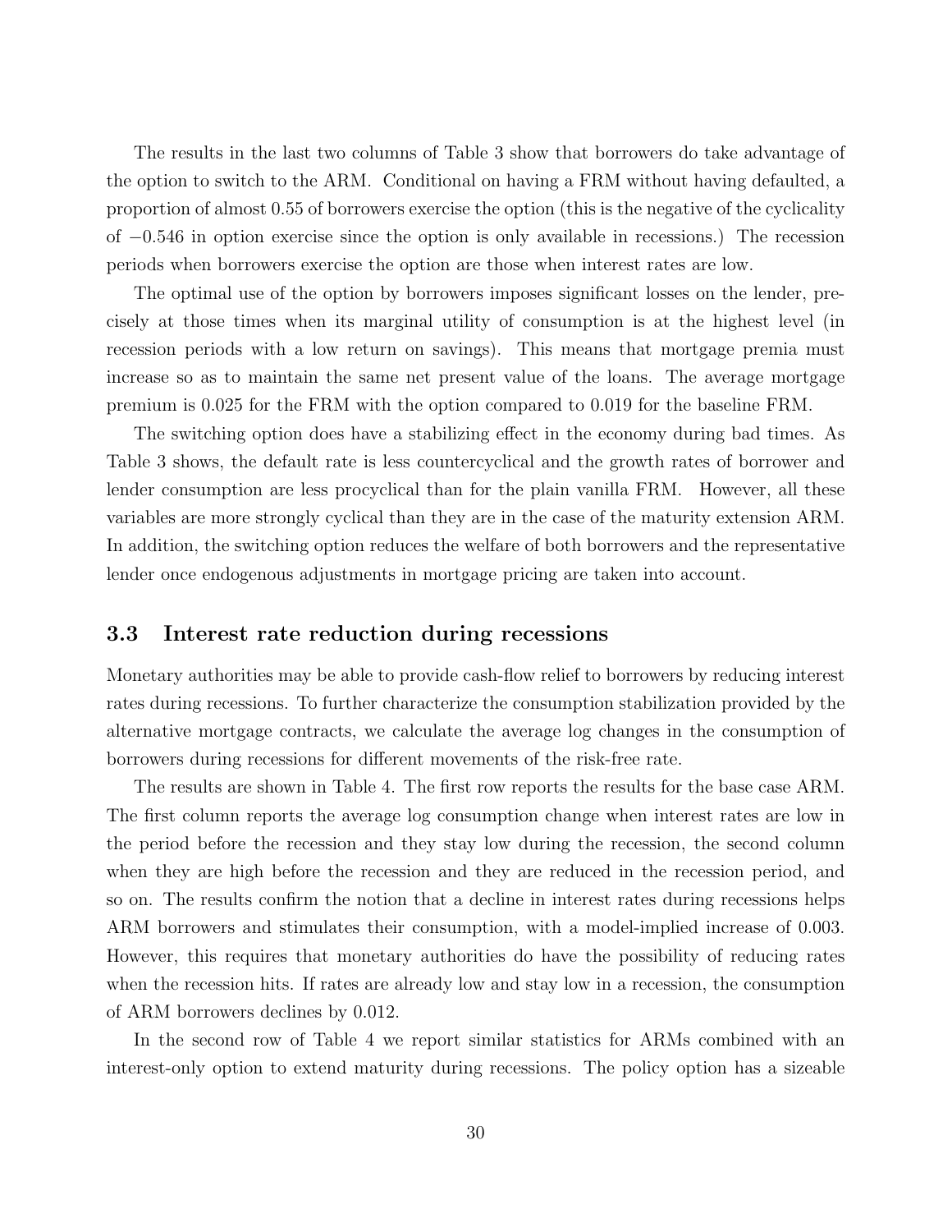The results in the last two columns of Table 3 show that borrowers do take advantage of the option to switch to the ARM. Conditional on having a FRM without having defaulted, a proportion of almost 0.55 of borrowers exercise the option (this is the negative of the cyclicality of $-0.546$ in option exercise since the option is only available in recessions.) The recession periods when borrowers exercise the option are those when interest rates are low.

The optimal use of the option by borrowers imposes significant losses on the lender, precisely at those times when its marginal utility of consumption is at the highest level (in recession periods with a low return on savings). This means that mortgage premia must increase so as to maintain the same net present value of the loans. The average mortgage premium is 0.025 for the FRM with the option compared to 0.019 for the baseline FRM.

The switching option does have a stabilizing effect in the economy during bad times. As Table 3 shows, the default rate is less countercyclical and the growth rates of borrower and lender consumption are less procyclical than for the plain vanilla FRM. However, all these variables are more strongly cyclical than they are in the case of the maturity extension ARM. In addition, the switching option reduces the welfare of both borrowers and the representative lender once endogenous adjustments in mortgage pricing are taken into account.

### 3.3 Interest rate reduction during recessions

Monetary authorities may be able to provide cash-flow relief to borrowers by reducing interest rates during recessions. To further characterize the consumption stabilization provided by the alternative mortgage contracts, we calculate the average log changes in the consumption of borrowers during recessions for different movements of the risk-free rate.

The results are shown in Table 4. The first row reports the results for the base case ARM. The first column reports the average log consumption change when interest rates are low in the period before the recession and they stay low during the recession, the second column when they are high before the recession and they are reduced in the recession period, and so on. The results confirm the notion that a decline in interest rates during recessions helps ARM borrowers and stimulates their consumption, with a model-implied increase of 0.003. However, this requires that monetary authorities do have the possibility of reducing rates when the recession hits. If rates are already low and stay low in a recession, the consumption of ARM borrowers declines by 0.012.

In the second row of Table 4 we report similar statistics for ARMs combined with an interest-only option to extend maturity during recessions. The policy option has a sizeable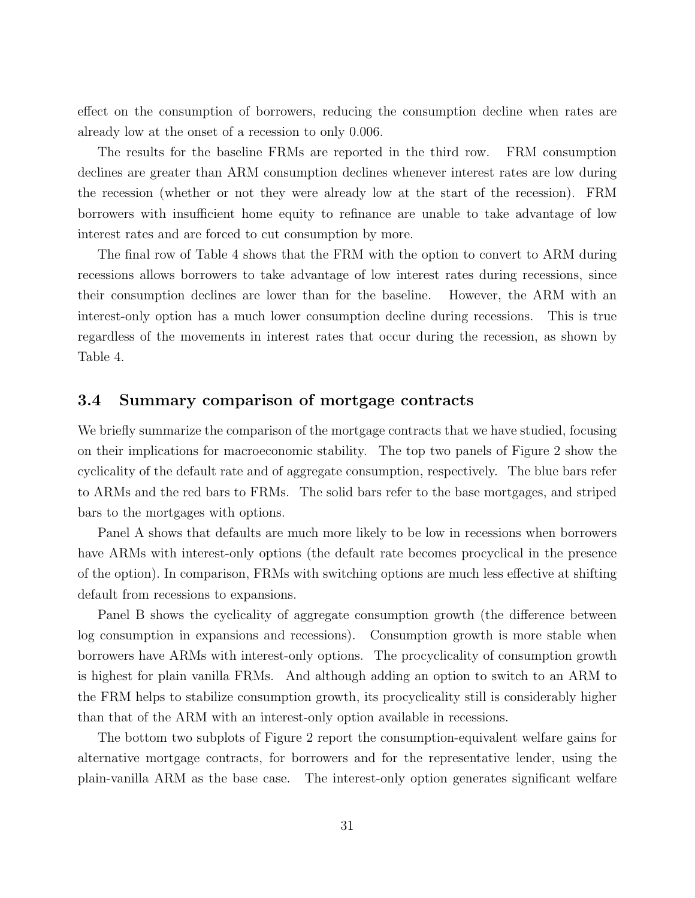effect on the consumption of borrowers, reducing the consumption decline when rates are already low at the onset of a recession to only 0.006.

The results for the baseline FRMs are reported in the third row. FRM consumption declines are greater than ARM consumption declines whenever interest rates are low during the recession (whether or not they were already low at the start of the recession). FRM borrowers with insufficient home equity to refinance are unable to take advantage of low interest rates and are forced to cut consumption by more.

The final row of Table 4 shows that the FRM with the option to convert to ARM during recessions allows borrowers to take advantage of low interest rates during recessions, since their consumption declines are lower than for the baseline. However, the ARM with an interest-only option has a much lower consumption decline during recessions. This is true regardless of the movements in interest rates that occur during the recession, as shown by Table 4.

### 3.4 Summary comparison of mortgage contracts

We briefly summarize the comparison of the mortgage contracts that we have studied, focusing on their implications for macroeconomic stability. The top two panels of Figure 2 show the cyclicality of the default rate and of aggregate consumption, respectively. The blue bars refer to ARMs and the red bars to FRMs. The solid bars refer to the base mortgages, and striped bars to the mortgages with options.

Panel A shows that defaults are much more likely to be low in recessions when borrowers have ARMs with interest-only options (the default rate becomes procyclical in the presence of the option). In comparison, FRMs with switching options are much less effective at shifting default from recessions to expansions.

Panel B shows the cyclicality of aggregate consumption growth (the difference between log consumption in expansions and recessions). Consumption growth is more stable when borrowers have ARMs with interest-only options. The procyclicality of consumption growth is highest for plain vanilla FRMs. And although adding an option to switch to an ARM to the FRM helps to stabilize consumption growth, its procyclicality still is considerably higher than that of the ARM with an interest-only option available in recessions.

The bottom two subplots of Figure 2 report the consumption-equivalent welfare gains for alternative mortgage contracts, for borrowers and for the representative lender, using the plain-vanilla ARM as the base case. The interest-only option generates significant welfare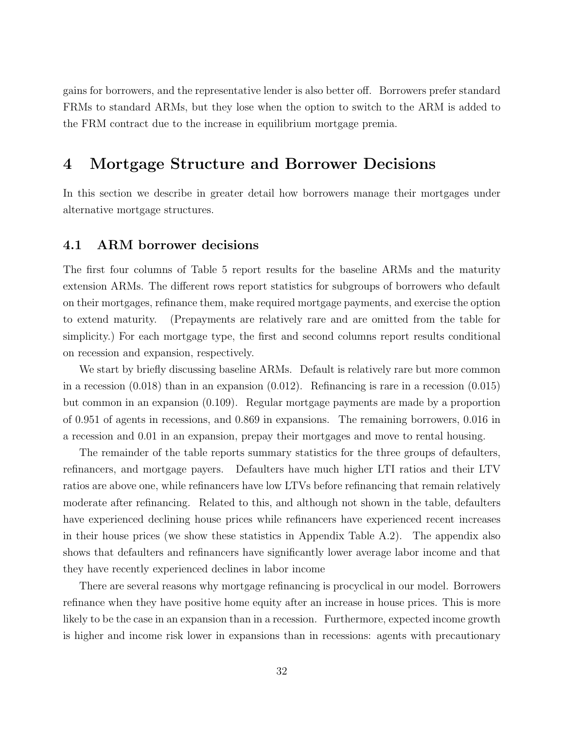gains for borrowers, and the representative lender is also better off. Borrowers prefer standard FRMs to standard ARMs, but they lose when the option to switch to the ARM is added to the FRM contract due to the increase in equilibrium mortgage premia.

# 4 Mortgage Structure and Borrower Decisions

In this section we describe in greater detail how borrowers manage their mortgages under alternative mortgage structures.

## 4.1 ARM borrower decisions

The first four columns of Table 5 report results for the baseline ARMs and the maturity extension ARMs. The different rows report statistics for subgroups of borrowers who default on their mortgages, refinance them, make required mortgage payments, and exercise the option to extend maturity. (Prepayments are relatively rare and are omitted from the table for simplicity.) For each mortgage type, the first and second columns report results conditional on recession and expansion, respectively.

We start by briefly discussing baseline ARMs. Default is relatively rare but more common in a recession (0.018) than in an expansion (0.012). Refinancing is rare in a recession (0.015) but common in an expansion (0.109). Regular mortgage payments are made by a proportion of 0.951 of agents in recessions, and 0.869 in expansions. The remaining borrowers, 0.016 in a recession and 0.01 in an expansion, prepay their mortgages and move to rental housing.

The remainder of the table reports summary statistics for the three groups of defaulters, refinancers, and mortgage payers. Defaulters have much higher LTI ratios and their LTV ratios are above one, while refinancers have low LTVs before refinancing that remain relatively moderate after refinancing. Related to this, and although not shown in the table, defaulters have experienced declining house prices while refinancers have experienced recent increases in their house prices (we show these statistics in Appendix Table A.2). The appendix also shows that defaulters and refinancers have significantly lower average labor income and that they have recently experienced declines in labor income

There are several reasons why mortgage refinancing is procyclical in our model. Borrowers refinance when they have positive home equity after an increase in house prices. This is more likely to be the case in an expansion than in a recession. Furthermore, expected income growth is higher and income risk lower in expansions than in recessions: agents with precautionary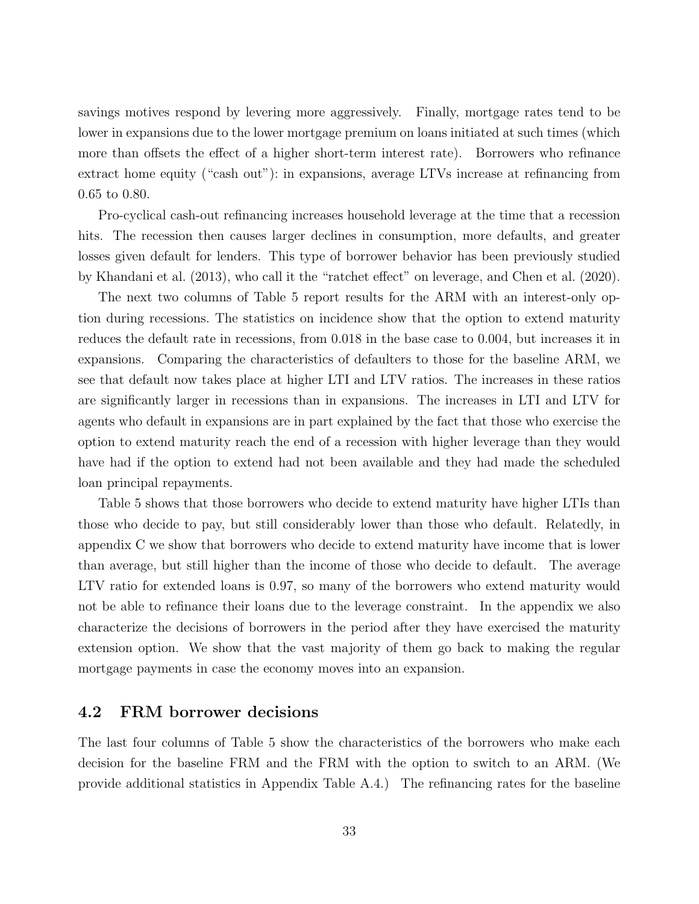savings motives respond by levering more aggressively. Finally, mortgage rates tend to be lower in expansions due to the lower mortgage premium on loans initiated at such times (which more than offsets the effect of a higher short-term interest rate). Borrowers who refinance extract home equity ("cash out"): in expansions, average LTVs increase at refinancing from 0.65 to 0.80.

Pro-cyclical cash-out refinancing increases household leverage at the time that a recession hits. The recession then causes larger declines in consumption, more defaults, and greater losses given default for lenders. This type of borrower behavior has been previously studied by Khandani et al. (2013), who call it the "ratchet effect" on leverage, and Chen et al. (2020).

The next two columns of Table 5 report results for the ARM with an interest-only option during recessions. The statistics on incidence show that the option to extend maturity reduces the default rate in recessions, from 0.018 in the base case to 0.004, but increases it in expansions. Comparing the characteristics of defaulters to those for the baseline ARM, we see that default now takes place at higher LTI and LTV ratios. The increases in these ratios are significantly larger in recessions than in expansions. The increases in LTI and LTV for agents who default in expansions are in part explained by the fact that those who exercise the option to extend maturity reach the end of a recession with higher leverage than they would have had if the option to extend had not been available and they had made the scheduled loan principal repayments.

Table 5 shows that those borrowers who decide to extend maturity have higher LTIs than those who decide to pay, but still considerably lower than those who default. Relatedly, in appendix C we show that borrowers who decide to extend maturity have income that is lower than average, but still higher than the income of those who decide to default. The average LTV ratio for extended loans is 0.97, so many of the borrowers who extend maturity would not be able to refinance their loans due to the leverage constraint. In the appendix we also characterize the decisions of borrowers in the period after they have exercised the maturity extension option. We show that the vast majority of them go back to making the regular mortgage payments in case the economy moves into an expansion.

## 4.2 FRM borrower decisions

The last four columns of Table 5 show the characteristics of the borrowers who make each decision for the baseline FRM and the FRM with the option to switch to an ARM. (We provide additional statistics in Appendix Table A.4.) The refinancing rates for the baseline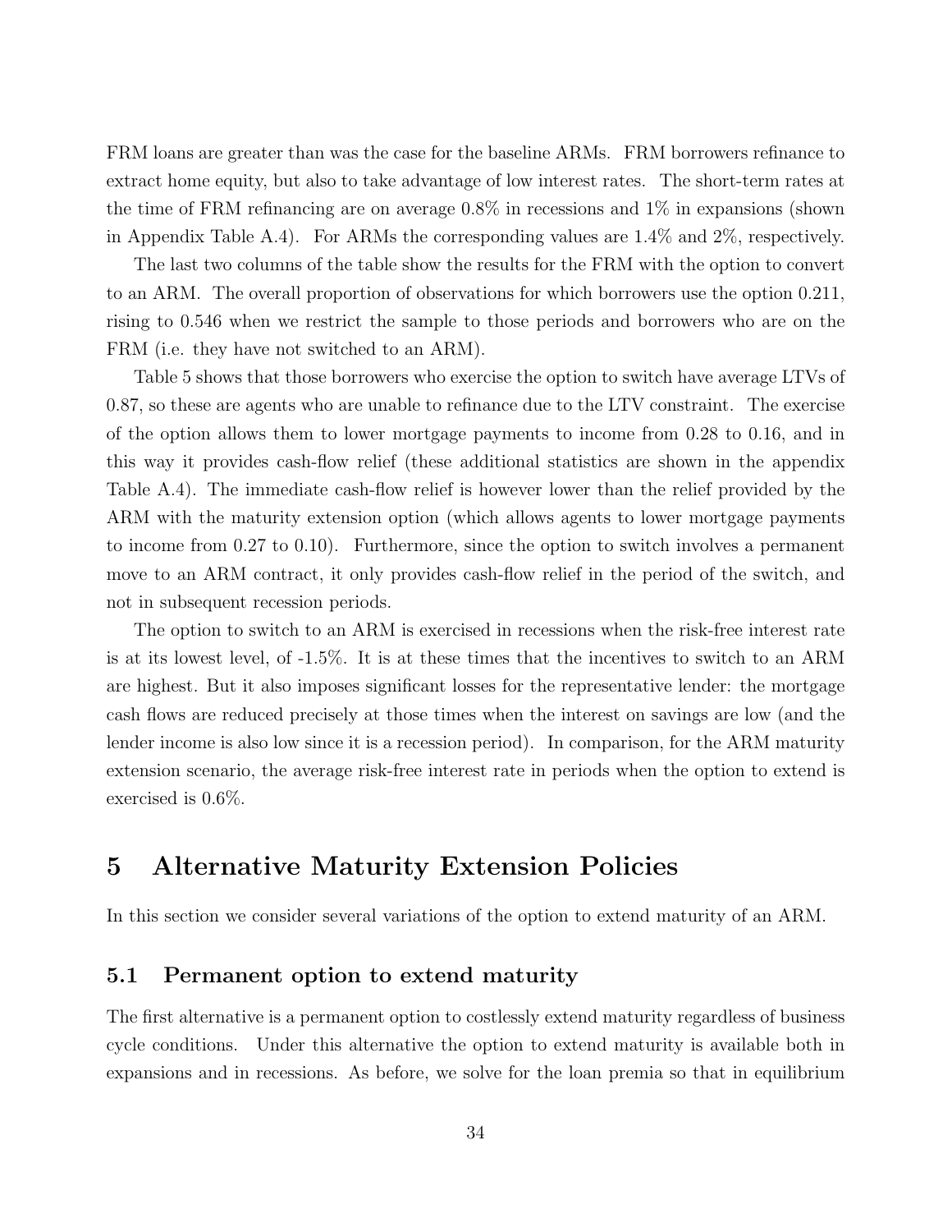FRM loans are greater than was the case for the baseline ARMs. FRM borrowers refinance to extract home equity, but also to take advantage of low interest rates. The short-term rates at the time of FRM refinancing are on average 0.8% in recessions and 1% in expansions (shown in Appendix Table A.4). For ARMs the corresponding values are 1.4% and 2%, respectively.

The last two columns of the table show the results for the FRM with the option to convert to an ARM. The overall proportion of observations for which borrowers use the option 0.211, rising to 0.546 when we restrict the sample to those periods and borrowers who are on the FRM (i.e. they have not switched to an ARM).

Table 5 shows that those borrowers who exercise the option to switch have average LTVs of 0.87, so these are agents who are unable to refinance due to the LTV constraint. The exercise of the option allows them to lower mortgage payments to income from 0.28 to 0.16, and in this way it provides cash-flow relief (these additional statistics are shown in the appendix Table A.4). The immediate cash-flow relief is however lower than the relief provided by the ARM with the maturity extension option (which allows agents to lower mortgage payments to income from 0.27 to 0.10). Furthermore, since the option to switch involves a permanent move to an ARM contract, it only provides cash-flow relief in the period of the switch, and not in subsequent recession periods.

The option to switch to an ARM is exercised in recessions when the risk-free interest rate is at its lowest level, of -1.5%. It is at these times that the incentives to switch to an ARM are highest. But it also imposes significant losses for the representative lender: the mortgage cash flows are reduced precisely at those times when the interest on savings are low (and the lender income is also low since it is a recession period). In comparison, for the ARM maturity extension scenario, the average risk-free interest rate in periods when the option to extend is exercised is 0.6%.

# 5 Alternative Maturity Extension Policies

In this section we consider several variations of the option to extend maturity of an ARM.

## 5.1 Permanent option to extend maturity

The first alternative is a permanent option to costlessly extend maturity regardless of business cycle conditions. Under this alternative the option to extend maturity is available both in expansions and in recessions. As before, we solve for the loan premia so that in equilibrium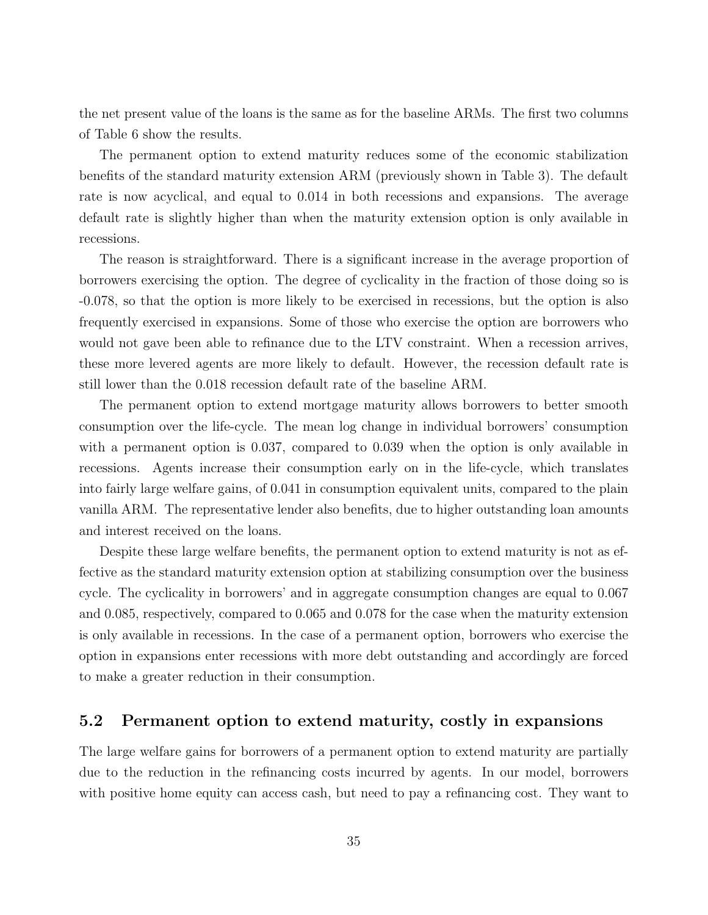the net present value of the loans is the same as for the baseline ARMs. The first two columns of Table 6 show the results.

The permanent option to extend maturity reduces some of the economic stabilization benefits of the standard maturity extension ARM (previously shown in Table 3). The default rate is now acyclical, and equal to 0.014 in both recessions and expansions. The average default rate is slightly higher than when the maturity extension option is only available in recessions.

The reason is straightforward. There is a significant increase in the average proportion of borrowers exercising the option. The degree of cyclicality in the fraction of those doing so is -0.078, so that the option is more likely to be exercised in recessions, but the option is also frequently exercised in expansions. Some of those who exercise the option are borrowers who would not gave been able to refinance due to the LTV constraint. When a recession arrives, these more levered agents are more likely to default. However, the recession default rate is still lower than the 0.018 recession default rate of the baseline ARM.

The permanent option to extend mortgage maturity allows borrowers to better smooth consumption over the life-cycle. The mean log change in individual borrowers' consumption with a permanent option is 0.037, compared to 0.039 when the option is only available in recessions. Agents increase their consumption early on in the life-cycle, which translates into fairly large welfare gains, of 0.041 in consumption equivalent units, compared to the plain vanilla ARM. The representative lender also benefits, due to higher outstanding loan amounts and interest received on the loans.

Despite these large welfare benefits, the permanent option to extend maturity is not as effective as the standard maturity extension option at stabilizing consumption over the business cycle. The cyclicality in borrowers' and in aggregate consumption changes are equal to 0.067 and 0.085, respectively, compared to 0.065 and 0.078 for the case when the maturity extension is only available in recessions. In the case of a permanent option, borrowers who exercise the option in expansions enter recessions with more debt outstanding and accordingly are forced to make a greater reduction in their consumption.

## 5.2 Permanent option to extend maturity, costly in expansions

The large welfare gains for borrowers of a permanent option to extend maturity are partially due to the reduction in the refinancing costs incurred by agents. In our model, borrowers with positive home equity can access cash, but need to pay a refinancing cost. They want to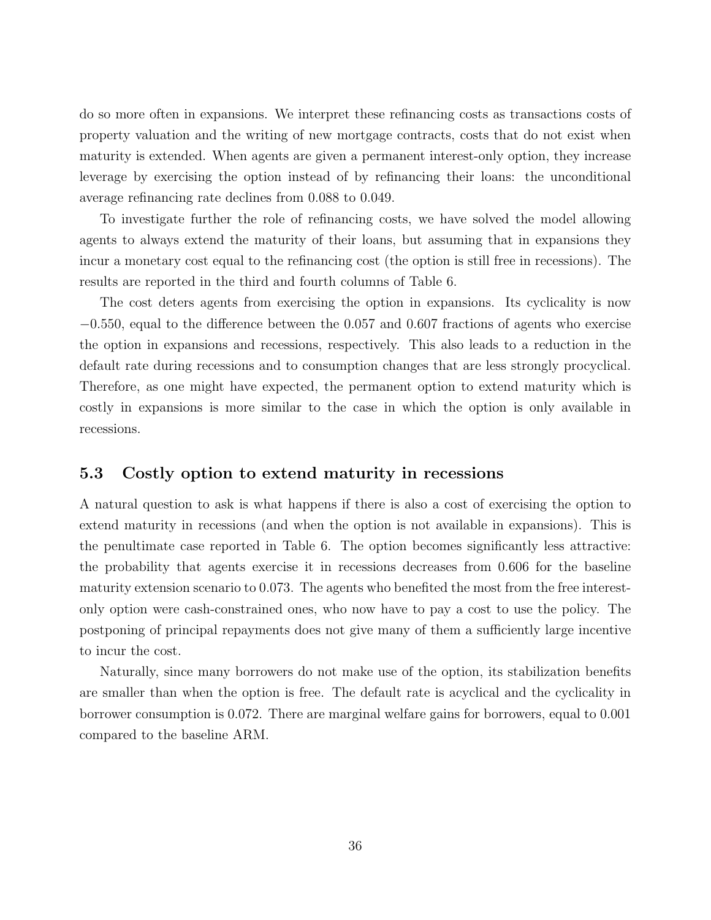do so more often in expansions. We interpret these refinancing costs as transactions costs of property valuation and the writing of new mortgage contracts, costs that do not exist when maturity is extended. When agents are given a permanent interest-only option, they increase leverage by exercising the option instead of by refinancing their loans: the unconditional average refinancing rate declines from 0.088 to 0.049.

To investigate further the role of refinancing costs, we have solved the model allowing agents to always extend the maturity of their loans, but assuming that in expansions they incur a monetary cost equal to the refinancing cost (the option is still free in recessions). The results are reported in the third and fourth columns of Table 6.

The cost deters agents from exercising the option in expansions. Its cyclicality is now −0.550, equal to the difference between the 0.057 and 0.607 fractions of agents who exercise the option in expansions and recessions, respectively. This also leads to a reduction in the default rate during recessions and to consumption changes that are less strongly procyclical. Therefore, as one might have expected, the permanent option to extend maturity which is costly in expansions is more similar to the case in which the option is only available in recessions.

## 5.3 Costly option to extend maturity in recessions

A natural question to ask is what happens if there is also a cost of exercising the option to extend maturity in recessions (and when the option is not available in expansions). This is the penultimate case reported in Table 6. The option becomes significantly less attractive: the probability that agents exercise it in recessions decreases from 0.606 for the baseline maturity extension scenario to 0.073. The agents who benefited the most from the free interest-only option were cash-constrained ones, who now have to pay a cost to use the policy. The postponing of principal repayments does not give many of them a sufficiently large incentive to incur the cost.

Naturally, since many borrowers do not make use of the option, its stabilization benefits are smaller than when the option is free. The default rate is acyclical and the cyclicality in borrower consumption is 0.072. There are marginal welfare gains for borrowers, equal to 0.001 compared to the baseline ARM.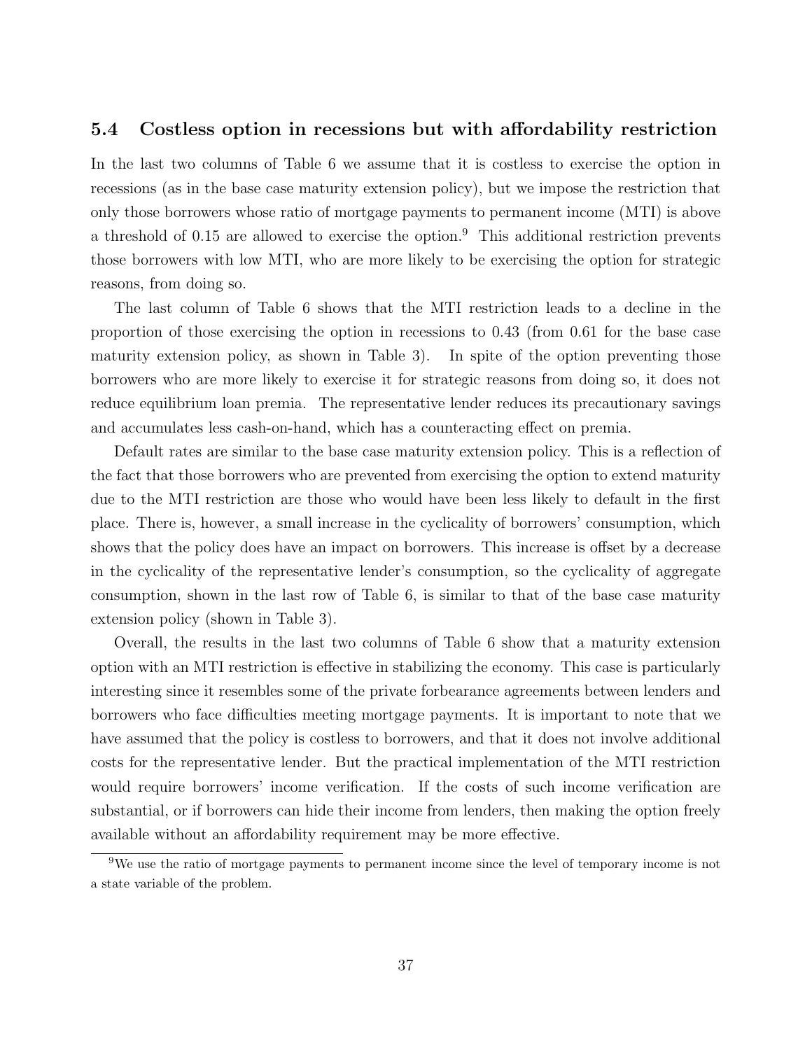### 5.4 Costless option in recessions but with affordability restriction

In the last two columns of Table 6 we assume that it is costless to exercise the option in recessions (as in the base case maturity extension policy), but we impose the restriction that only those borrowers whose ratio of mortgage payments to permanent income (MTI) is above a threshold of 0.15 are allowed to exercise the option.[9] This additional restriction prevents those borrowers with low MTI, who are more likely to be exercising the option for strategic reasons, from doing so.

The last column of Table 6 shows that the MTI restriction leads to a decline in the proportion of those exercising the option in recessions to 0.43 (from 0.61 for the base case maturity extension policy, as shown in Table 3). In spite of the option preventing those borrowers who are more likely to exercise it for strategic reasons from doing so, it does not reduce equilibrium loan premia. The representative lender reduces its precautionary savings and accumulates less cash-on-hand, which has a counteracting effect on premia.

Default rates are similar to the base case maturity extension policy. This is a reflection of the fact that those borrowers who are prevented from exercising the option to extend maturity due to the MTI restriction are those who would have been less likely to default in the first place. There is, however, a small increase in the cyclicality of borrowers' consumption, which shows that the policy does have an impact on borrowers. This increase is offset by a decrease in the cyclicality of the representative lender's consumption, so the cyclicality of aggregate consumption, shown in the last row of Table 6, is similar to that of the base case maturity extension policy (shown in Table 3).

Overall, the results in the last two columns of Table 6 show that a maturity extension option with an MTI restriction is effective in stabilizing the economy. This case is particularly interesting since it resembles some of the private forbearance agreements between lenders and borrowers who face difficulties meeting mortgage payments. It is important to note that we have assumed that the policy is costless to borrowers, and that it does not involve additional costs for the representative lender. But the practical implementation of the MTI restriction would require borrowers' income verification. If the costs of such income verification are substantial, or if borrowers can hide their income from lenders, then making the option freely available without an affordability requirement may be more effective.

[9] We use the ratio of mortgage payments to permanent income since the level of temporary income is not a state variable of the problem.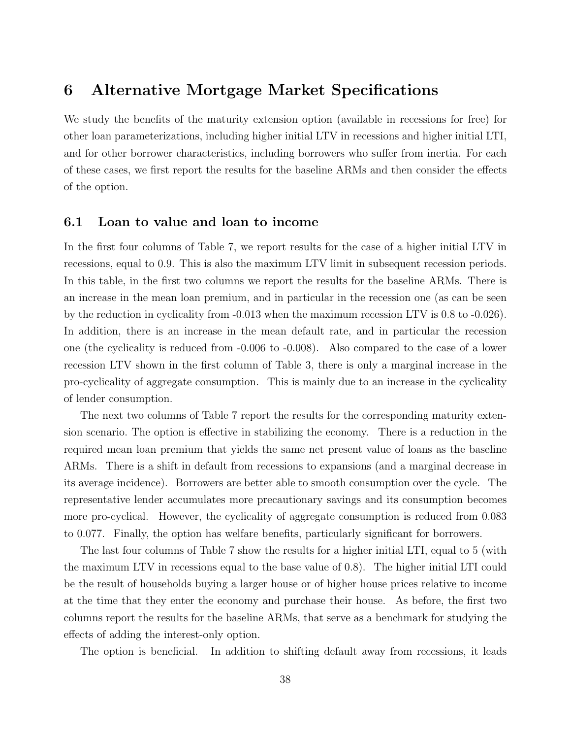# 6 Alternative Mortgage Market Specifications

We study the benefits of the maturity extension option (available in recessions for free) for other loan parameterizations, including higher initial LTV in recessions and higher initial LTI, and for other borrower characteristics, including borrowers who suffer from inertia. For each of these cases, we first report the results for the baseline ARMs and then consider the effects of the option.

## 6.1 Loan to value and loan to income

In the first four columns of Table 7, we report results for the case of a higher initial LTV in recessions, equal to 0.9. This is also the maximum LTV limit in subsequent recession periods. In this table, in the first two columns we report the results for the baseline ARMs. There is an increase in the mean loan premium, and in particular in the recession one (as can be seen by the reduction in cyclicality from -0.013 when the maximum recession LTV is 0.8 to -0.026). In addition, there is an increase in the mean default rate, and in particular the recession one (the cyclicality is reduced from -0.006 to -0.008). Also compared to the case of a lower recession LTV shown in the first column of Table 3, there is only a marginal increase in the pro-cyclicality of aggregate consumption. This is mainly due to an increase in the cyclicality of lender consumption.

The next two columns of Table 7 report the results for the corresponding maturity extension scenario. The option is effective in stabilizing the economy. There is a reduction in the required mean loan premium that yields the same net present value of loans as the baseline ARMs. There is a shift in default from recessions to expansions (and a marginal decrease in its average incidence). Borrowers are better able to smooth consumption over the cycle. The representative lender accumulates more precautionary savings and its consumption becomes more pro-cyclical. However, the cyclicality of aggregate consumption is reduced from 0.083 to 0.077. Finally, the option has welfare benefits, particularly significant for borrowers.

The last four columns of Table 7 show the results for a higher initial LTI, equal to 5 (with the maximum LTV in recessions equal to the base value of 0.8). The higher initial LTI could be the result of households buying a larger house or of higher house prices relative to income at the time that they enter the economy and purchase their house. As before, the first two columns report the results for the baseline ARMs, that serve as a benchmark for studying the effects of adding the interest-only option.

The option is beneficial. In addition to shifting default away from recessions, it leads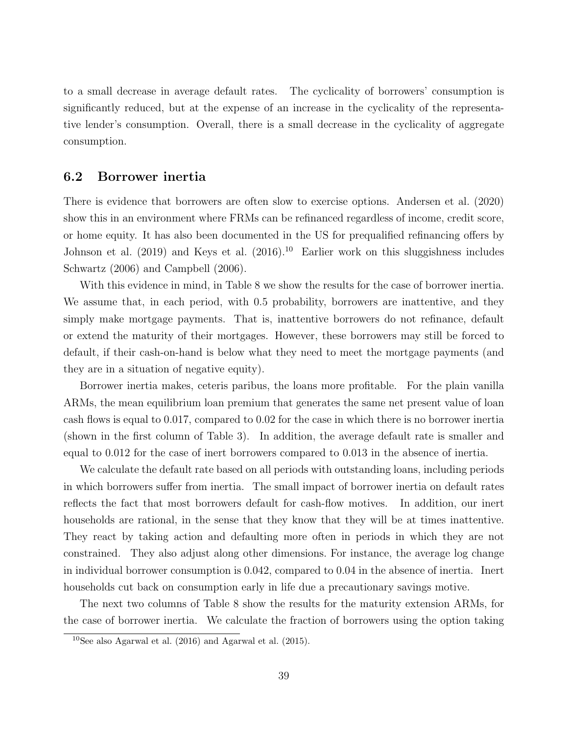to a small decrease in average default rates. The cyclicality of borrowers' consumption is significantly reduced, but at the expense of an increase in the cyclicality of the representative lender's consumption. Overall, there is a small decrease in the cyclicality of aggregate consumption.

## 6.2 Borrower inertia

There is evidence that borrowers are often slow to exercise options. Andersen et al. (2020) show this in an environment where FRMs can be refinanced regardless of income, credit score, or home equity. It has also been documented in the US for prequalified refinancing offers by Johnson et al. (2019) and Keys et al. (2016).[10] Earlier work on this sluggishness includes Schwartz (2006) and Campbell (2006).

With this evidence in mind, in Table 8 we show the results for the case of borrower inertia. We assume that, in each period, with 0.5 probability, borrowers are inattentive, and they simply make mortgage payments. That is, inattentive borrowers do not refinance, default or extend the maturity of their mortgages. However, these borrowers may still be forced to default, if their cash-on-hand is below what they need to meet the mortgage payments (and they are in a situation of negative equity).

Borrower inertia makes, ceteris paribus, the loans more profitable. For the plain vanilla ARMs, the mean equilibrium loan premium that generates the same net present value of loan cash flows is equal to 0.017, compared to 0.02 for the case in which there is no borrower inertia (shown in the first column of Table 3). In addition, the average default rate is smaller and equal to 0.012 for the case of inert borrowers compared to 0.013 in the absence of inertia.

We calculate the default rate based on all periods with outstanding loans, including periods in which borrowers suffer from inertia. The small impact of borrower inertia on default rates reflects the fact that most borrowers default for cash-flow motives. In addition, our inert households are rational, in the sense that they know that they will be at times inattentive. They react by taking action and defaulting more often in periods in which they are not constrained. They also adjust along other dimensions. For instance, the average log change in individual borrower consumption is 0.042, compared to 0.04 in the absence of inertia. Inert households cut back on consumption early in life due a precautionary savings motive.

The next two columns of Table 8 show the results for the maturity extension ARMs, for the case of borrower inertia. We calculate the fraction of borrowers using the option taking

[10] See also Agarwal et al. (2016) and Agarwal et al. (2015).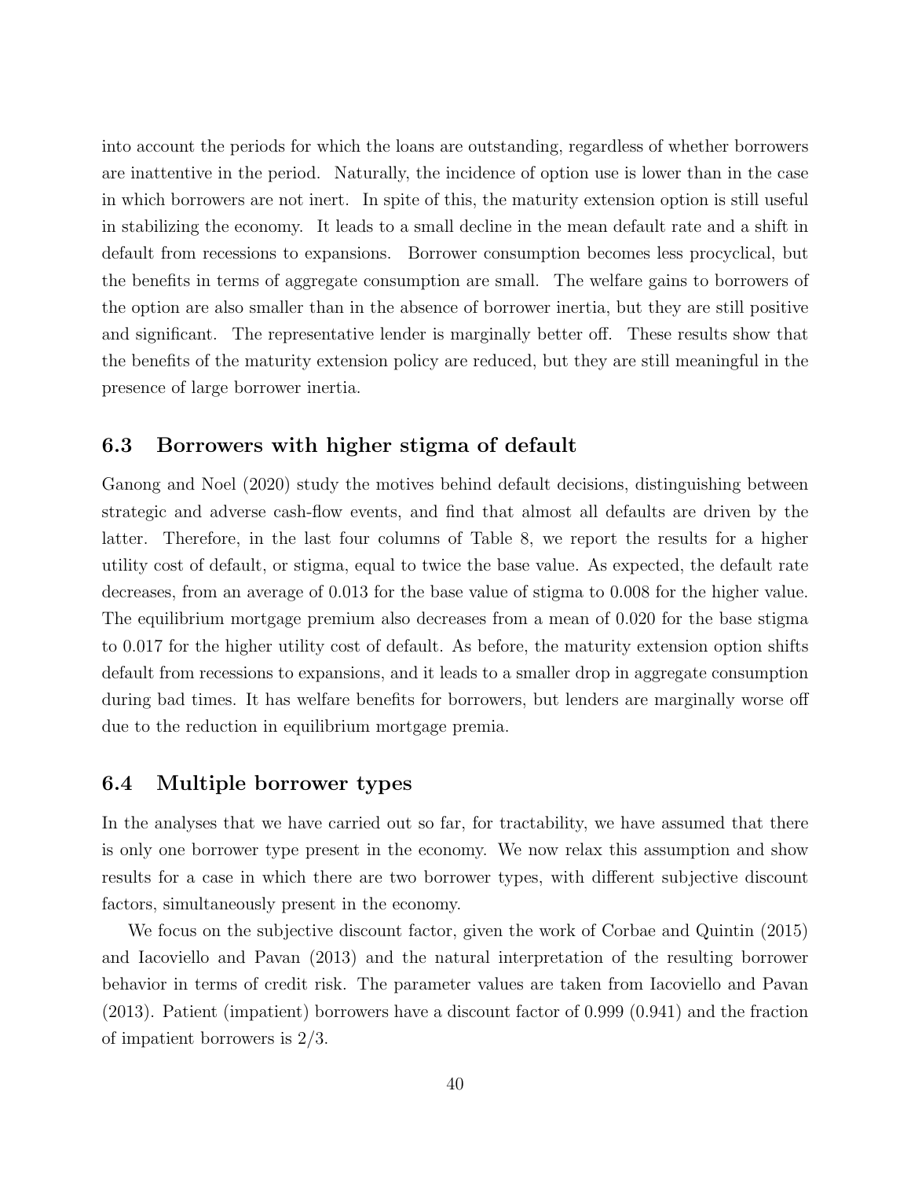into account the periods for which the loans are outstanding, regardless of whether borrowers are inattentive in the period. Naturally, the incidence of option use is lower than in the case in which borrowers are not inert. In spite of this, the maturity extension option is still useful in stabilizing the economy. It leads to a small decline in the mean default rate and a shift in default from recessions to expansions. Borrower consumption becomes less procyclical, but the benefits in terms of aggregate consumption are small. The welfare gains to borrowers of the option are also smaller than in the absence of borrower inertia, but they are still positive and significant. The representative lender is marginally better off. These results show that the benefits of the maturity extension policy are reduced, but they are still meaningful in the presence of large borrower inertia.

### 6.3 Borrowers with higher stigma of default

Ganong and Noel (2020) study the motives behind default decisions, distinguishing between strategic and adverse cash-flow events, and find that almost all defaults are driven by the latter. Therefore, in the last four columns of Table 8, we report the results for a higher utility cost of default, or stigma, equal to twice the base value. As expected, the default rate decreases, from an average of 0.013 for the base value of stigma to 0.008 for the higher value. The equilibrium mortgage premium also decreases from a mean of 0.020 for the base stigma to 0.017 for the higher utility cost of default. As before, the maturity extension option shifts default from recessions to expansions, and it leads to a smaller drop in aggregate consumption during bad times. It has welfare benefits for borrowers, but lenders are marginally worse off due to the reduction in equilibrium mortgage premia.

### 6.4 Multiple borrower types

In the analyses that we have carried out so far, for tractability, we have assumed that there is only one borrower type present in the economy. We now relax this assumption and show results for a case in which there are two borrower types, with different subjective discount factors, simultaneously present in the economy.

We focus on the subjective discount factor, given the work of Corbae and Quintin (2015) and Iacoviello and Pavan (2013) and the natural interpretation of the resulting borrower behavior in terms of credit risk. The parameter values are taken from Iacoviello and Pavan (2013). Patient (impatient) borrowers have a discount factor of 0.999 (0.941) and the fraction of impatient borrowers is 2/3.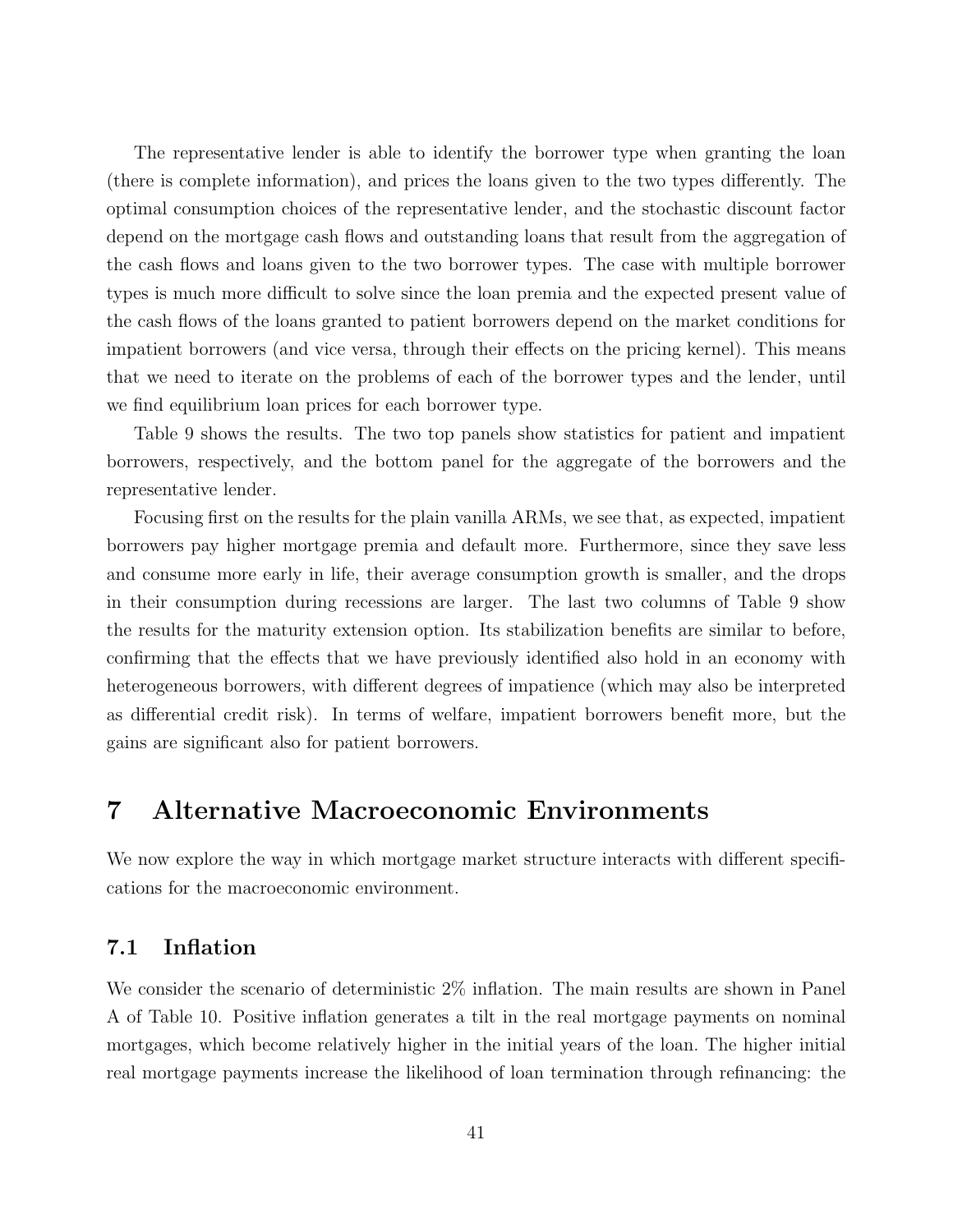The representative lender is able to identify the borrower type when granting the loan (there is complete information), and prices the loans given to the two types differently. The optimal consumption choices of the representative lender, and the stochastic discount factor depend on the mortgage cash flows and outstanding loans that result from the aggregation of the cash flows and loans given to the two borrower types. The case with multiple borrower types is much more difficult to solve since the loan premia and the expected present value of the cash flows of the loans granted to patient borrowers depend on the market conditions for impatient borrowers (and vice versa, through their effects on the pricing kernel). This means that we need to iterate on the problems of each of the borrower types and the lender, until we find equilibrium loan prices for each borrower type.

Table 9 shows the results. The two top panels show statistics for patient and impatient borrowers, respectively, and the bottom panel for the aggregate of the borrowers and the representative lender.

Focusing first on the results for the plain vanilla ARMs, we see that, as expected, impatient borrowers pay higher mortgage premia and default more. Furthermore, since they save less and consume more early in life, their average consumption growth is smaller, and the drops in their consumption during recessions are larger. The last two columns of Table 9 show the results for the maturity extension option. Its stabilization benefits are similar to before, confirming that the effects that we have previously identified also hold in an economy with heterogeneous borrowers, with different degrees of impatience (which may also be interpreted as differential credit risk). In terms of welfare, impatient borrowers benefit more, but the gains are significant also for patient borrowers.

# 7 Alternative Macroeconomic Environments

We now explore the way in which mortgage market structure interacts with different specifications for the macroeconomic environment.

## 7.1 Inflation

We consider the scenario of deterministic 2% inflation. The main results are shown in Panel A of Table 10. Positive inflation generates a tilt in the real mortgage payments on nominal mortgages, which become relatively higher in the initial years of the loan. The higher initial real mortgage payments increase the likelihood of loan termination through refinancing: the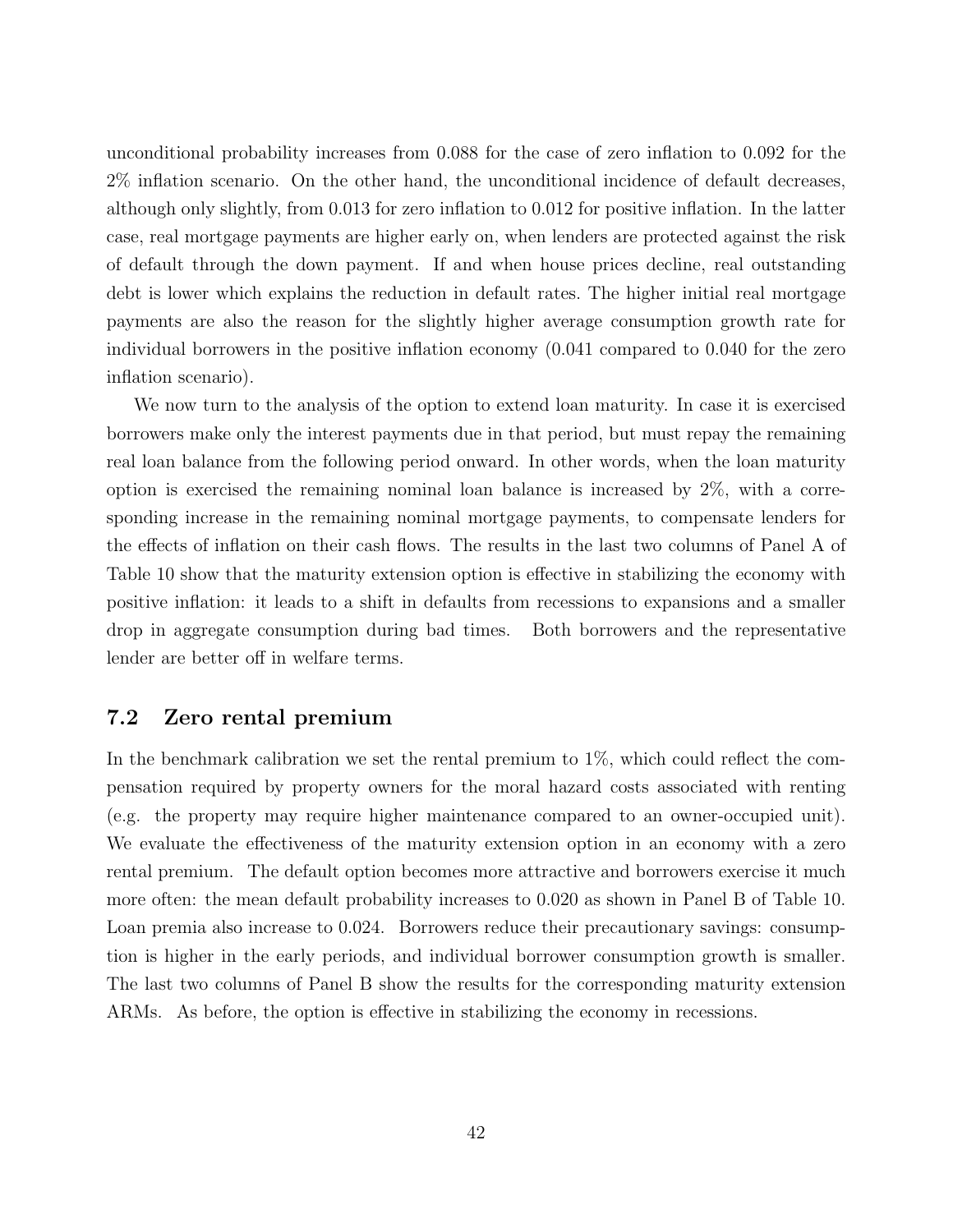unconditional probability increases from 0.088 for the case of zero inflation to 0.092 for the 2% inflation scenario. On the other hand, the unconditional incidence of default decreases, although only slightly, from 0.013 for zero inflation to 0.012 for positive inflation. In the latter case, real mortgage payments are higher early on, when lenders are protected against the risk of default through the down payment. If and when house prices decline, real outstanding debt is lower which explains the reduction in default rates. The higher initial real mortgage payments are also the reason for the slightly higher average consumption growth rate for individual borrowers in the positive inflation economy (0.041 compared to 0.040 for the zero inflation scenario).

We now turn to the analysis of the option to extend loan maturity. In case it is exercised borrowers make only the interest payments due in that period, but must repay the remaining real loan balance from the following period onward. In other words, when the loan maturity option is exercised the remaining nominal loan balance is increased by 2%, with a corresponding increase in the remaining nominal mortgage payments, to compensate lenders for the effects of inflation on their cash flows. The results in the last two columns of Panel A of Table 10 show that the maturity extension option is effective in stabilizing the economy with positive inflation: it leads to a shift in defaults from recessions to expansions and a smaller drop in aggregate consumption during bad times. Both borrowers and the representative lender are better off in welfare terms.

## 7.2 Zero rental premium

In the benchmark calibration we set the rental premium to 1%, which could reflect the compensation required by property owners for the moral hazard costs associated with renting (e.g. the property may require higher maintenance compared to an owner-occupied unit). We evaluate the effectiveness of the maturity extension option in an economy with a zero rental premium. The default option becomes more attractive and borrowers exercise it much more often: the mean default probability increases to 0.020 as shown in Panel B of Table 10. Loan premia also increase to 0.024. Borrowers reduce their precautionary savings: consumption is higher in the early periods, and individual borrower consumption growth is smaller. The last two columns of Panel B show the results for the corresponding maturity extension ARMs. As before, the option is effective in stabilizing the economy in recessions.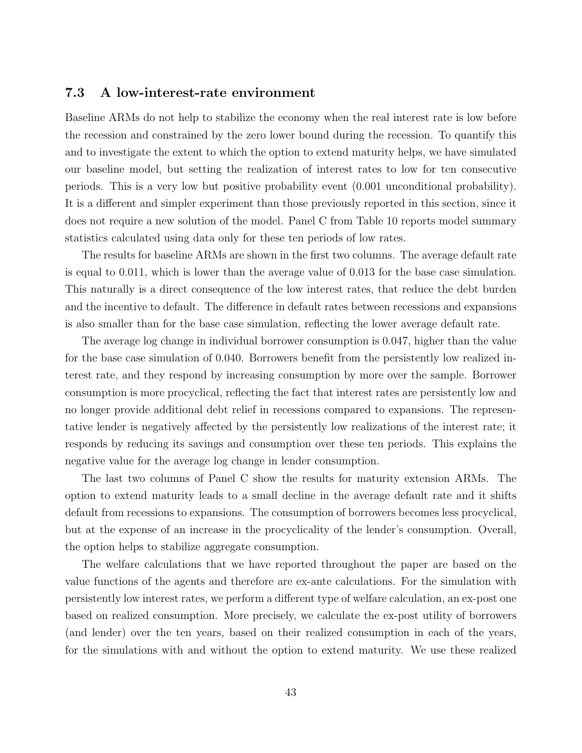### 7.3 A low-interest-rate environment

Baseline ARMs do not help to stabilize the economy when the real interest rate is low before the recession and constrained by the zero lower bound during the recession. To quantify this and to investigate the extent to which the option to extend maturity helps, we have simulated our baseline model, but setting the realization of interest rates to low for ten consecutive periods. This is a very low but positive probability event (0.001 unconditional probability). It is a different and simpler experiment than those previously reported in this section, since it does not require a new solution of the model. Panel C from Table 10 reports model summary statistics calculated using data only for these ten periods of low rates.

The results for baseline ARMs are shown in the first two columns. The average default rate is equal to 0.011, which is lower than the average value of 0.013 for the base case simulation. This naturally is a direct consequence of the low interest rates, that reduce the debt burden and the incentive to default. The difference in default rates between recessions and expansions is also smaller than for the base case simulation, reflecting the lower average default rate.

The average log change in individual borrower consumption is 0.047, higher than the value for the base case simulation of 0.040. Borrowers benefit from the persistently low realized interest rate, and they respond by increasing consumption by more over the sample. Borrower consumption is more procyclical, reflecting the fact that interest rates are persistently low and no longer provide additional debt relief in recessions compared to expansions. The representative lender is negatively affected by the persistently low realizations of the interest rate; it responds by reducing its savings and consumption over these ten periods. This explains the negative value for the average log change in lender consumption.

The last two columns of Panel C show the results for maturity extension ARMs. The option to extend maturity leads to a small decline in the average default rate and it shifts default from recessions to expansions. The consumption of borrowers becomes less procyclical, but at the expense of an increase in the procyclicality of the lender's consumption. Overall, the option helps to stabilize aggregate consumption.

The welfare calculations that we have reported throughout the paper are based on the value functions of the agents and therefore are ex-ante calculations. For the simulation with persistently low interest rates, we perform a different type of welfare calculation, an ex-post one based on realized consumption. More precisely, we calculate the ex-post utility of borrowers (and lender) over the ten years, based on their realized consumption in each of the years, for the simulations with and without the option to extend maturity. We use these realized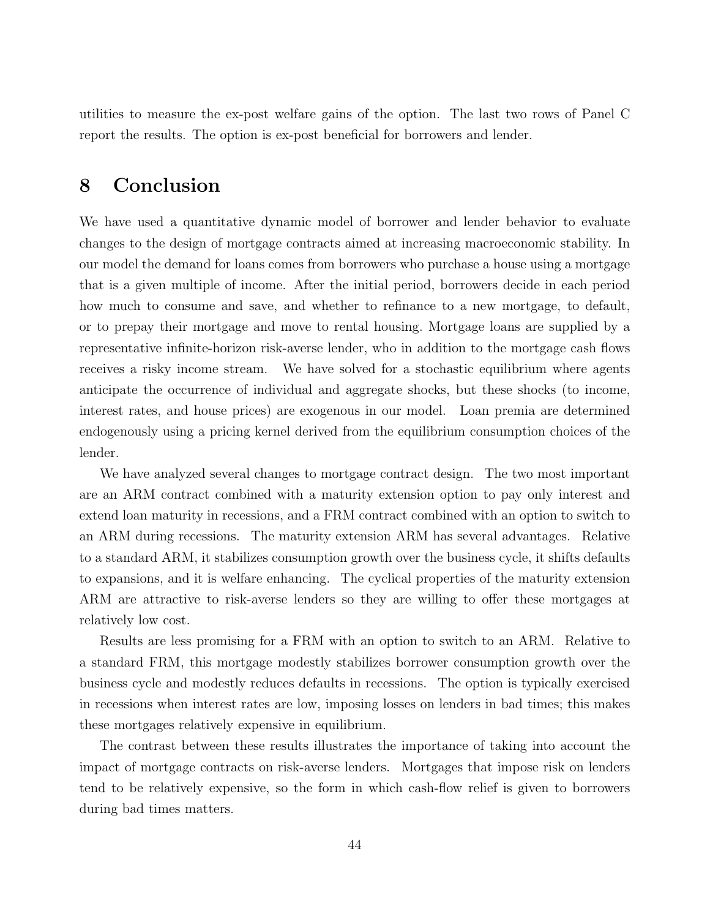utilities to measure the ex-post welfare gains of the option. The last two rows of Panel C report the results. The option is ex-post beneficial for borrowers and lender.

# 8 Conclusion

We have used a quantitative dynamic model of borrower and lender behavior to evaluate changes to the design of mortgage contracts aimed at increasing macroeconomic stability. In our model the demand for loans comes from borrowers who purchase a house using a mortgage that is a given multiple of income. After the initial period, borrowers decide in each period how much to consume and save, and whether to refinance to a new mortgage, to default, or to prepay their mortgage and move to rental housing. Mortgage loans are supplied by a representative infinite-horizon risk-averse lender, who in addition to the mortgage cash flows receives a risky income stream. We have solved for a stochastic equilibrium where agents anticipate the occurrence of individual and aggregate shocks, but these shocks (to income, interest rates, and house prices) are exogenous in our model. Loan premia are determined endogenously using a pricing kernel derived from the equilibrium consumption choices of the lender.

We have analyzed several changes to mortgage contract design. The two most important are an ARM contract combined with a maturity extension option to pay only interest and extend loan maturity in recessions, and a FRM contract combined with an option to switch to an ARM during recessions. The maturity extension ARM has several advantages. Relative to a standard ARM, it stabilizes consumption growth over the business cycle, it shifts defaults to expansions, and it is welfare enhancing. The cyclical properties of the maturity extension ARM are attractive to risk-averse lenders so they are willing to offer these mortgages at relatively low cost.

Results are less promising for a FRM with an option to switch to an ARM. Relative to a standard FRM, this mortgage modestly stabilizes borrower consumption growth over the business cycle and modestly reduces defaults in recessions. The option is typically exercised in recessions when interest rates are low, imposing losses on lenders in bad times; this makes these mortgages relatively expensive in equilibrium.

The contrast between these results illustrates the importance of taking into account the impact of mortgage contracts on risk-averse lenders. Mortgages that impose risk on lenders tend to be relatively expensive, so the form in which cash-flow relief is given to borrowers during bad times matters.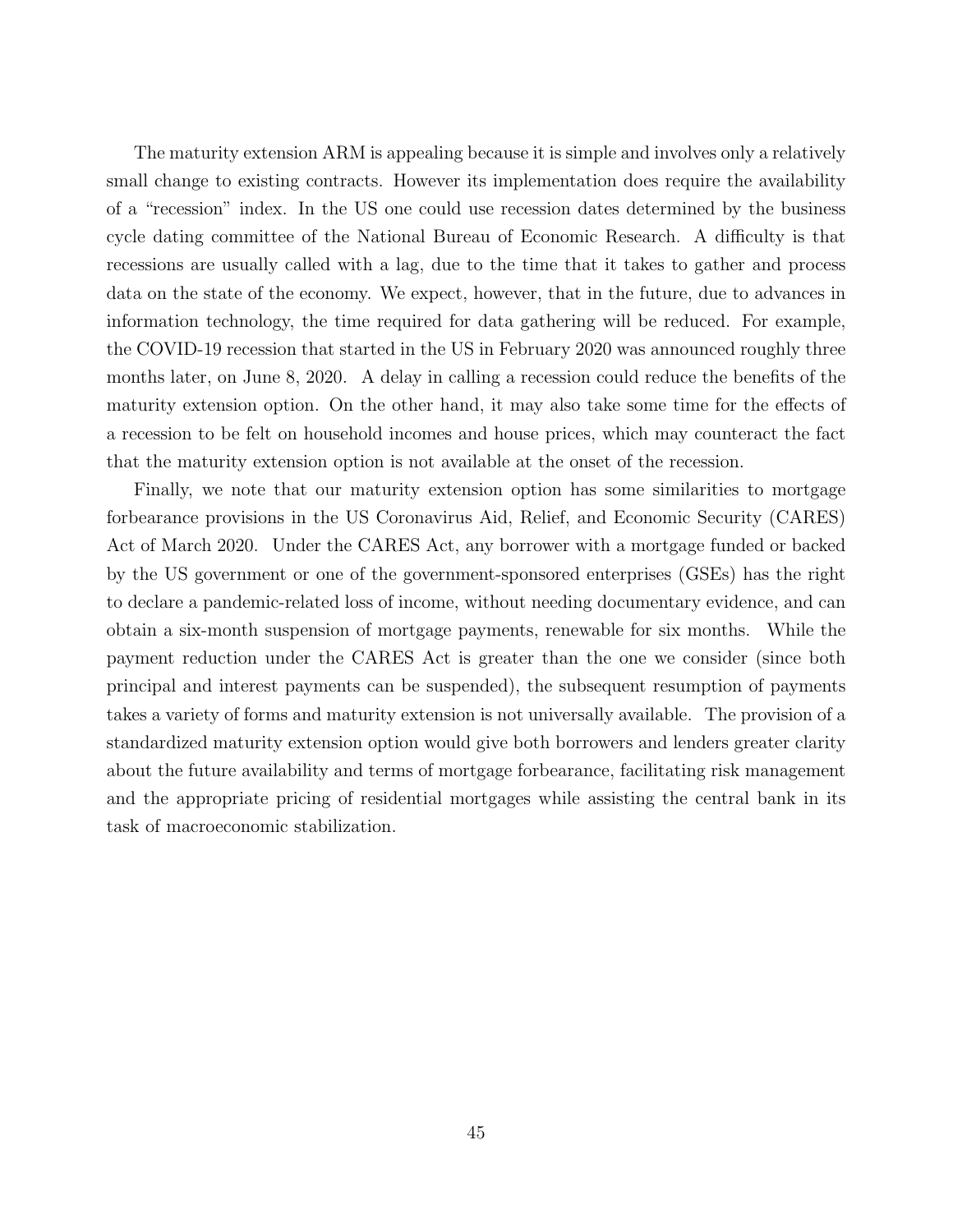The maturity extension ARM is appealing because it is simple and involves only a relatively small change to existing contracts. However its implementation does require the availability of a "recession" index. In the US one could use recession dates determined by the business cycle dating committee of the National Bureau of Economic Research. A difficulty is that recessions are usually called with a lag, due to the time that it takes to gather and process data on the state of the economy. We expect, however, that in the future, due to advances in information technology, the time required for data gathering will be reduced. For example, the COVID-19 recession that started in the US in February 2020 was announced roughly three months later, on June 8, 2020. A delay in calling a recession could reduce the benefits of the maturity extension option. On the other hand, it may also take some time for the effects of a recession to be felt on household incomes and house prices, which may counteract the fact that the maturity extension option is not available at the onset of the recession.

Finally, we note that our maturity extension option has some similarities to mortgage forbearance provisions in the US Coronavirus Aid, Relief, and Economic Security (CARES) Act of March 2020. Under the CARES Act, any borrower with a mortgage funded or backed by the US government or one of the government-sponsored enterprises (GSEs) has the right to declare a pandemic-related loss of income, without needing documentary evidence, and can obtain a six-month suspension of mortgage payments, renewable for six months. While the payment reduction under the CARES Act is greater than the one we consider (since both principal and interest payments can be suspended), the subsequent resumption of payments takes a variety of forms and maturity extension is not universally available. The provision of a standardized maturity extension option would give both borrowers and lenders greater clarity about the future availability and terms of mortgage forbearance, facilitating risk management and the appropriate pricing of residential mortgages while assisting the central bank in its task of macroeconomic stabilization.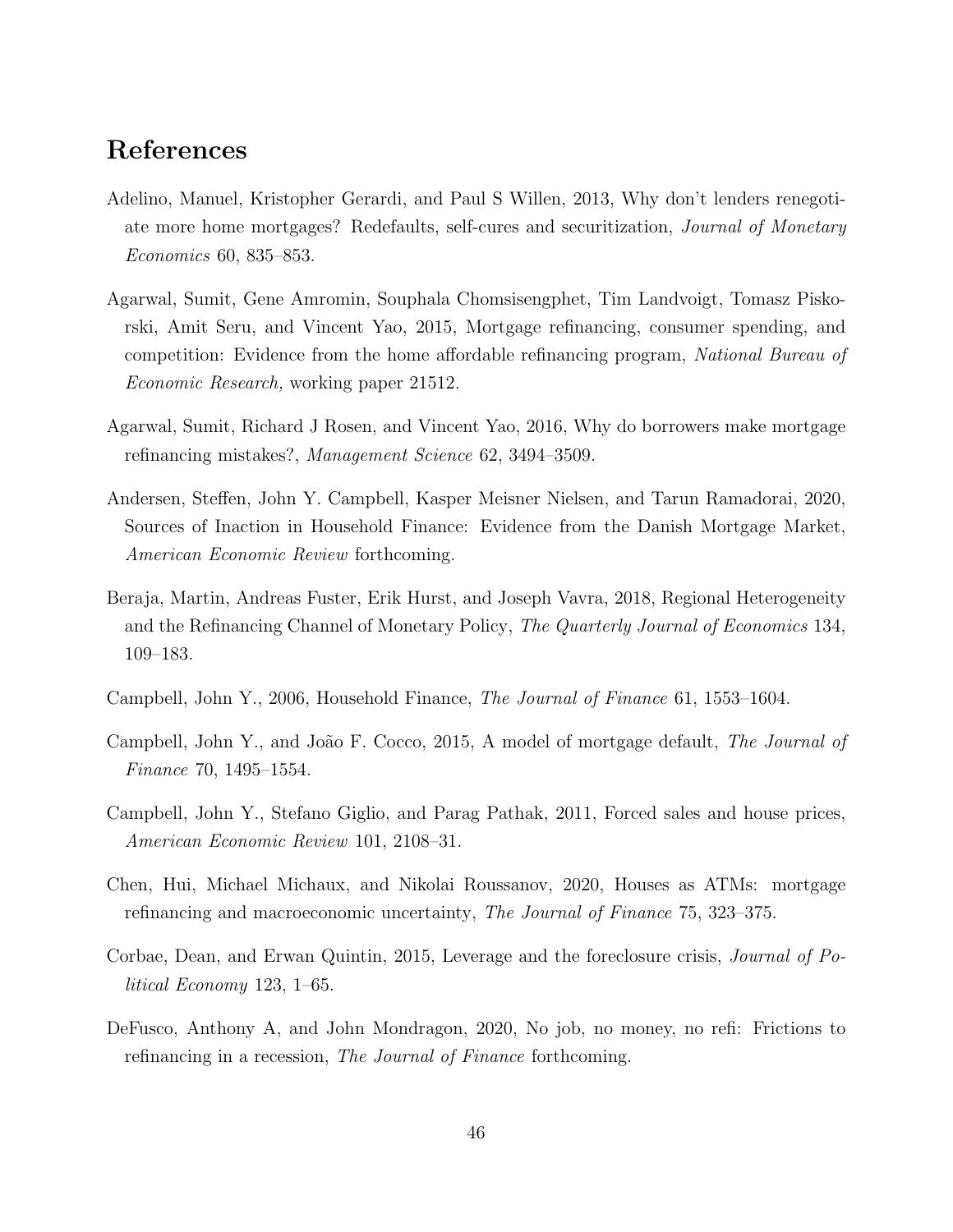# References

Adelino, Manuel, Kristopher Gerardi, and Paul S Willen, 2013, Why don't lenders renegotiate more home mortgages? Redefaults, self-cures and securitization, *Journal of Monetary Economics* 60, 835–853.

Agarwal, Sumit, Gene Amromin, Souphala Chomsisengphet, Tim Landvoigt, Tomasz Piskorski, Amit Seru, and Vincent Yao, 2015, Mortgage refinancing, consumer spending, and competition: Evidence from the home affordable refinancing program, *National Bureau of Economic Research,* working paper 21512.

Agarwal, Sumit, Richard J Rosen, and Vincent Yao, 2016, Why do borrowers make mortgage refinancing mistakes?, *Management Science* 62, 3494–3509.

Andersen, Steffen, John Y. Campbell, Kasper Meisner Nielsen, and Tarun Ramadorai, 2020, Sources of Inaction in Household Finance: Evidence from the Danish Mortgage Market, *American Economic Review* forthcoming.

Beraja, Martin, Andreas Fuster, Erik Hurst, and Joseph Vavra, 2018, Regional Heterogeneity and the Refinancing Channel of Monetary Policy, *The Quarterly Journal of Economics* 134, 109–183.

Campbell, John Y., 2006, Household Finance, *The Journal of Finance* 61, 1553–1604.

Campbell, John Y., and João F. Cocco, 2015, A model of mortgage default, *The Journal of Finance* 70, 1495–1554.

Campbell, John Y., Stefano Giglio, and Parag Pathak, 2011, Forced sales and house prices, *American Economic Review* 101, 2108–31.

Chen, Hui, Michael Michaux, and Nikolai Roussanov, 2020, Houses as ATMs: mortgage refinancing and macroeconomic uncertainty, *The Journal of Finance* 75, 323–375.

Corbae, Dean, and Erwan Quintin, 2015, Leverage and the foreclosure crisis, *Journal of Political Economy* 123, 1–65.

DeFusco, Anthony A, and John Mondragon, 2020, No job, no money, no refi: Frictions to refinancing in a recession, *The Journal of Finance* forthcoming.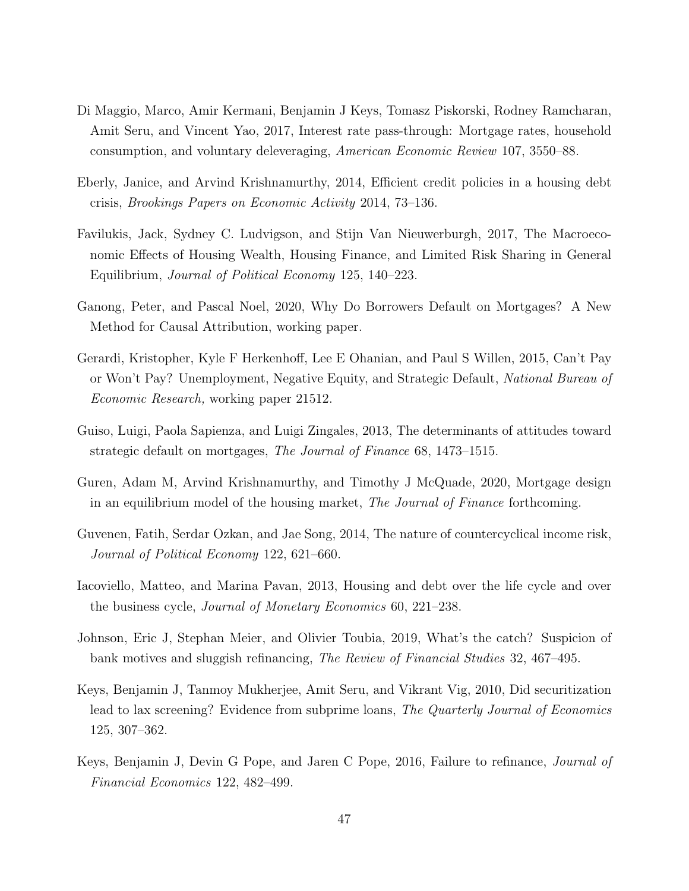Di Maggio, Marco, Amir Kermani, Benjamin J Keys, Tomasz Piskorski, Rodney Ramcharan, Amit Seru, and Vincent Yao, 2017, Interest rate pass-through: Mortgage rates, household consumption, and voluntary deleveraging, *American Economic Review* 107, 3550–88.

Eberly, Janice, and Arvind Krishnamurthy, 2014, Efficient credit policies in a housing debt crisis, *Brookings Papers on Economic Activity* 2014, 73–136.

Favilukis, Jack, Sydney C. Ludvigson, and Stijn Van Nieuwerburgh, 2017, The Macroeconomic Effects of Housing Wealth, Housing Finance, and Limited Risk Sharing in General Equilibrium, *Journal of Political Economy* 125, 140–223.

Ganong, Peter, and Pascal Noel, 2020, Why Do Borrowers Default on Mortgages? A New Method for Causal Attribution, working paper.

Gerardi, Kristopher, Kyle F Herkenhoff, Lee E Ohanian, and Paul S Willen, 2015, Can't Pay or Won't Pay? Unemployment, Negative Equity, and Strategic Default, *National Bureau of Economic Research,* working paper 21512.

Guiso, Luigi, Paola Sapienza, and Luigi Zingales, 2013, The determinants of attitudes toward strategic default on mortgages, *The Journal of Finance* 68, 1473–1515.

Guren, Adam M, Arvind Krishnamurthy, and Timothy J McQuade, 2020, Mortgage design in an equilibrium model of the housing market, *The Journal of Finance* forthcoming.

Guvenen, Fatih, Serdar Ozkan, and Jae Song, 2014, The nature of countercyclical income risk, *Journal of Political Economy* 122, 621–660.

Iacoviello, Matteo, and Marina Pavan, 2013, Housing and debt over the life cycle and over the business cycle, *Journal of Monetary Economics* 60, 221–238.

Johnson, Eric J, Stephan Meier, and Olivier Toubia, 2019, What's the catch? Suspicion of bank motives and sluggish refinancing, *The Review of Financial Studies* 32, 467–495.

Keys, Benjamin J, Tanmoy Mukherjee, Amit Seru, and Vikrant Vig, 2010, Did securitization lead to lax screening? Evidence from subprime loans, *The Quarterly Journal of Economics* 125, 307–362.

Keys, Benjamin J, Devin G Pope, and Jaren C Pope, 2016, Failure to refinance, *Journal of Financial Economics* 122, 482–499.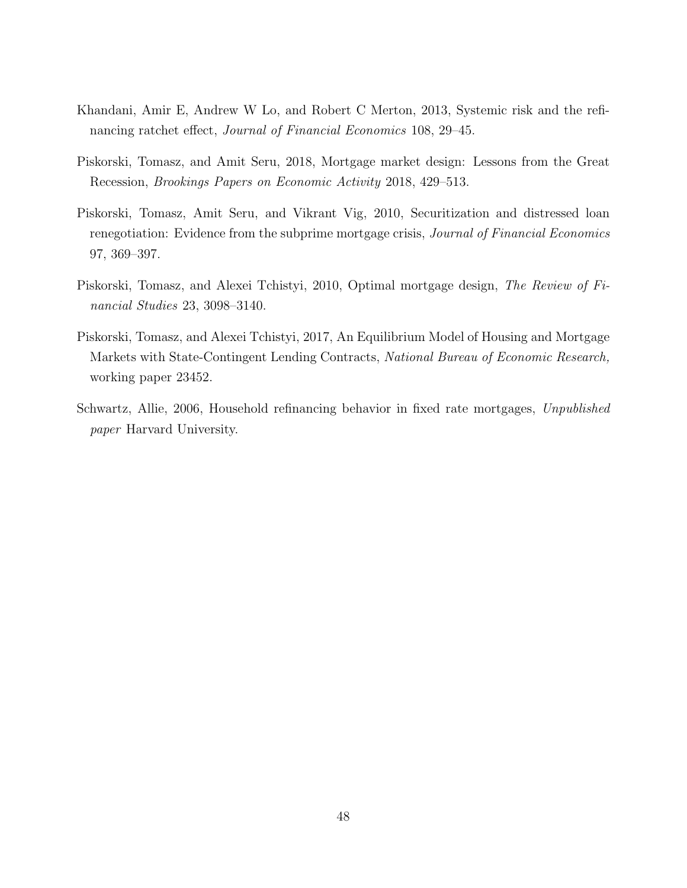Khandani, Amir E, Andrew W Lo, and Robert C Merton, 2013, Systemic risk and the refinancing ratchet effect, *Journal of Financial Economics* 108, 29–45.

Piskorski, Tomasz, and Amit Seru, 2018, Mortgage market design: Lessons from the Great Recession, *Brookings Papers on Economic Activity* 2018, 429–513.

Piskorski, Tomasz, Amit Seru, and Vikrant Vig, 2010, Securitization and distressed loan renegotiation: Evidence from the subprime mortgage crisis, *Journal of Financial Economics* 97, 369–397.

Piskorski, Tomasz, and Alexei Tchistyi, 2010, Optimal mortgage design, *The Review of Financial Studies* 23, 3098–3140.

Piskorski, Tomasz, and Alexei Tchistyi, 2017, An Equilibrium Model of Housing and Mortgage Markets with State-Contingent Lending Contracts, *National Bureau of Economic Research,* working paper 23452.

Schwartz, Allie, 2006, Household refinancing behavior in fixed rate mortgages, *Unpublished paper* Harvard University.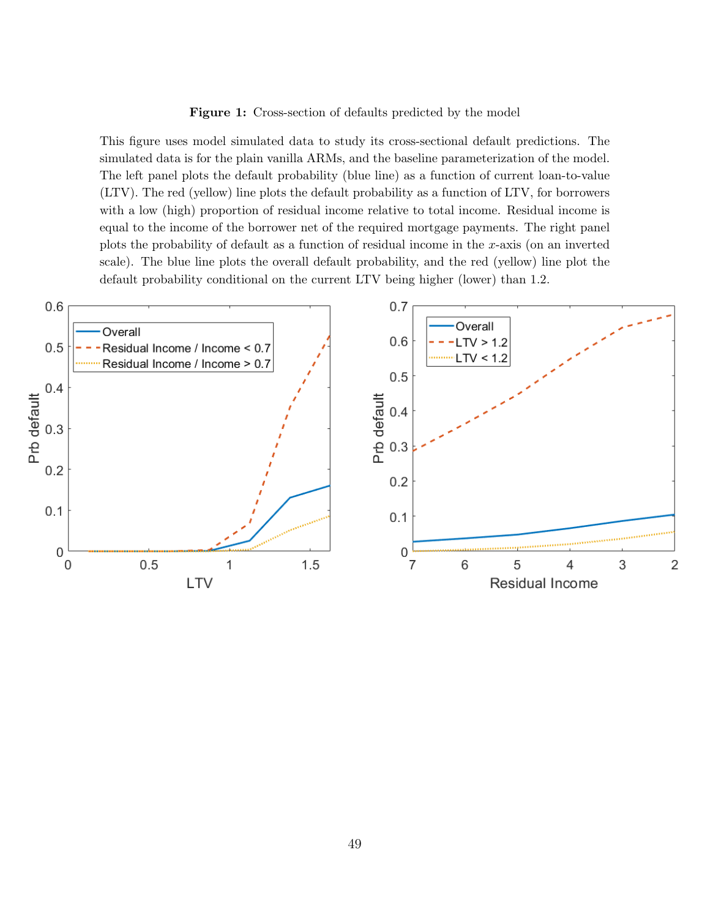**Figure 1:** Cross-section of defaults predicted by the model

This figure uses model simulated data to study its cross-sectional default predictions. The simulated data is for the plain vanilla ARMs, and the baseline parameterization of the model. The left panel plots the default probability (blue line) as a function of current loan-to-value (LTV). The red (yellow) line plots the default probability as a function of LTV, for borrowers with a low (high) proportion of residual income relative to total income. Residual income is equal to the income of the borrower net of the required mortgage payments. The right panel plots the probability of default as a function of residual income in the $x$-axis (on an inverted scale). The blue line plots the overall default probability, and the red (yellow) line plot the default probability conditional on the current LTV being higher (lower) than 1.2.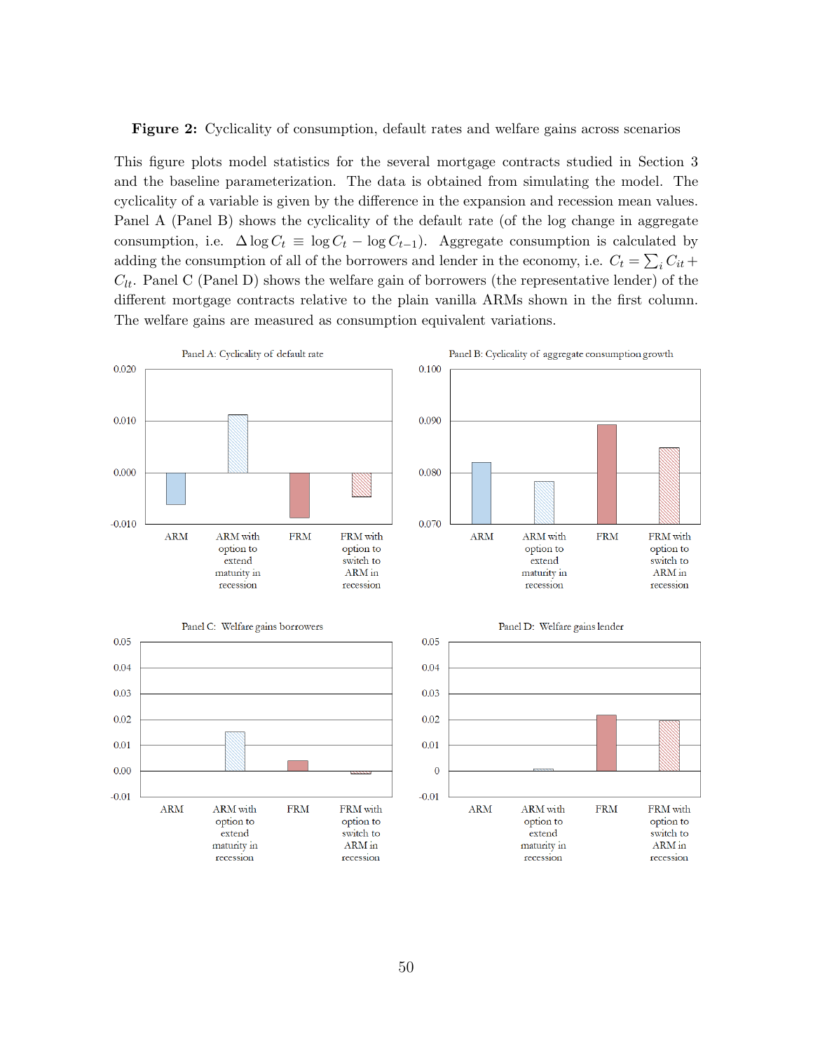**Figure 2:** Cyclicality of consumption, default rates and welfare gains across scenarios

This figure plots model statistics for the several mortgage contracts studied in Section 3 and the baseline parameterization. The data is obtained from simulating the model. The cyclicality of a variable is given by the difference in the expansion and recession mean values. Panel A (Panel B) shows the cyclicality of the default rate (of the log change in aggregate consumption, i.e. $\Delta \log C_t \equiv \log C_t - \log C_{t-1}$). Aggregate consumption is calculated by adding the consumption of all of the borrowers and lender in the economy, i.e. $C_t = \sum_i C_{it} + C_{lt}$. Panel C (Panel D) shows the welfare gain of borrowers (the representative lender) of the different mortgage contracts relative to the plain vanilla ARMs shown in the first column. The welfare gains are measured as consumption equivalent variations.

Panel A: Cyclicality of default rate

Panel B: Cyclicality of aggregate consumption growth

Panel C: Welfare gains borrowers

Panel D: Welfare gains lender

(Categories in each panel: ARM; ARM with option to extend maturity in recession; FRM; FRM with option to switch to ARM in recession)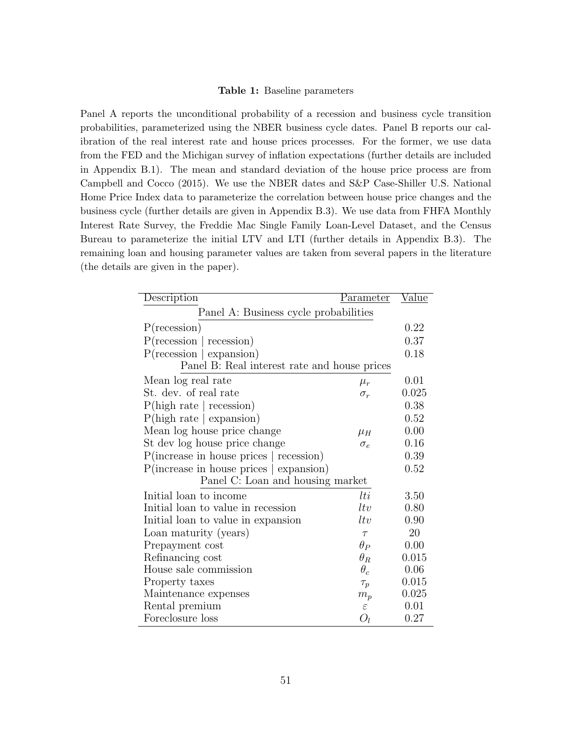**Table 1:** Baseline parameters

Panel A reports the unconditional probability of a recession and business cycle transition probabilities, parameterized using the NBER business cycle dates. Panel B reports our calibration of the real interest rate and house prices processes. For the former, we use data from the FED and the Michigan survey of inflation expectations (further details are included in Appendix B.1). The mean and standard deviation of the house price process are from Campbell and Cocco (2015). We use the NBER dates and S&P Case-Shiller U.S. National Home Price Index data to parameterize the correlation between house price changes and the business cycle (further details are given in Appendix B.3). We use data from FHFA Monthly Interest Rate Survey, the Freddie Mac Single Family Loan-Level Dataset, and the Census Bureau to parameterize the initial LTV and LTI (further details in Appendix B.3). The remaining loan and housing parameter values are taken from several papers in the literature (the details are given in the paper).

| Description | Parameter | Value |
|---|---|---|
| Panel A: Business cycle probabilities | | |
| P(recession) | | 0.22 |
| P(recession \| recession) | | 0.37 |
| P(recession \| expansion) | | 0.18 |
| Panel B: Real interest rate and house prices | | |
| Mean log real rate | $\mu_r$ | 0.01 |
| St. dev. of real rate | $\sigma_r$ | 0.025 |
| P(high rate \| recession) | | 0.38 |
| P(high rate \| expansion) | | 0.52 |
| Mean log house price change | $\mu_H$ | 0.00 |
| St dev log house price change | $\sigma_e$ | 0.16 |
| P(increase in house prices \| recession) | | 0.39 |
| P(increase in house prices \| expansion) | | 0.52 |
| Panel C: Loan and housing market | | |
| Initial loan to income | $lti$ | 3.50 |
| Initial loan to value in recession | $ltv$ | 0.80 |
| Initial loan to value in expansion | $ltv$ | 0.90 |
| Loan maturity (years) | $\tau$ | 20 |
| Prepayment cost | $\theta_P$ | 0.00 |
| Refinancing cost | $\theta_R$ | 0.015 |
| House sale commission | $\theta_c$ | 0.06 |
| Property taxes | $\tau_p$ | 0.015 |
| Maintenance expenses | $m_p$ | 0.025 |
| Rental premium | $\varepsilon$ | 0.01 |
| Foreclosure loss | $O_l$ | 0.27 |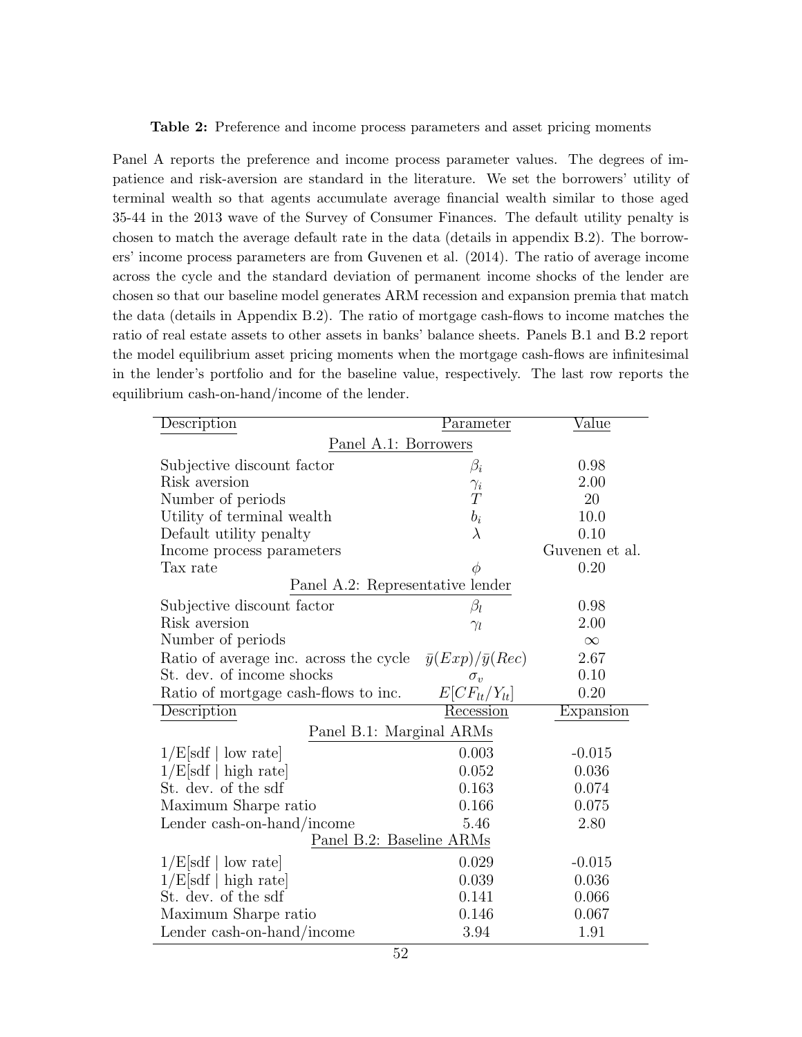**Table 2:** Preference and income process parameters and asset pricing moments

Panel A reports the preference and income process parameter values. The degrees of impatience and risk-aversion are standard in the literature. We set the borrowers' utility of terminal wealth so that agents accumulate average financial wealth similar to those aged 35-44 in the 2013 wave of the Survey of Consumer Finances. The default utility penalty is chosen to match the average default rate in the data (details in appendix B.2). The borrowers' income process parameters are from Guvenen et al. (2014). The ratio of average income across the cycle and the standard deviation of permanent income shocks of the lender are chosen so that our baseline model generates ARM recession and expansion premia that match the data (details in Appendix B.2). The ratio of mortgage cash-flows to income matches the ratio of real estate assets to other assets in banks' balance sheets. Panels B.1 and B.2 report the model equilibrium asset pricing moments when the mortgage cash-flows are infinitesimal in the lender's portfolio and for the baseline value, respectively. The last row reports the equilibrium cash-on-hand/income of the lender.

| Description | Parameter | Value |
|---|---|---|
| **Panel A.1: Borrowers** | | |
| Subjective discount factor | $\beta_i$ | 0.98 |
| Risk aversion | $\gamma_i$ | 2.00 |
| Number of periods | $T$ | 20 |
| Utility of terminal wealth | $b_i$ | 10.0 |
| Default utility penalty | $\lambda$ | 0.10 |
| Income process parameters | | Guvenen et al. |
| Tax rate | $\phi$ | 0.20 |
| **Panel A.2: Representative lender** | | |
| Subjective discount factor | $\beta_l$ | 0.98 |
| Risk aversion | $\gamma_l$ | 2.00 |
| Number of periods | | $\infty$ |
| Ratio of average inc. across the cycle | $\bar{y}(Exp)/\bar{y}(Rec)$ | 2.67 |
| St. dev. of income shocks | $\sigma_v$ | 0.10 |
| Ratio of mortgage cash-flows to inc. | $E[CF_{lt}/Y_{lt}]$ | 0.20 |
| **Description** | **Recession** | **Expansion** |
| **Panel B.1: Marginal ARMs** | | |
| 1/E[sdf \| low rate] | 0.003 | -0.015 |
| 1/E[sdf \| high rate] | 0.052 | 0.036 |
| St. dev. of the sdf | 0.163 | 0.074 |
| Maximum Sharpe ratio | 0.166 | 0.075 |
| Lender cash-on-hand/income | 5.46 | 2.80 |
| **Panel B.2: Baseline ARMs** | | |
| 1/E[sdf \| low rate] | 0.029 | -0.015 |
| 1/E[sdf \| high rate] | 0.039 | 0.036 |
| St. dev. of the sdf | 0.141 | 0.066 |
| Maximum Sharpe ratio | 0.146 | 0.067 |
| Lender cash-on-hand/income | 3.94 | 1.91 |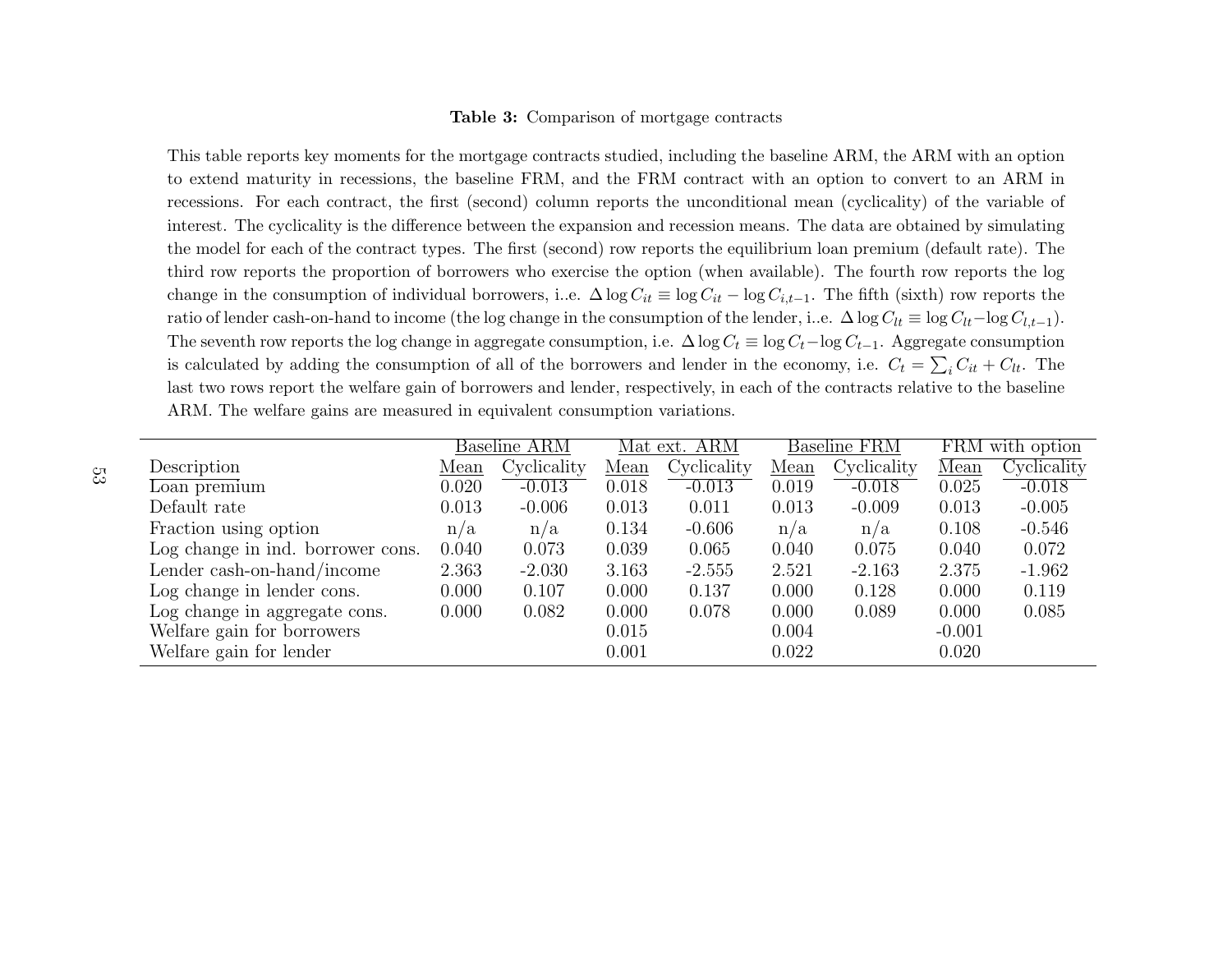**Table 3:** Comparison of mortgage contracts

This table reports key moments for the mortgage contracts studied, including the baseline ARM, the ARM with an option to extend maturity in recessions, the baseline FRM, and the FRM contract with an option to convert to an ARM in recessions. For each contract, the first (second) column reports the unconditional mean (cyclicality) of the variable of interest. The cyclicality is the difference between the expansion and recession means. The data are obtained by simulating the model for each of the contract types. The first (second) row reports the equilibrium loan premium (default rate). The third row reports the proportion of borrowers who exercise the option (when available). The fourth row reports the log change in the consumption of individual borrowers, i..e. $\Delta \log C_{it} \equiv \log C_{it} - \log C_{i,t-1}$. The fifth (sixth) row reports the ratio of lender cash-on-hand to income (the log change in the consumption of the lender, i..e. $\Delta \log C_{lt} \equiv \log C_{lt} - \log C_{l,t-1}$). The seventh row reports the log change in aggregate consumption, i.e. $\Delta \log C_t \equiv \log C_t - \log C_{t-1}$. Aggregate consumption is calculated by adding the consumption of all of the borrowers and lender in the economy, i.e. $C_t = \sum_i C_{it} + C_{lt}$. The last two rows report the welfare gain of borrowers and lender, respectively, in each of the contracts relative to the baseline ARM. The welfare gains are measured in equivalent consumption variations.

| | Baseline ARM | | Mat ext. ARM | | Baseline FRM | | FRM with option | |
|---|---|---|---|---|---|---|---|---|
| Description | Mean | Cyclicality | Mean | Cyclicality | Mean | Cyclicality | Mean | Cyclicality |
| Loan premium | 0.020 | -0.013 | 0.018 | -0.013 | 0.019 | -0.018 | 0.025 | -0.018 |
| Default rate | 0.013 | -0.006 | 0.013 | 0.011 | 0.013 | -0.009 | 0.013 | -0.005 |
| Fraction using option | n/a | n/a | 0.134 | -0.606 | n/a | n/a | 0.108 | -0.546 |
| Log change in ind. borrower cons. | 0.040 | 0.073 | 0.039 | 0.065 | 0.040 | 0.075 | 0.040 | 0.072 |
| Lender cash-on-hand/income | 2.363 | -2.030 | 3.163 | -2.555 | 2.521 | -2.163 | 2.375 | -1.962 |
| Log change in lender cons. | 0.000 | 0.107 | 0.000 | 0.137 | 0.000 | 0.128 | 0.000 | 0.119 |
| Log change in aggregate cons. | 0.000 | 0.082 | 0.000 | 0.078 | 0.000 | 0.089 | 0.000 | 0.085 |
| Welfare gain for borrowers | | | 0.015 | | 0.004 | | -0.001 | |
| Welfare gain for lender | | | 0.001 | | 0.022 | | 0.020 | |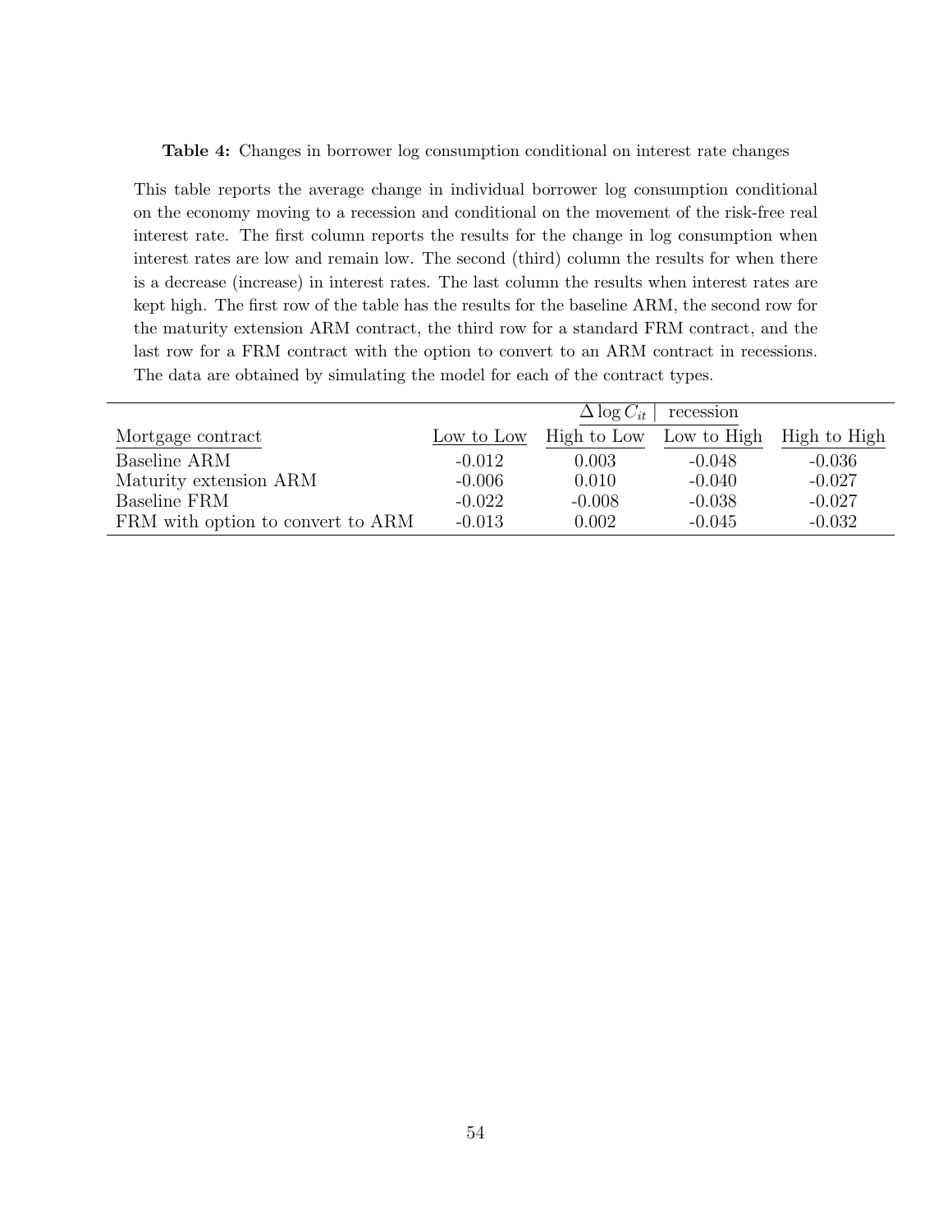**Table 4:** Changes in borrower log consumption conditional on interest rate changes

This table reports the average change in individual borrower log consumption conditional on the economy moving to a recession and conditional on the movement of the risk-free real interest rate. The first column reports the results for the change in log consumption when interest rates are low and remain low. The second (third) column the results for when there is a decrease (increase) in interest rates. The last column the results when interest rates are kept high. The first row of the table has the results for the baseline ARM, the second row for the maturity extension ARM contract, the third row for a standard FRM contract, and the last row for a FRM contract with the option to convert to an ARM contract in recessions. The data are obtained by simulating the model for each of the contract types.

| | $\Delta \log C_{it}$ \| recession | | | |
|---|---|---|---|---|
| Mortgage contract | Low to Low | High to Low | Low to High | High to High |
| Baseline ARM | -0.012 | 0.003 | -0.048 | -0.036 |
| Maturity extension ARM | -0.006 | 0.010 | -0.040 | -0.027 |
| Baseline FRM | -0.022 | -0.008 | -0.038 | -0.027 |
| FRM with option to convert to ARM | -0.013 | 0.002 | -0.045 | -0.032 |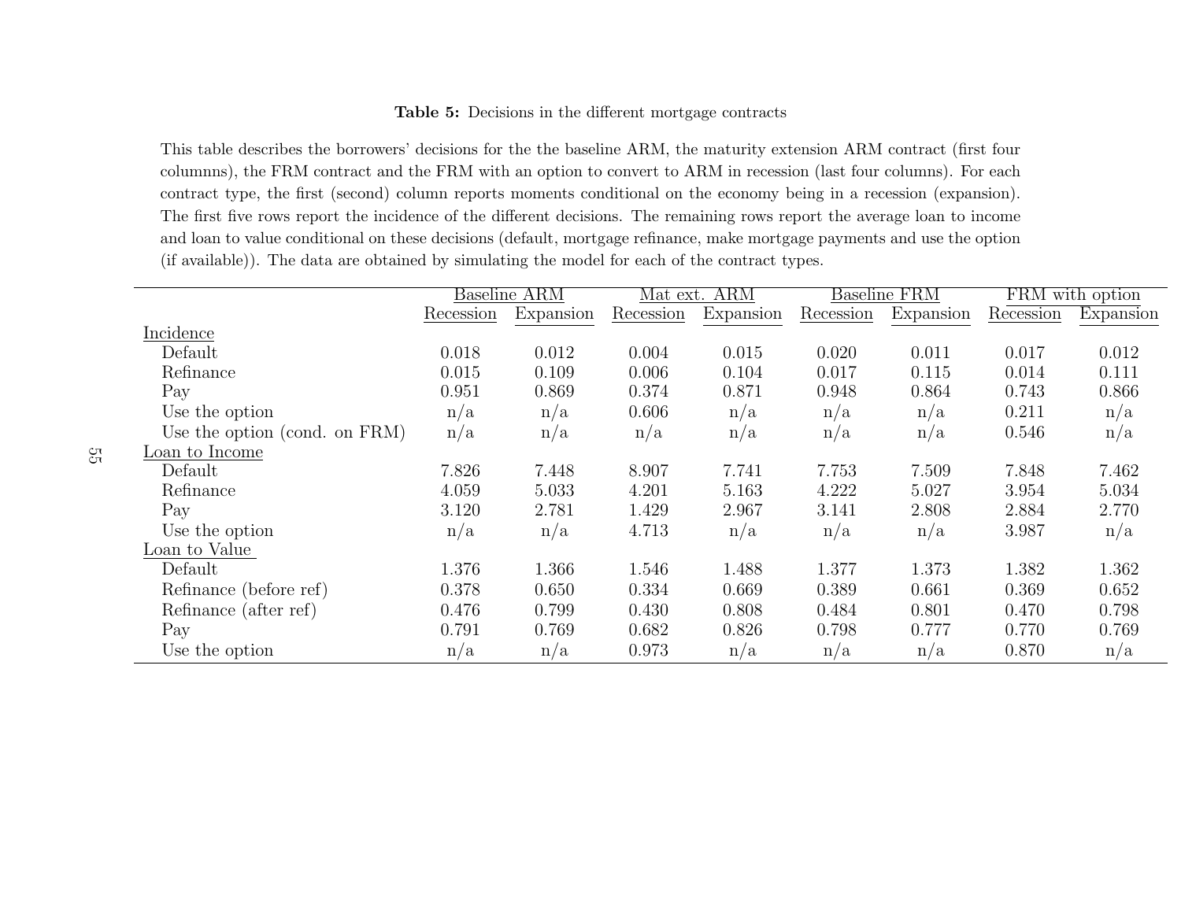**Table 5:** Decisions in the different mortgage contracts

This table describes the borrowers' decisions for the the baseline ARM, the maturity extension ARM contract (first four columnns), the FRM contract and the FRM with an option to convert to ARM in recession (last four columns). For each contract type, the first (second) column reports moments conditional on the economy being in a recession (expansion). The first five rows report the incidence of the different decisions. The remaining rows report the average loan to income and loan to value conditional on these decisions (default, mortgage refinance, make mortgage payments and use the option (if available)). The data are obtained by simulating the model for each of the contract types.

| | Baseline ARM | | Mat ext. ARM | | Baseline FRM | | FRM with option | |
|---|---|---|---|---|---|---|---|---|
| | Recession | Expansion | Recession | Expansion | Recession | Expansion | Recession | Expansion |
| Incidence | | | | | | | | |
| Default | 0.018 | 0.012 | 0.004 | 0.015 | 0.020 | 0.011 | 0.017 | 0.012 |
| Refinance | 0.015 | 0.109 | 0.006 | 0.104 | 0.017 | 0.115 | 0.014 | 0.111 |
| Pay | 0.951 | 0.869 | 0.374 | 0.871 | 0.948 | 0.864 | 0.743 | 0.866 |
| Use the option | n/a | n/a | 0.606 | n/a | n/a | n/a | 0.211 | n/a |
| Use the option (cond. on FRM) | n/a | n/a | n/a | n/a | n/a | n/a | 0.546 | n/a |
| Loan to Income | | | | | | | | |
| Default | 7.826 | 7.448 | 8.907 | 7.741 | 7.753 | 7.509 | 7.848 | 7.462 |
| Refinance | 4.059 | 5.033 | 4.201 | 5.163 | 4.222 | 5.027 | 3.954 | 5.034 |
| Pay | 3.120 | 2.781 | 1.429 | 2.967 | 3.141 | 2.808 | 2.884 | 2.770 |
| Use the option | n/a | n/a | 4.713 | n/a | n/a | n/a | 3.987 | n/a |
| Loan to Value | | | | | | | | |
| Default | 1.376 | 1.366 | 1.546 | 1.488 | 1.377 | 1.373 | 1.382 | 1.362 |
| Refinance (before ref) | 0.378 | 0.650 | 0.334 | 0.669 | 0.389 | 0.661 | 0.369 | 0.652 |
| Refinance (after ref) | 0.476 | 0.799 | 0.430 | 0.808 | 0.484 | 0.801 | 0.470 | 0.798 |
| Pay | 0.791 | 0.769 | 0.682 | 0.826 | 0.798 | 0.777 | 0.770 | 0.769 |
| Use the option | n/a | n/a | 0.973 | n/a | n/a | n/a | 0.870 | n/a |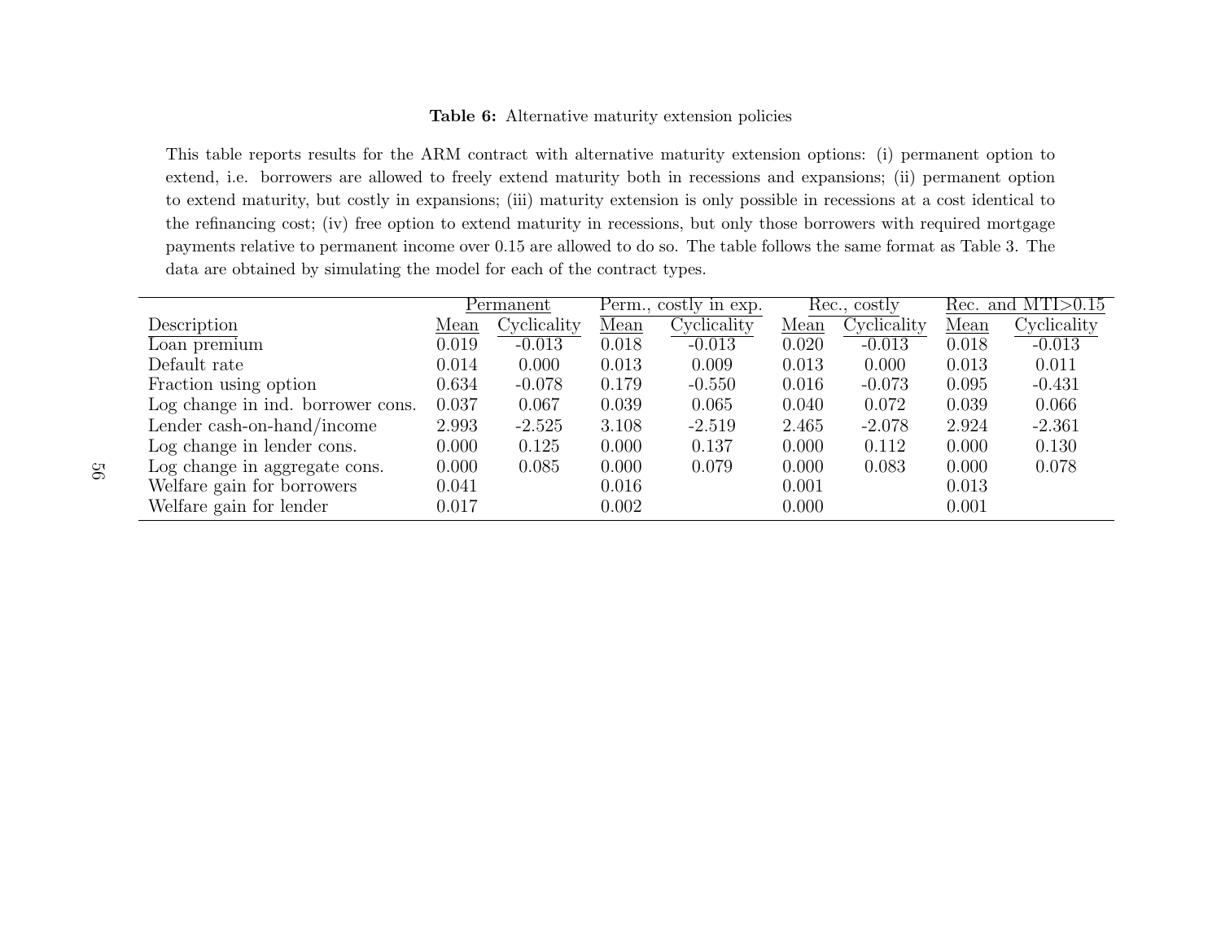**Table 6:** Alternative maturity extension policies

This table reports results for the ARM contract with alternative maturity extension options: (i) permanent option to extend, i.e. borrowers are allowed to freely extend maturity both in recessions and expansions; (ii) permanent option to extend maturity, but costly in expansions; (iii) maturity extension is only possible in recessions at a cost identical to the refinancing cost; (iv) free option to extend maturity in recessions, but only those borrowers with required mortgage payments relative to permanent income over 0.15 are allowed to do so. The table follows the same format as Table 3. The data are obtained by simulating the model for each of the contract types.

| | Permanent | | Perm., costly in exp. | | Rec., costly | | Rec. and MTI>0.15 | |
|---|---|---|---|---|---|---|---|---|
| Description | Mean | Cyclicality | Mean | Cyclicality | Mean | Cyclicality | Mean | Cyclicality |
| Loan premium | 0.019 | -0.013 | 0.018 | -0.013 | 0.020 | -0.013 | 0.018 | -0.013 |
| Default rate | 0.014 | 0.000 | 0.013 | 0.009 | 0.013 | 0.000 | 0.013 | 0.011 |
| Fraction using option | 0.634 | -0.078 | 0.179 | -0.550 | 0.016 | -0.073 | 0.095 | -0.431 |
| Log change in ind. borrower cons. | 0.037 | 0.067 | 0.039 | 0.065 | 0.040 | 0.072 | 0.039 | 0.066 |
| Lender cash-on-hand/income | 2.993 | -2.525 | 3.108 | -2.519 | 2.465 | -2.078 | 2.924 | -2.361 |
| Log change in lender cons. | 0.000 | 0.125 | 0.000 | 0.137 | 0.000 | 0.112 | 0.000 | 0.130 |
| Log change in aggregate cons. | 0.000 | 0.085 | 0.000 | 0.079 | 0.000 | 0.083 | 0.000 | 0.078 |
| Welfare gain for borrowers | 0.041 | | 0.016 | | 0.001 | | 0.013 | |
| Welfare gain for lender | 0.017 | | 0.002 | | 0.000 | | 0.001 | |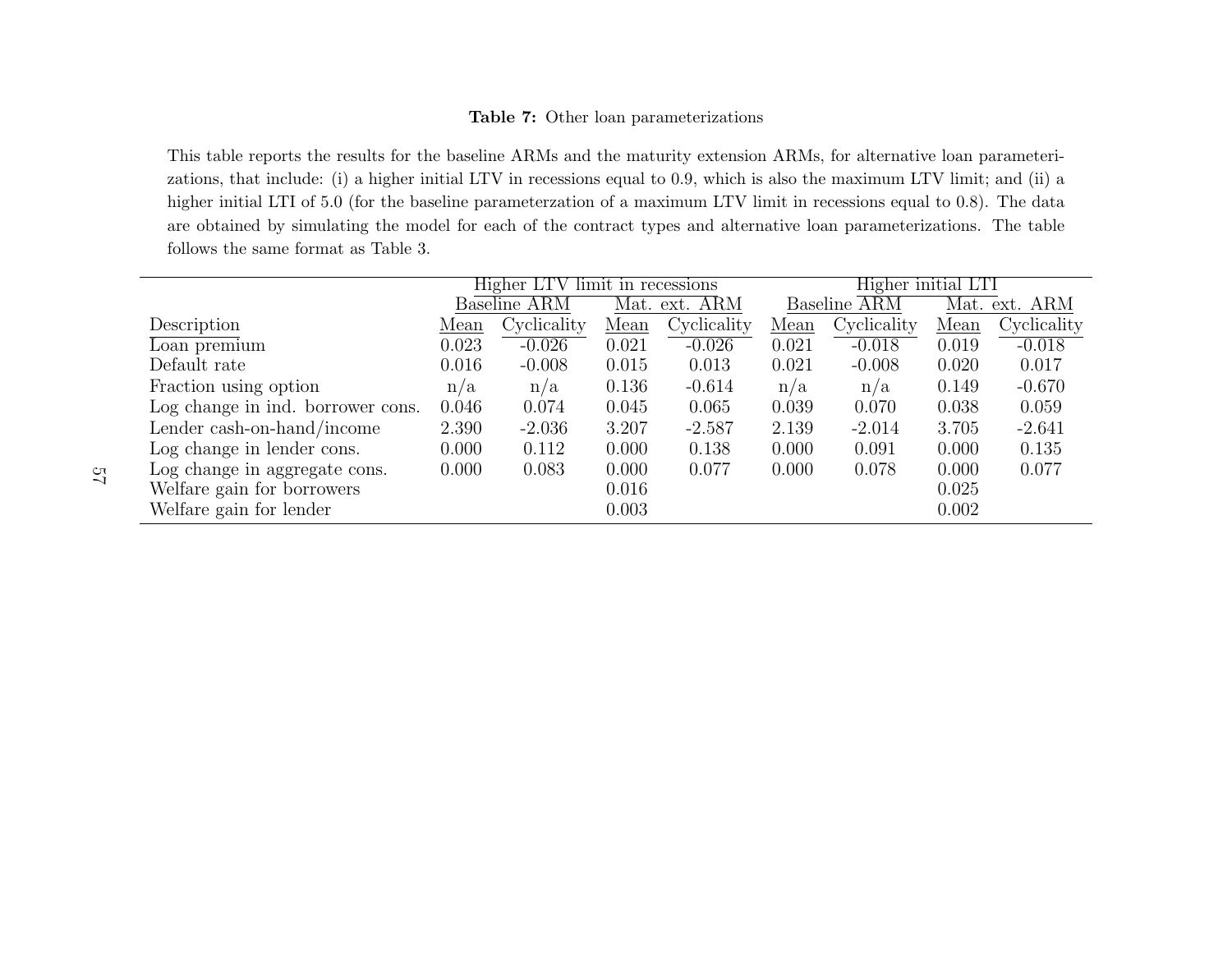**Table 7:** Other loan parameterizations

This table reports the results for the baseline ARMs and the maturity extension ARMs, for alternative loan parameterizations, that include: (i) a higher initial LTV in recessions equal to 0.9, which is also the maximum LTV limit; and (ii) a higher initial LTI of 5.0 (for the baseline parameterzation of a maximum LTV limit in recessions equal to 0.8). The data are obtained by simulating the model for each of the contract types and alternative loan parameterizations. The table follows the same format as Table 3.

| | Higher LTV limit in recessions | | | | Higher initial LTI | | | |
|---|---|---|---|---|---|---|---|---|
| | Baseline ARM | | Mat. ext. ARM | | Baseline ARM | | Mat. ext. ARM | |
| Description | Mean | Cyclicality | Mean | Cyclicality | Mean | Cyclicality | Mean | Cyclicality |
| Loan premium | 0.023 | -0.026 | 0.021 | -0.026 | 0.021 | -0.018 | 0.019 | -0.018 |
| Default rate | 0.016 | -0.008 | 0.015 | 0.013 | 0.021 | -0.008 | 0.020 | 0.017 |
| Fraction using option | n/a | n/a | 0.136 | -0.614 | n/a | n/a | 0.149 | -0.670 |
| Log change in ind. borrower cons. | 0.046 | 0.074 | 0.045 | 0.065 | 0.039 | 0.070 | 0.038 | 0.059 |
| Lender cash-on-hand/income | 2.390 | -2.036 | 3.207 | -2.587 | 2.139 | -2.014 | 3.705 | -2.641 |
| Log change in lender cons. | 0.000 | 0.112 | 0.000 | 0.138 | 0.000 | 0.091 | 0.000 | 0.135 |
| Log change in aggregate cons. | 0.000 | 0.083 | 0.000 | 0.077 | 0.000 | 0.078 | 0.000 | 0.077 |
| Welfare gain for borrowers | | | 0.016 | | | | 0.025 | |
| Welfare gain for lender | | | 0.003 | | | | 0.002 | |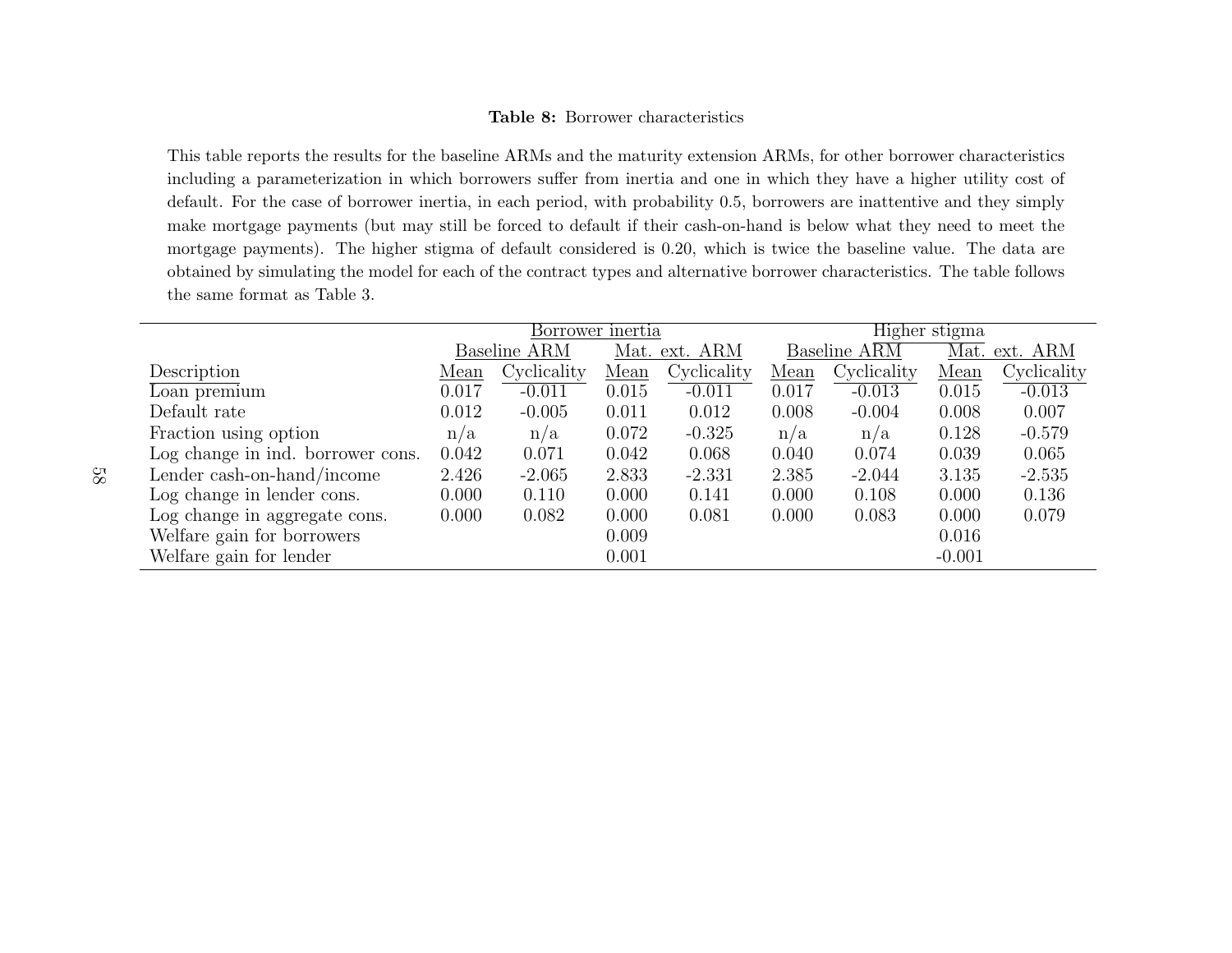**Table 8:** Borrower characteristics

This table reports the results for the baseline ARMs and the maturity extension ARMs, for other borrower characteristics including a parameterization in which borrowers suffer from inertia and one in which they have a higher utility cost of default. For the case of borrower inertia, in each period, with probability 0.5, borrowers are inattentive and they simply make mortgage payments (but may still be forced to default if their cash-on-hand is below what they need to meet the mortgage payments). The higher stigma of default considered is 0.20, which is twice the baseline value. The data are obtained by simulating the model for each of the contract types and alternative borrower characteristics. The table follows the same format as Table 3.

| | Borrower inertia | | | | Higher stigma | | | |
|---|---|---|---|---|---|---|---|---|
| | Baseline ARM | | Mat. ext. ARM | | Baseline ARM | | Mat. ext. ARM | |
| Description | Mean | Cyclicality | Mean | Cyclicality | Mean | Cyclicality | Mean | Cyclicality |
| Loan premium | 0.017 | -0.011 | 0.015 | -0.011 | 0.017 | -0.013 | 0.015 | -0.013 |
| Default rate | 0.012 | -0.005 | 0.011 | 0.012 | 0.008 | -0.004 | 0.008 | 0.007 |
| Fraction using option | n/a | n/a | 0.072 | -0.325 | n/a | n/a | 0.128 | -0.579 |
| Log change in ind. borrower cons. | 0.042 | 0.071 | 0.042 | 0.068 | 0.040 | 0.074 | 0.039 | 0.065 |
| Lender cash-on-hand/income | 2.426 | -2.065 | 2.833 | -2.331 | 2.385 | -2.044 | 3.135 | -2.535 |
| Log change in lender cons. | 0.000 | 0.110 | 0.000 | 0.141 | 0.000 | 0.108 | 0.000 | 0.136 |
| Log change in aggregate cons. | 0.000 | 0.082 | 0.000 | 0.081 | 0.000 | 0.083 | 0.000 | 0.079 |
| Welfare gain for borrowers | | | 0.009 | | | | 0.016 | |
| Welfare gain for lender | | | 0.001 | | | | -0.001 | |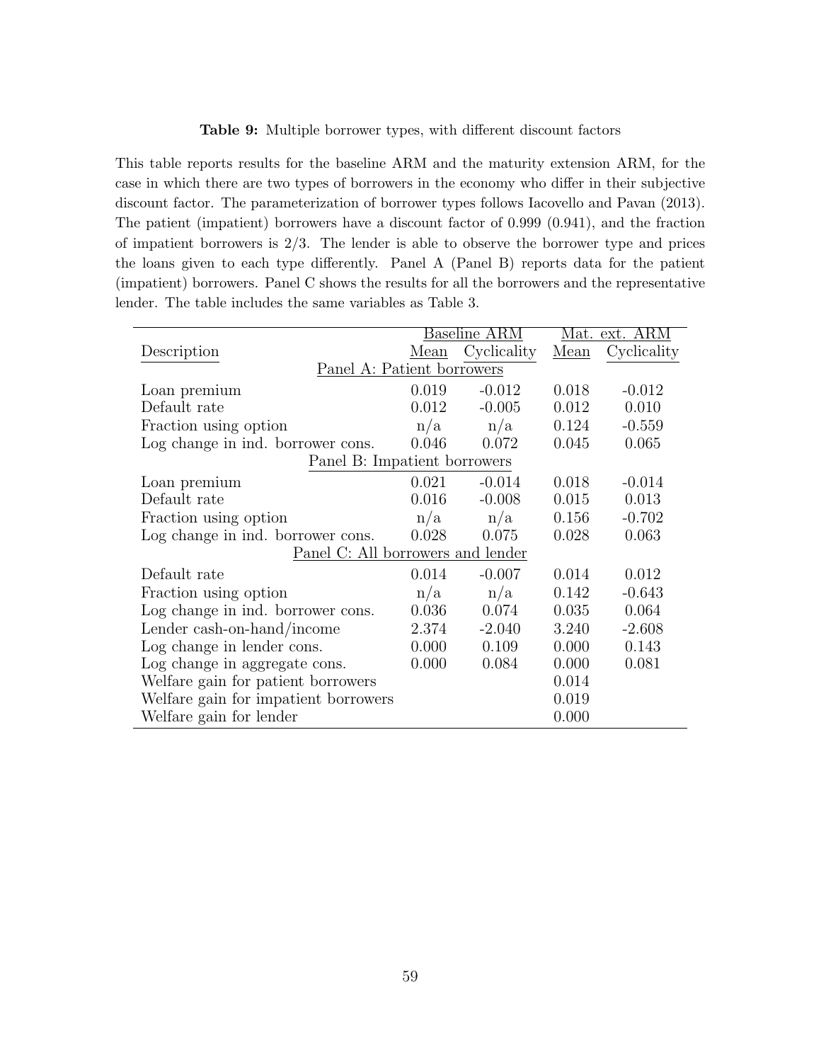**Table 9:** Multiple borrower types, with different discount factors

This table reports results for the baseline ARM and the maturity extension ARM, for the case in which there are two types of borrowers in the economy who differ in their subjective discount factor. The parameterization of borrower types follows Iacovello and Pavan (2013). The patient (impatient) borrowers have a discount factor of 0.999 (0.941), and the fraction of impatient borrowers is 2/3. The lender is able to observe the borrower type and prices the loans given to each type differently. Panel A (Panel B) reports data for the patient (impatient) borrowers. Panel C shows the results for all the borrowers and the representative lender. The table includes the same variables as Table 3.

| | Baseline ARM | | Mat. ext. ARM | |
|---|---|---|---|---|
| Description | Mean | Cyclicality | Mean | Cyclicality |
| **Panel A: Patient borrowers** | | | | |
| Loan premium | 0.019 | -0.012 | 0.018 | -0.012 |
| Default rate | 0.012 | -0.005 | 0.012 | 0.010 |
| Fraction using option | n/a | n/a | 0.124 | -0.559 |
| Log change in ind. borrower cons. | 0.046 | 0.072 | 0.045 | 0.065 |
| **Panel B: Impatient borrowers** | | | | |
| Loan premium | 0.021 | -0.014 | 0.018 | -0.014 |
| Default rate | 0.016 | -0.008 | 0.015 | 0.013 |
| Fraction using option | n/a | n/a | 0.156 | -0.702 |
| Log change in ind. borrower cons. | 0.028 | 0.075 | 0.028 | 0.063 |
| **Panel C: All borrowers and lender** | | | | |
| Default rate | 0.014 | -0.007 | 0.014 | 0.012 |
| Fraction using option | n/a | n/a | 0.142 | -0.643 |
| Log change in ind. borrower cons. | 0.036 | 0.074 | 0.035 | 0.064 |
| Lender cash-on-hand/income | 2.374 | -2.040 | 3.240 | -2.608 |
| Log change in lender cons. | 0.000 | 0.109 | 0.000 | 0.143 |
| Log change in aggregate cons. | 0.000 | 0.084 | 0.000 | 0.081 |
| Welfare gain for patient borrowers | | | 0.014 | |
| Welfare gain for impatient borrowers | | | 0.019 | |
| Welfare gain for lender | | | 0.000 | |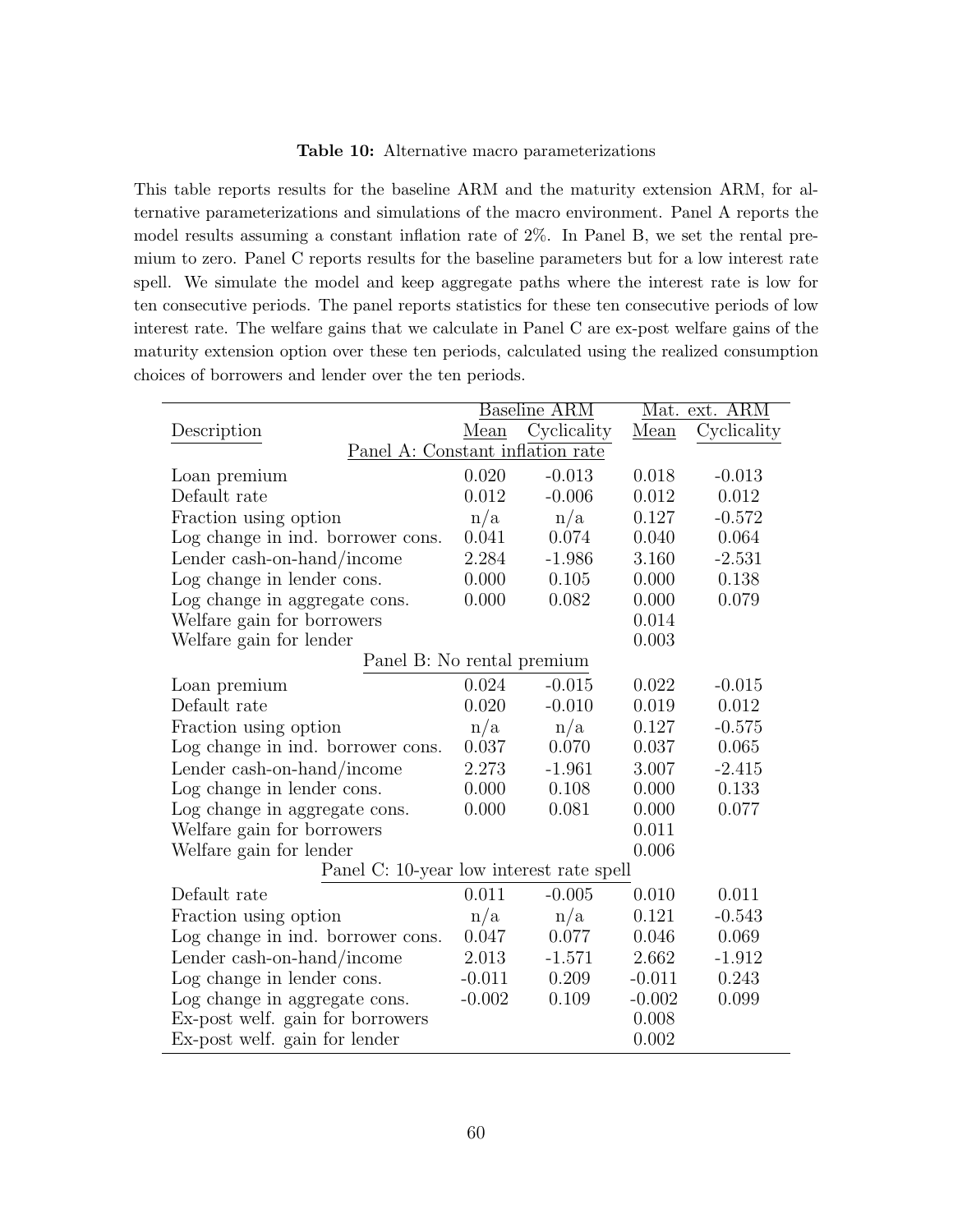**Table 10:** Alternative macro parameterizations

This table reports results for the baseline ARM and the maturity extension ARM, for alternative parameterizations and simulations of the macro environment. Panel A reports the model results assuming a constant inflation rate of 2%. In Panel B, we set the rental premium to zero. Panel C reports results for the baseline parameters but for a low interest rate spell. We simulate the model and keep aggregate paths where the interest rate is low for ten consecutive periods. The panel reports statistics for these ten consecutive periods of low interest rate. The welfare gains that we calculate in Panel C are ex-post welfare gains of the maturity extension option over these ten periods, calculated using the realized consumption choices of borrowers and lender over the ten periods.

| | Baseline ARM | | Mat. ext. ARM | |
|---|---|---|---|---|
| Description | Mean | Cyclicality | Mean | Cyclicality |
| **Panel A: Constant inflation rate** | | | | |
| Loan premium | 0.020 | -0.013 | 0.018 | -0.013 |
| Default rate | 0.012 | -0.006 | 0.012 | 0.012 |
| Fraction using option | n/a | n/a | 0.127 | -0.572 |
| Log change in ind. borrower cons. | 0.041 | 0.074 | 0.040 | 0.064 |
| Lender cash-on-hand/income | 2.284 | -1.986 | 3.160 | -2.531 |
| Log change in lender cons. | 0.000 | 0.105 | 0.000 | 0.138 |
| Log change in aggregate cons. | 0.000 | 0.082 | 0.000 | 0.079 |
| Welfare gain for borrowers | | | 0.014 | |
| Welfare gain for lender | | | 0.003 | |
| **Panel B: No rental premium** | | | | |
| Loan premium | 0.024 | -0.015 | 0.022 | -0.015 |
| Default rate | 0.020 | -0.010 | 0.019 | 0.012 |
| Fraction using option | n/a | n/a | 0.127 | -0.575 |
| Log change in ind. borrower cons. | 0.037 | 0.070 | 0.037 | 0.065 |
| Lender cash-on-hand/income | 2.273 | -1.961 | 3.007 | -2.415 |
| Log change in lender cons. | 0.000 | 0.108 | 0.000 | 0.133 |
| Log change in aggregate cons. | 0.000 | 0.081 | 0.000 | 0.077 |
| Welfare gain for borrowers | | | 0.011 | |
| Welfare gain for lender | | | 0.006 | |
| **Panel C: 10-year low interest rate spell** | | | | |
| Default rate | 0.011 | -0.005 | 0.010 | 0.011 |
| Fraction using option | n/a | n/a | 0.121 | -0.543 |
| Log change in ind. borrower cons. | 0.047 | 0.077 | 0.046 | 0.069 |
| Lender cash-on-hand/income | 2.013 | -1.571 | 2.662 | -1.912 |
| Log change in lender cons. | -0.011 | 0.209 | -0.011 | 0.243 |
| Log change in aggregate cons. | -0.002 | 0.109 | -0.002 | 0.099 |
| Ex-post welf. gain for borrowers | | | 0.008 | |
| Ex-post welf. gain for lender | | | 0.002 | |